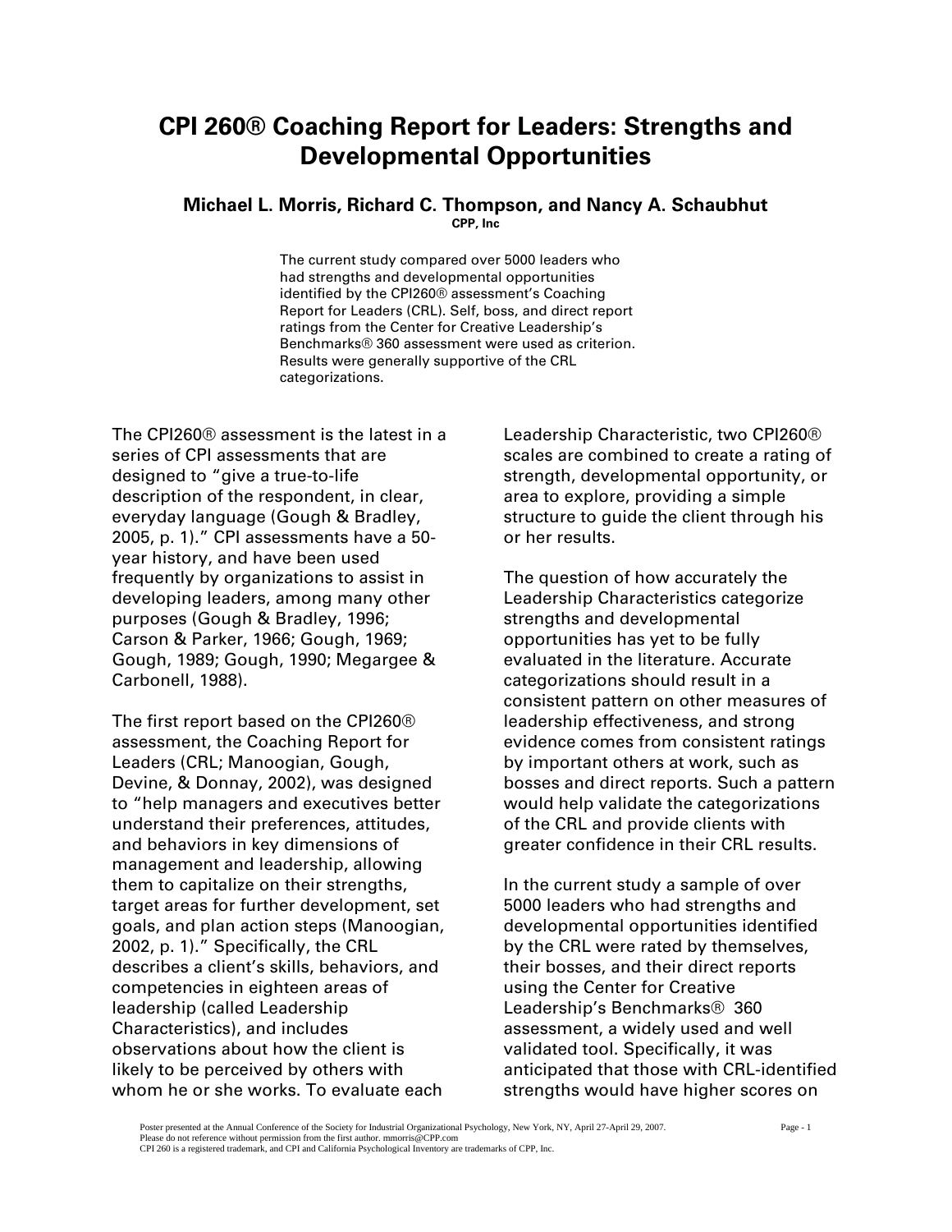# CPI 260® Coaching Report for Leaders: Strengths and Developmental Opportunities

**Michael L. Morris, Richard C. Thompson, and Nancy A. Schaubhut**
**CPP, Inc**

The current study compared over 5000 leaders who had strengths and developmental opportunities identified by the CPI260® assessment's Coaching Report for Leaders (CRL). Self, boss, and direct report ratings from the Center for Creative Leadership's Benchmarks® 360 assessment were used as criterion. Results were generally supportive of the CRL categorizations.

The CPI260® assessment is the latest in a series of CPI assessments that are designed to "give a true-to-life description of the respondent, in clear, everyday language (Gough & Bradley, 2005, p. 1)." CPI assessments have a 50-year history, and have been used frequently by organizations to assist in developing leaders, among many other purposes (Gough & Bradley, 1996; Carson & Parker, 1966; Gough, 1969; Gough, 1989; Gough, 1990; Megargee & Carbonell, 1988).

The first report based on the CPI260® assessment, the Coaching Report for Leaders (CRL; Manoogian, Gough, Devine, & Donnay, 2002), was designed to "help managers and executives better understand their preferences, attitudes, and behaviors in key dimensions of management and leadership, allowing them to capitalize on their strengths, target areas for further development, set goals, and plan action steps (Manoogian, 2002, p. 1)." Specifically, the CRL describes a client's skills, behaviors, and competencies in eighteen areas of leadership (called Leadership Characteristics), and includes observations about how the client is likely to be perceived by others with whom he or she works. To evaluate each Leadership Characteristic, two CPI260® scales are combined to create a rating of strength, developmental opportunity, or area to explore, providing a simple structure to guide the client through his or her results.

The question of how accurately the Leadership Characteristics categorize strengths and developmental opportunities has yet to be fully evaluated in the literature. Accurate categorizations should result in a consistent pattern on other measures of leadership effectiveness, and strong evidence comes from consistent ratings by important others at work, such as bosses and direct reports. Such a pattern would help validate the categorizations of the CRL and provide clients with greater confidence in their CRL results.

In the current study a sample of over 5000 leaders who had strengths and developmental opportunities identified by the CRL were rated by themselves, their bosses, and their direct reports using the Center for Creative Leadership's Benchmarks® 360 assessment, a widely used and well validated tool. Specifically, it was anticipated that those with CRL-identified strengths would have higher scores on

Poster presented at the Annual Conference of the Society for Industrial Organizational Psychology, New York, NY, April 27-April 29, 2007.
Please do not reference without permission from the first author. mmorris@CPP.com
CPI 260 is a registered trademark, and CPI and California Psychological Inventory are trademarks of CPP, Inc.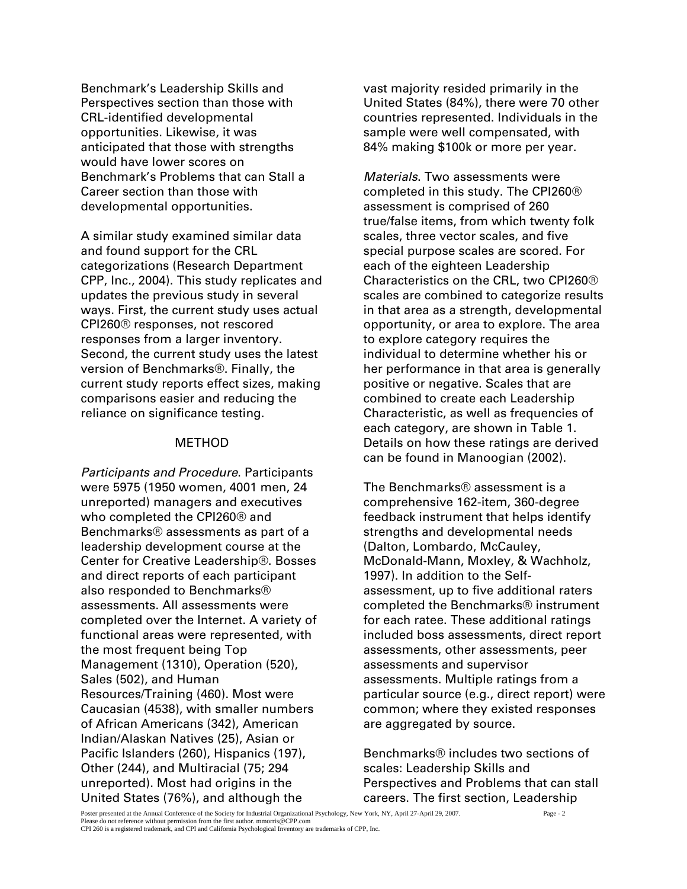Benchmark's Leadership Skills and Perspectives section than those with CRL-identified developmental opportunities. Likewise, it was anticipated that those with strengths would have lower scores on Benchmark's Problems that can Stall a Career section than those with developmental opportunities.

A similar study examined similar data and found support for the CRL categorizations (Research Department CPP, Inc., 2004). This study replicates and updates the previous study in several ways. First, the current study uses actual CPI260® responses, not rescored responses from a larger inventory. Second, the current study uses the latest version of Benchmarks®. Finally, the current study reports effect sizes, making comparisons easier and reducing the reliance on significance testing.

## METHOD

*Participants and Procedure*. Participants were 5975 (1950 women, 4001 men, 24 unreported) managers and executives who completed the CPI260® and Benchmarks® assessments as part of a leadership development course at the Center for Creative Leadership®. Bosses and direct reports of each participant also responded to Benchmarks® assessments. All assessments were completed over the Internet. A variety of functional areas were represented, with the most frequent being Top Management (1310), Operation (520), Sales (502), and Human Resources/Training (460). Most were Caucasian (4538), with smaller numbers of African Americans (342), American Indian/Alaskan Natives (25), Asian or Pacific Islanders (260), Hispanics (197), Other (244), and Multiracial (75; 294 unreported). Most had origins in the United States (76%), and although the vast majority resided primarily in the United States (84%), there were 70 other countries represented. Individuals in the sample were well compensated, with 84% making $100k or more per year.

*Materials*. Two assessments were completed in this study. The CPI260® assessment is comprised of 260 true/false items, from which twenty folk scales, three vector scales, and five special purpose scales are scored. For each of the eighteen Leadership Characteristics on the CRL, two CPI260® scales are combined to categorize results in that area as a strength, developmental opportunity, or area to explore. The area to explore category requires the individual to determine whether his or her performance in that area is generally positive or negative. Scales that are combined to create each Leadership Characteristic, as well as frequencies of each category, are shown in Table 1. Details on how these ratings are derived can be found in Manoogian (2002).

The Benchmarks® assessment is a comprehensive 162-item, 360-degree feedback instrument that helps identify strengths and developmental needs (Dalton, Lombardo, McCauley, McDonald-Mann, Moxley, & Wachholz, 1997). In addition to the Self-assessment, up to five additional raters completed the Benchmarks® instrument for each ratee. These additional ratings included boss assessments, direct report assessments, other assessments, peer assessments and supervisor assessments. Multiple ratings from a particular source (e.g., direct report) were common; where they existed responses are aggregated by source.

Benchmarks® includes two sections of scales: Leadership Skills and Perspectives and Problems that can stall careers. The first section, Leadership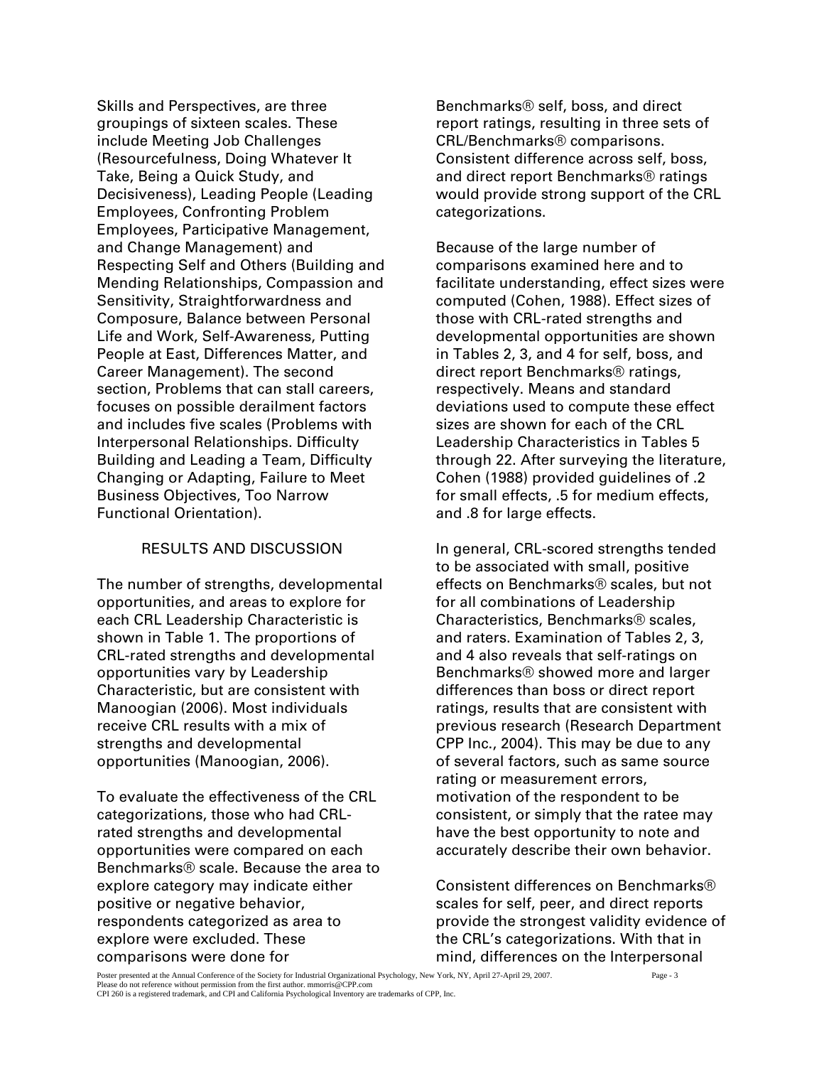Skills and Perspectives, are three groupings of sixteen scales. These include Meeting Job Challenges (Resourcefulness, Doing Whatever It Take, Being a Quick Study, and Decisiveness), Leading People (Leading Employees, Confronting Problem Employees, Participative Management, and Change Management) and Respecting Self and Others (Building and Mending Relationships, Compassion and Sensitivity, Straightforwardness and Composure, Balance between Personal Life and Work, Self-Awareness, Putting People at East, Differences Matter, and Career Management). The second section, Problems that can stall careers, focuses on possible derailment factors and includes five scales (Problems with Interpersonal Relationships. Difficulty Building and Leading a Team, Difficulty Changing or Adapting, Failure to Meet Business Objectives, Too Narrow Functional Orientation).

## RESULTS AND DISCUSSION

The number of strengths, developmental opportunities, and areas to explore for each CRL Leadership Characteristic is shown in Table 1. The proportions of CRL-rated strengths and developmental opportunities vary by Leadership Characteristic, but are consistent with Manoogian (2006). Most individuals receive CRL results with a mix of strengths and developmental opportunities (Manoogian, 2006).

To evaluate the effectiveness of the CRL categorizations, those who had CRL-rated strengths and developmental opportunities were compared on each Benchmarks® scale. Because the area to explore category may indicate either positive or negative behavior, respondents categorized as area to explore were excluded. These comparisons were done for Benchmarks® self, boss, and direct report ratings, resulting in three sets of CRL/Benchmarks® comparisons. Consistent difference across self, boss, and direct report Benchmarks® ratings would provide strong support of the CRL categorizations.

Because of the large number of comparisons examined here and to facilitate understanding, effect sizes were computed (Cohen, 1988). Effect sizes of those with CRL-rated strengths and developmental opportunities are shown in Tables 2, 3, and 4 for self, boss, and direct report Benchmarks® ratings, respectively. Means and standard deviations used to compute these effect sizes are shown for each of the CRL Leadership Characteristics in Tables 5 through 22. After surveying the literature, Cohen (1988) provided guidelines of .2 for small effects, .5 for medium effects, and .8 for large effects.

In general, CRL-scored strengths tended to be associated with small, positive effects on Benchmarks® scales, but not for all combinations of Leadership Characteristics, Benchmarks® scales, and raters. Examination of Tables 2, 3, and 4 also reveals that self-ratings on Benchmarks® showed more and larger differences than boss or direct report ratings, results that are consistent with previous research (Research Department CPP Inc., 2004). This may be due to any of several factors, such as same source rating or measurement errors, motivation of the respondent to be consistent, or simply that the ratee may have the best opportunity to note and accurately describe their own behavior.

Consistent differences on Benchmarks® scales for self, peer, and direct reports provide the strongest validity evidence of the CRL's categorizations. With that in mind, differences on the Interpersonal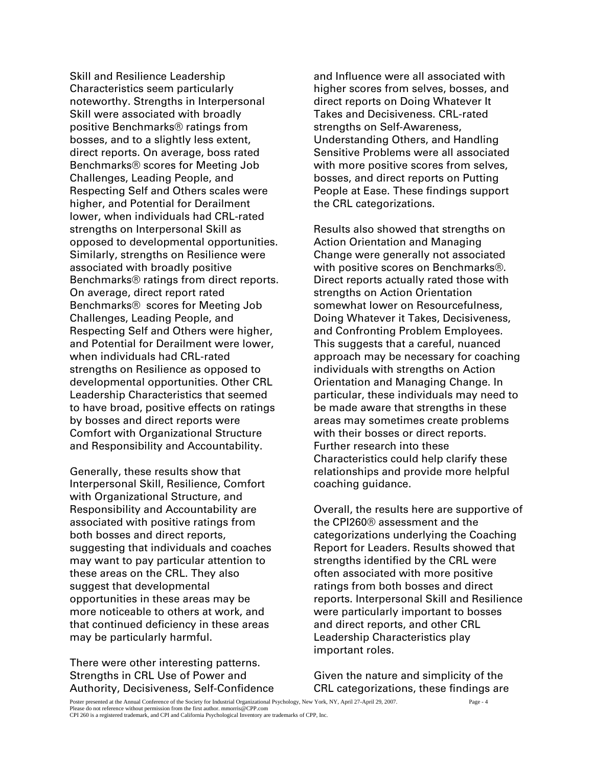Skill and Resilience Leadership Characteristics seem particularly noteworthy. Strengths in Interpersonal Skill were associated with broadly positive Benchmarks® ratings from bosses, and to a slightly less extent, direct reports. On average, boss rated Benchmarks® scores for Meeting Job Challenges, Leading People, and Respecting Self and Others scales were higher, and Potential for Derailment lower, when individuals had CRL-rated strengths on Interpersonal Skill as opposed to developmental opportunities. Similarly, strengths on Resilience were associated with broadly positive Benchmarks® ratings from direct reports. On average, direct report rated Benchmarks® scores for Meeting Job Challenges, Leading People, and Respecting Self and Others were higher, and Potential for Derailment were lower, when individuals had CRL-rated strengths on Resilience as opposed to developmental opportunities. Other CRL Leadership Characteristics that seemed to have broad, positive effects on ratings by bosses and direct reports were Comfort with Organizational Structure and Responsibility and Accountability.

Generally, these results show that Interpersonal Skill, Resilience, Comfort with Organizational Structure, and Responsibility and Accountability are associated with positive ratings from both bosses and direct reports, suggesting that individuals and coaches may want to pay particular attention to these areas on the CRL. They also suggest that developmental opportunities in these areas may be more noticeable to others at work, and that continued deficiency in these areas may be particularly harmful.

There were other interesting patterns. Strengths in CRL Use of Power and Authority, Decisiveness, Self-Confidence and Influence were all associated with higher scores from selves, bosses, and direct reports on Doing Whatever It Takes and Decisiveness. CRL-rated strengths on Self-Awareness, Understanding Others, and Handling Sensitive Problems were all associated with more positive scores from selves, bosses, and direct reports on Putting People at Ease. These findings support the CRL categorizations.

Results also showed that strengths on Action Orientation and Managing Change were generally not associated with positive scores on Benchmarks®. Direct reports actually rated those with strengths on Action Orientation somewhat lower on Resourcefulness, Doing Whatever it Takes, Decisiveness, and Confronting Problem Employees. This suggests that a careful, nuanced approach may be necessary for coaching individuals with strengths on Action Orientation and Managing Change. In particular, these individuals may need to be made aware that strengths in these areas may sometimes create problems with their bosses or direct reports. Further research into these Characteristics could help clarify these relationships and provide more helpful coaching guidance.

Overall, the results here are supportive of the CPI260® assessment and the categorizations underlying the Coaching Report for Leaders. Results showed that strengths identified by the CRL were often associated with more positive ratings from both bosses and direct reports. Interpersonal Skill and Resilience were particularly important to bosses and direct reports, and other CRL Leadership Characteristics play important roles.

Given the nature and simplicity of the CRL categorizations, these findings are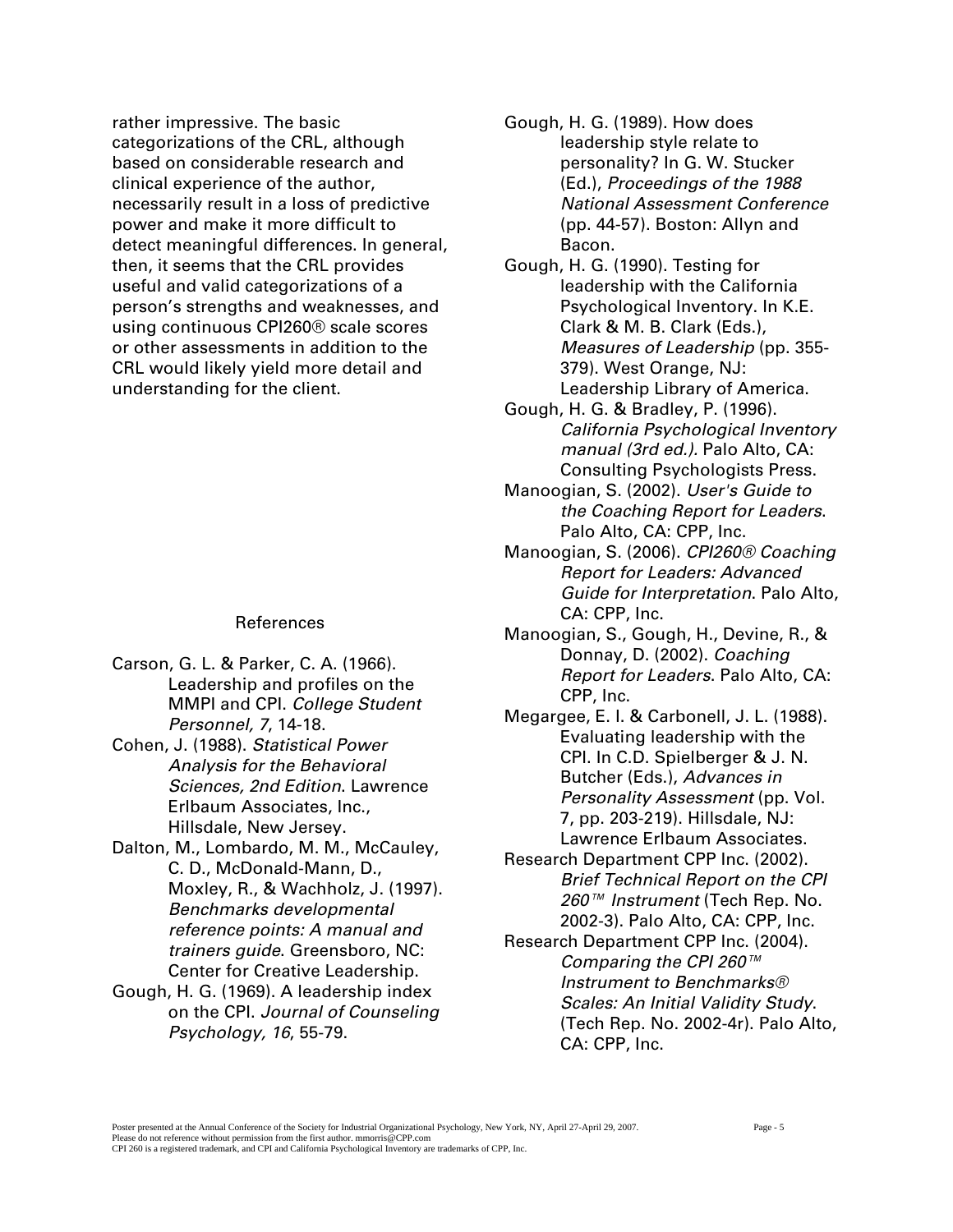rather impressive. The basic categorizations of the CRL, although based on considerable research and clinical experience of the author, necessarily result in a loss of predictive power and make it more difficult to detect meaningful differences. In general, then, it seems that the CRL provides useful and valid categorizations of a person's strengths and weaknesses, and using continuous CPI260® scale scores or other assessments in addition to the CRL would likely yield more detail and understanding for the client.

## References

Carson, G. L. & Parker, C. A. (1966). Leadership and profiles on the MMPI and CPI. *College Student Personnel, 7*, 14-18.

Cohen, J. (1988). *Statistical Power Analysis for the Behavioral Sciences, 2nd Edition*. Lawrence Erlbaum Associates, Inc., Hillsdale, New Jersey.

Dalton, M., Lombardo, M. M., McCauley, C. D., McDonald-Mann, D., Moxley, R., & Wachholz, J. (1997). *Benchmarks developmental reference points: A manual and trainers guide*. Greensboro, NC: Center for Creative Leadership.

Gough, H. G. (1969). A leadership index on the CPI. *Journal of Counseling Psychology, 16*, 55-79.

Gough, H. G. (1989). How does leadership style relate to personality? In G. W. Stucker (Ed.), *Proceedings of the 1988 National Assessment Conference* (pp. 44-57). Boston: Allyn and Bacon.

Gough, H. G. (1990). Testing for leadership with the California Psychological Inventory. In K.E. Clark & M. B. Clark (Eds.), *Measures of Leadership* (pp. 355-379). West Orange, NJ: Leadership Library of America.

Gough, H. G. & Bradley, P. (1996). *California Psychological Inventory manual (3rd ed.)*. Palo Alto, CA: Consulting Psychologists Press.

Manoogian, S. (2002). *User's Guide to the Coaching Report for Leaders*. Palo Alto, CA: CPP, Inc.

Manoogian, S. (2006). *CPI260® Coaching Report for Leaders: Advanced Guide for Interpretation*. Palo Alto, CA: CPP, Inc.

Manoogian, S., Gough, H., Devine, R., & Donnay, D. (2002). *Coaching Report for Leaders*. Palo Alto, CA: CPP, Inc.

Megargee, E. I. & Carbonell, J. L. (1988). Evaluating leadership with the CPI. In C.D. Spielberger & J. N. Butcher (Eds.), *Advances in Personality Assessment* (pp. Vol. 7, pp. 203-219). Hillsdale, NJ: Lawrence Erlbaum Associates.

Research Department CPP Inc. (2002). *Brief Technical Report on the CPI 260™ Instrument* (Tech Rep. No. 2002-3). Palo Alto, CA: CPP, Inc.

Research Department CPP Inc. (2004). *Comparing the CPI 260™ Instrument to Benchmarks® Scales: An Initial Validity Study*. (Tech Rep. No. 2002-4r). Palo Alto, CA: CPP, Inc.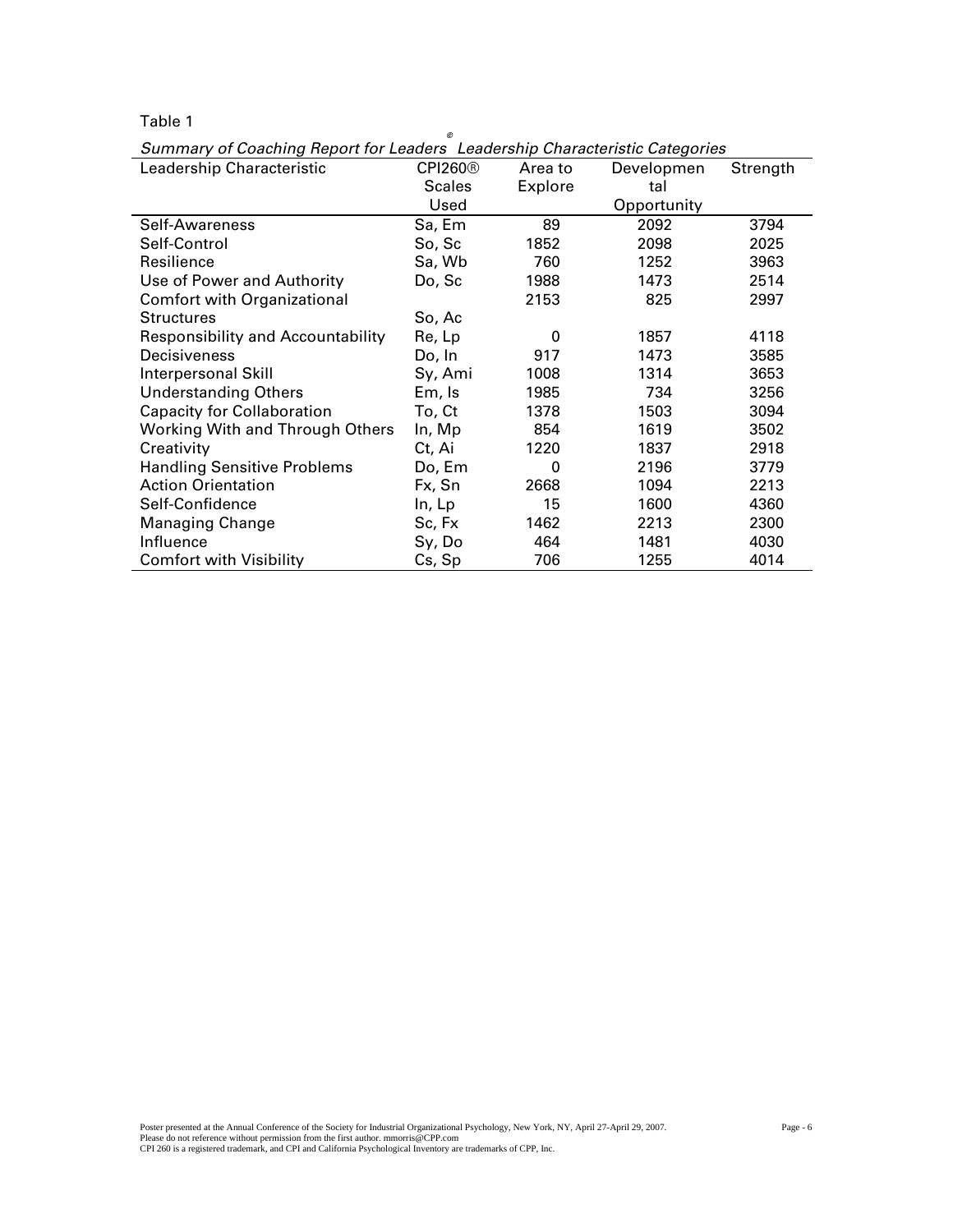Table 1

*Summary of Coaching Report for Leaders© Leadership Characteristic Categories*

| Leadership Characteristic | CPI260® Scales Used | Area to Explore | Developmental Opportunity | Strength |
|---|---|---|---|---|
| Self-Awareness | Sa, Em | 89 | 2092 | 3794 |
| Self-Control | So, Sc | 1852 | 2098 | 2025 |
| Resilience | Sa, Wb | 760 | 1252 | 3963 |
| Use of Power and Authority | Do, Sc | 1988 | 1473 | 2514 |
| Comfort with Organizational Structures | So, Ac | 2153 | 825 | 2997 |
| Responsibility and Accountability | Re, Lp | 0 | 1857 | 4118 |
| Decisiveness | Do, In | 917 | 1473 | 3585 |
| Interpersonal Skill | Sy, Ami | 1008 | 1314 | 3653 |
| Understanding Others | Em, Is | 1985 | 734 | 3256 |
| Capacity for Collaboration | To, Ct | 1378 | 1503 | 3094 |
| Working With and Through Others | In, Mp | 854 | 1619 | 3502 |
| Creativity | Ct, Ai | 1220 | 1837 | 2918 |
| Handling Sensitive Problems | Do, Em | 0 | 2196 | 3779 |
| Action Orientation | Fx, Sn | 2668 | 1094 | 2213 |
| Self-Confidence | In, Lp | 15 | 1600 | 4360 |
| Managing Change | Sc, Fx | 1462 | 2213 | 2300 |
| Influence | Sy, Do | 464 | 1481 | 4030 |
| Comfort with Visibility | Cs, Sp | 706 | 1255 | 4014 |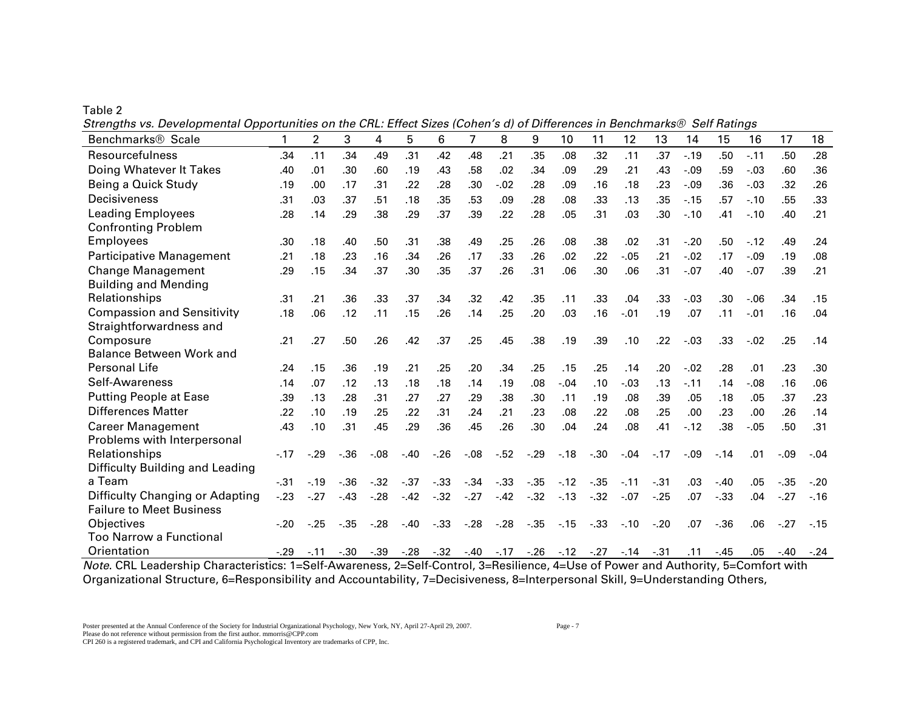Table 2

*Strengths vs. Developmental Opportunities on the CRL: Effect Sizes (Cohen's d) of Differences in Benchmarks® Self Ratings*

| Benchmarks® Scale | 1 | 2 | 3 | 4 | 5 | 6 | 7 | 8 | 9 | 10 | 11 | 12 | 13 | 14 | 15 | 16 | 17 | 18 |
|---|---|---|---|---|---|---|---|---|---|---|---|---|---|---|---|---|---|---|
| Resourcefulness | .34 | .11 | .34 | .49 | .31 | .42 | .48 | .21 | .35 | .08 | .32 | .11 | .37 | -.19 | .50 | -.11 | .50 | .28 |
| Doing Whatever It Takes | .40 | .01 | .30 | .60 | .19 | .43 | .58 | .02 | .34 | .09 | .29 | .21 | .43 | -.09 | .59 | -.03 | .60 | .36 |
| Being a Quick Study | .19 | .00 | .17 | .31 | .22 | .28 | .30 | -.02 | .28 | .09 | .16 | .18 | .23 | -.09 | .36 | -.03 | .32 | .26 |
| Decisiveness | .31 | .03 | .37 | .51 | .18 | .35 | .53 | .09 | .28 | .08 | .33 | .13 | .35 | -.15 | .57 | -.10 | .55 | .33 |
| Leading Employees | .28 | .14 | .29 | .38 | .29 | .37 | .39 | .22 | .28 | .05 | .31 | .03 | .30 | -.10 | .41 | -.10 | .40 | .21 |
| Confronting Problem Employees | .30 | .18 | .40 | .50 | .31 | .38 | .49 | .25 | .26 | .08 | .38 | .02 | .31 | -.20 | .50 | -.12 | .49 | .24 |
| Participative Management | .21 | .18 | .23 | .16 | .34 | .26 | .17 | .33 | .26 | .02 | .22 | -.05 | .21 | -.02 | .17 | -.09 | .19 | .08 |
| Change Management | .29 | .15 | .34 | .37 | .30 | .35 | .37 | .26 | .31 | .06 | .30 | .06 | .31 | -.07 | .40 | -.07 | .39 | .21 |
| Building and Mending Relationships | .31 | .21 | .36 | .33 | .37 | .34 | .32 | .42 | .35 | .11 | .33 | .04 | .33 | -.03 | .30 | -.06 | .34 | .15 |
| Compassion and Sensitivity | .18 | .06 | .12 | .11 | .15 | .26 | .14 | .25 | .20 | .03 | .16 | -.01 | .19 | .07 | .11 | -.01 | .16 | .04 |
| Straightforwardness and Composure | .21 | .27 | .50 | .26 | .42 | .37 | .25 | .45 | .38 | .19 | .39 | .10 | .22 | -.03 | .33 | -.02 | .25 | .14 |
| Balance Between Work and Personal Life | .24 | .15 | .36 | .19 | .21 | .25 | .20 | .34 | .25 | .15 | .25 | .14 | .20 | -.02 | .28 | .01 | .23 | .30 |
| Self-Awareness | .14 | .07 | .12 | .13 | .18 | .18 | .14 | .19 | .08 | -.04 | .10 | -.03 | .13 | -.11 | .14 | -.08 | .16 | .06 |
| Putting People at Ease | .39 | .13 | .28 | .31 | .27 | .27 | .29 | .38 | .30 | .11 | .19 | .08 | .39 | .05 | .18 | .05 | .37 | .23 |
| Differences Matter | .22 | .10 | .19 | .25 | .22 | .31 | .24 | .21 | .23 | .08 | .22 | .08 | .25 | .00 | .23 | .00 | .26 | .14 |
| Career Management | .43 | .10 | .31 | .45 | .29 | .36 | .45 | .26 | .30 | .04 | .24 | .08 | .41 | -.12 | .38 | -.05 | .50 | .31 |
| Problems with Interpersonal Relationships | -.17 | -.29 | -.36 | -.08 | -.40 | -.26 | -.08 | -.52 | -.29 | -.18 | -.30 | -.04 | -.17 | -.09 | -.14 | .01 | -.09 | -.04 |
| Difficulty Building and Leading a Team | -.31 | -.19 | -.36 | -.32 | -.37 | -.33 | -.34 | -.33 | -.35 | -.12 | -.35 | -.11 | -.31 | .03 | -.40 | .05 | -.35 | -.20 |
| Difficulty Changing or Adapting | -.23 | -.27 | -.43 | -.28 | -.42 | -.32 | -.27 | -.42 | -.32 | -.13 | -.32 | -.07 | -.25 | .07 | -.33 | .04 | -.27 | -.16 |
| Failure to Meet Business Objectives | -.20 | -.25 | -.35 | -.28 | -.40 | -.33 | -.28 | -.28 | -.35 | -.15 | -.33 | -.10 | -.20 | .07 | -.36 | .06 | -.27 | -.15 |
| Too Narrow a Functional Orientation | -.29 | -.11 | -.30 | -.39 | -.28 | -.32 | -.40 | -.17 | -.26 | -.12 | -.27 | -.14 | -.31 | .11 | -.45 | .05 | -.40 | -.24 |

*Note*. CRL Leadership Characteristics: 1=Self-Awareness, 2=Self-Control, 3=Resilience, 4=Use of Power and Authority, 5=Comfort with Organizational Structure, 6=Responsibility and Accountability, 7=Decisiveness, 8=Interpersonal Skill, 9=Understanding Others,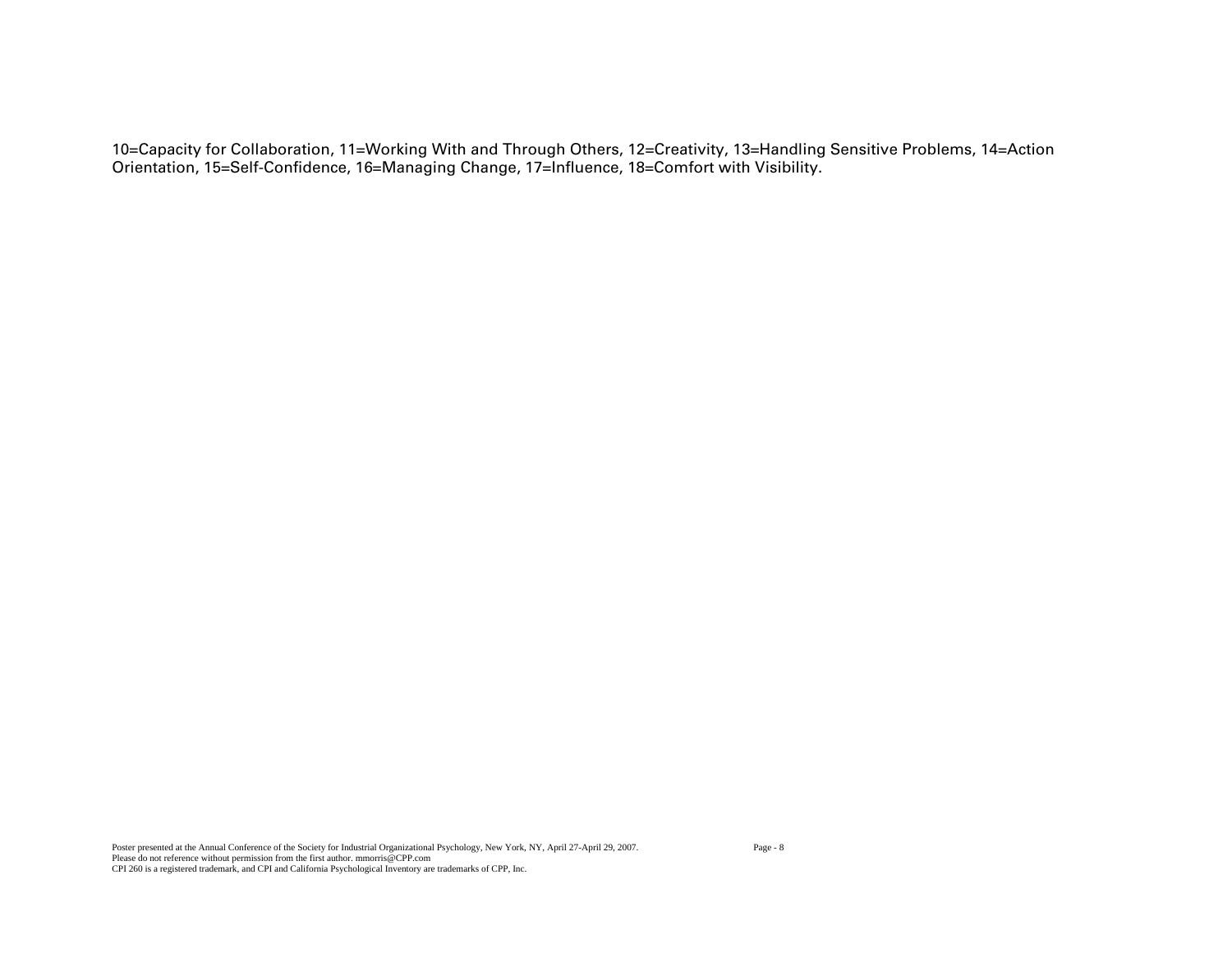10=Capacity for Collaboration, 11=Working With and Through Others, 12=Creativity, 13=Handling Sensitive Problems, 14=Action Orientation, 15=Self-Confidence, 16=Managing Change, 17=Influence, 18=Comfort with Visibility.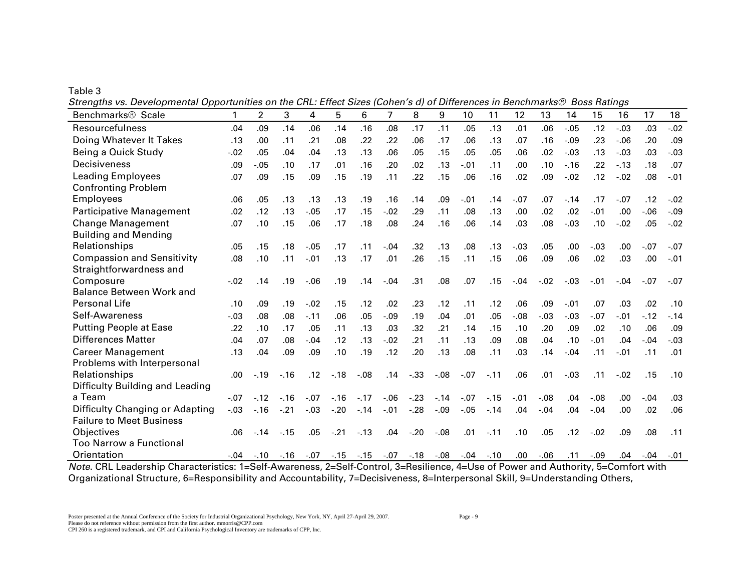Table 3

*Strengths vs. Developmental Opportunities on the CRL: Effect Sizes (Cohen's d) of Differences in Benchmarks® Boss Ratings*

| Benchmarks® Scale | 1 | 2 | 3 | 4 | 5 | 6 | 7 | 8 | 9 | 10 | 11 | 12 | 13 | 14 | 15 | 16 | 17 | 18 |
|---|---|---|---|---|---|---|---|---|---|---|---|---|---|---|---|---|---|---|
| Resourcefulness | .04 | .09 | .14 | .06 | .14 | .16 | .08 | .17 | .11 | .05 | .13 | .01 | .06 | -.05 | .12 | -.03 | .03 | -.02 |
| Doing Whatever It Takes | .13 | .00 | .11 | .21 | .08 | .22 | .22 | .06 | .17 | .06 | .13 | .07 | .16 | -.09 | .23 | -.06 | .20 | .09 |
| Being a Quick Study | -.02 | .05 | .04 | .04 | .13 | .13 | .06 | .05 | .15 | .05 | .05 | .06 | .02 | -.03 | .13 | -.03 | .03 | -.03 |
| Decisiveness | .09 | -.05 | .10 | .17 | .01 | .16 | .20 | .02 | .13 | -.01 | .11 | .00 | .10 | -.16 | .22 | -.13 | .18 | .07 |
| Leading Employees | .07 | .09 | .15 | .09 | .15 | .19 | .11 | .22 | .15 | .06 | .16 | .02 | .09 | -.02 | .12 | -.02 | .08 | -.01 |
| Confronting Problem Employees | .06 | .05 | .13 | .13 | .13 | .19 | .16 | .14 | .09 | -.01 | .14 | -.07 | .07 | -.14 | .17 | -.07 | .12 | -.02 |
| Participative Management | .02 | .12 | .13 | -.05 | .17 | .15 | -.02 | .29 | .11 | .08 | .13 | .00 | .02 | .02 | -.01 | .00 | -.06 | -.09 |
| Change Management | .07 | .10 | .15 | .06 | .17 | .18 | .08 | .24 | .16 | .06 | .14 | .03 | .08 | -.03 | .10 | -.02 | .05 | -.02 |
| Building and Mending Relationships | .05 | .15 | .18 | -.05 | .17 | .11 | -.04 | .32 | .13 | .08 | .13 | -.03 | .05 | .00 | -.03 | .00 | -.07 | -.07 |
| Compassion and Sensitivity | .08 | .10 | .11 | -.01 | .13 | .17 | .01 | .26 | .15 | .11 | .15 | .06 | .09 | .06 | .02 | .03 | .00 | -.01 |
| Straightforwardness and Composure | -.02 | .14 | .19 | -.06 | .19 | .14 | -.04 | .31 | .08 | .07 | .15 | -.04 | -.02 | -.03 | -.01 | -.04 | -.07 | -.07 |
| Balance Between Work and Personal Life | .10 | .09 | .19 | -.02 | .15 | .12 | .02 | .23 | .12 | .11 | .12 | .06 | .09 | -.01 | .07 | .03 | .02 | .10 |
| Self-Awareness | -.03 | .08 | .08 | -.11 | .06 | .05 | -.09 | .19 | .04 | .01 | .05 | -.08 | -.03 | -.03 | -.07 | -.01 | -.12 | -.14 |
| Putting People at Ease | .22 | .10 | .17 | .05 | .11 | .13 | .03 | .32 | .21 | .14 | .15 | .10 | .20 | .09 | .02 | .10 | .06 | .09 |
| Differences Matter | .04 | .07 | .08 | -.04 | .12 | .13 | -.02 | .21 | .11 | .13 | .09 | .08 | .04 | .10 | -.01 | .04 | -.04 | -.03 |
| Career Management | .13 | .04 | .09 | .09 | .10 | .19 | .12 | .20 | .13 | .08 | .11 | .03 | .14 | -.04 | .11 | -.01 | .11 | .01 |
| Problems with Interpersonal Relationships | .00 | -.19 | -.16 | .12 | -.18 | -.08 | .14 | -.33 | -.08 | -.07 | -.11 | .06 | .01 | -.03 | .11 | -.02 | .15 | .10 |
| Difficulty Building and Leading a Team | -.07 | -.12 | -.16 | -.07 | -.16 | -.17 | -.06 | -.23 | -.14 | -.07 | -.15 | -.01 | -.08 | .04 | -.08 | .00 | -.04 | .03 |
| Difficulty Changing or Adapting | -.03 | -.16 | -.21 | -.03 | -.20 | -.14 | -.01 | -.28 | -.09 | -.05 | -.14 | .04 | -.04 | .04 | -.04 | .00 | .02 | .06 |
| Failure to Meet Business Objectives | .06 | -.14 | -.15 | .05 | -.21 | -.13 | .04 | -.20 | -.08 | .01 | -.11 | .10 | .05 | .12 | -.02 | .09 | .08 | .11 |
| Too Narrow a Functional Orientation | -.04 | -.10 | -.16 | -.07 | -.15 | -.15 | -.07 | -.18 | -.08 | -.04 | -.10 | .00 | -.06 | .11 | -.09 | .04 | -.04 | -.01 |

*Note*. CRL Leadership Characteristics: 1=Self-Awareness, 2=Self-Control, 3=Resilience, 4=Use of Power and Authority, 5=Comfort with Organizational Structure, 6=Responsibility and Accountability, 7=Decisiveness, 8=Interpersonal Skill, 9=Understanding Others,

Poster presented at the Annual Conference of the Society for Industrial Organizational Psychology, New York, NY, April 27-April 29, 2007.
Please do not reference without permission from the first author. mmorris@CPP.com
CPI 260 is a registered trademark, and CPI and California Psychological Inventory are trademarks of CPP, Inc.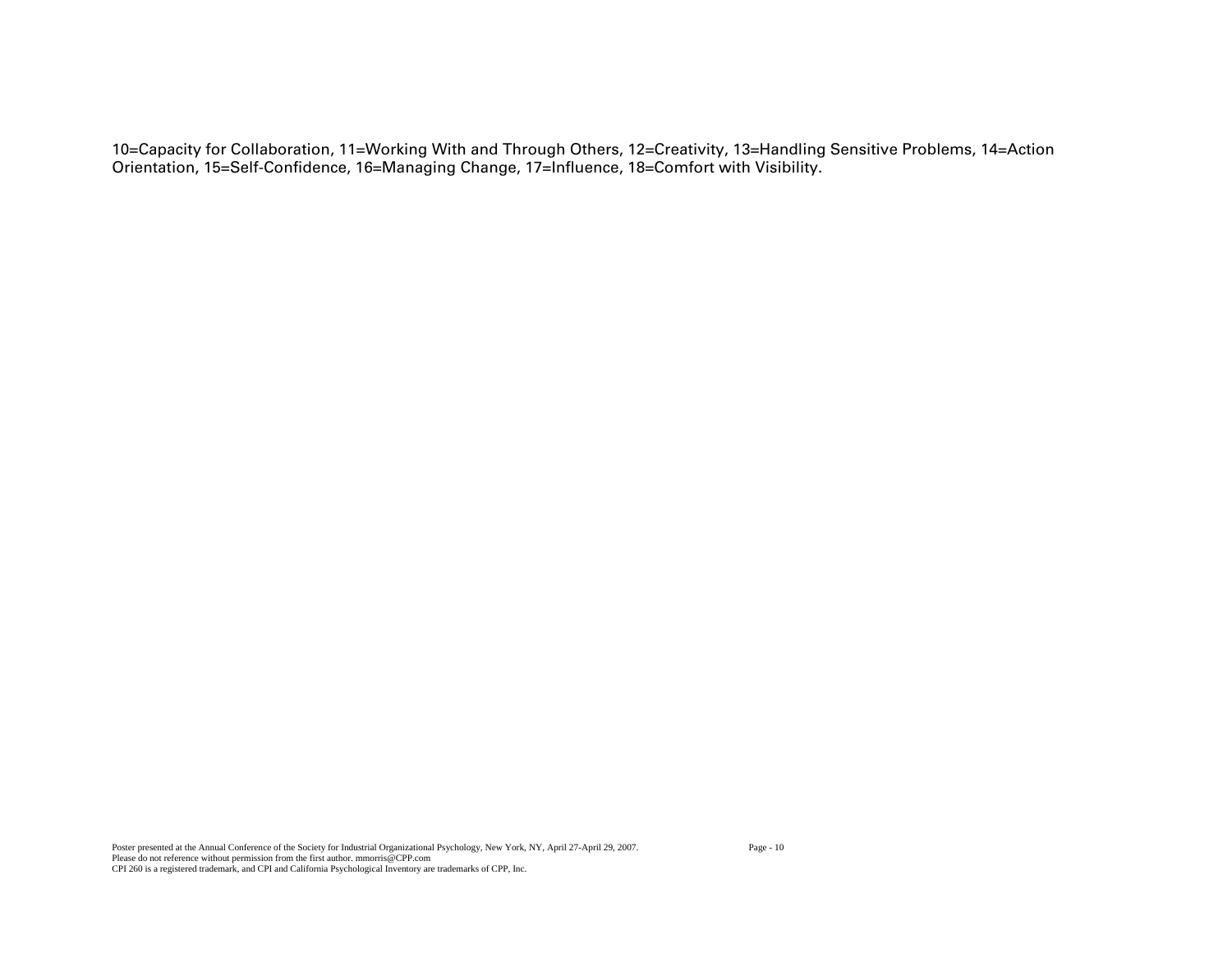10=Capacity for Collaboration, 11=Working With and Through Others, 12=Creativity, 13=Handling Sensitive Problems, 14=Action Orientation, 15=Self-Confidence, 16=Managing Change, 17=Influence, 18=Comfort with Visibility.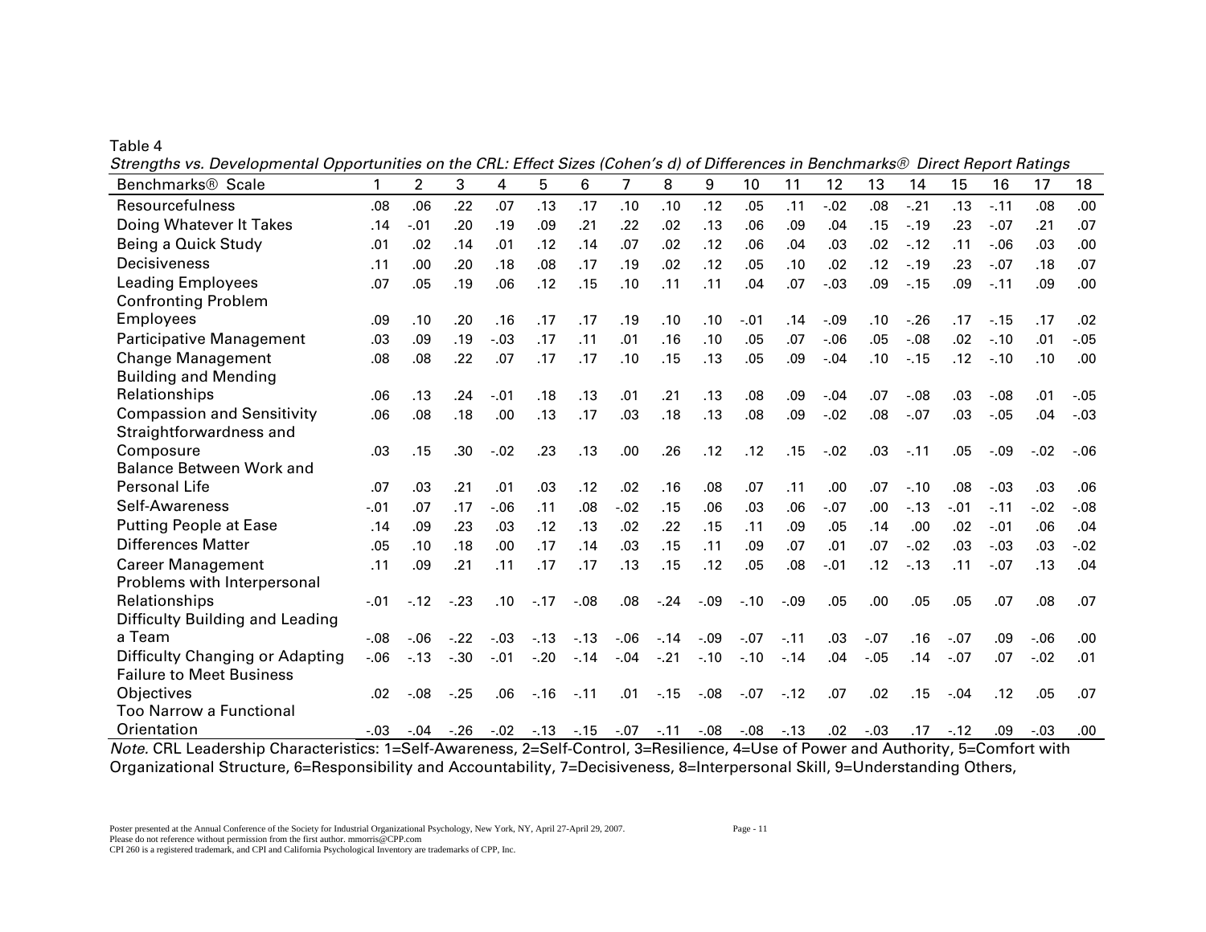Table 4

*Strengths vs. Developmental Opportunities on the CRL: Effect Sizes (Cohen's d) of Differences in Benchmarks® Direct Report Ratings*

| Benchmarks® Scale | 1 | 2 | 3 | 4 | 5 | 6 | 7 | 8 | 9 | 10 | 11 | 12 | 13 | 14 | 15 | 16 | 17 | 18 |
|---|---|---|---|---|---|---|---|---|---|---|---|---|---|---|---|---|---|---|
| Resourcefulness | .08 | .06 | .22 | .07 | .13 | .17 | .10 | .10 | .12 | .05 | .11 | -.02 | .08 | -.21 | .13 | -.11 | .08 | .00 |
| Doing Whatever It Takes | .14 | -.01 | .20 | .19 | .09 | .21 | .22 | .02 | .13 | .06 | .09 | .04 | .15 | -.19 | .23 | -.07 | .21 | .07 |
| Being a Quick Study | .01 | .02 | .14 | .01 | .12 | .14 | .07 | .02 | .12 | .06 | .04 | .03 | .02 | -.12 | .11 | -.06 | .03 | .00 |
| Decisiveness | .11 | .00 | .20 | .18 | .08 | .17 | .19 | .02 | .12 | .05 | .10 | .02 | .12 | -.19 | .23 | -.07 | .18 | .07 |
| Leading Employees | .07 | .05 | .19 | .06 | .12 | .15 | .10 | .11 | .11 | .04 | .07 | -.03 | .09 | -.15 | .09 | -.11 | .09 | .00 |
| Confronting Problem Employees | .09 | .10 | .20 | .16 | .17 | .17 | .19 | .10 | .10 | -.01 | .14 | -.09 | .10 | -.26 | .17 | -.15 | .17 | .02 |
| Participative Management | .03 | .09 | .19 | -.03 | .17 | .11 | .01 | .16 | .10 | .05 | .07 | -.06 | .05 | -.08 | .02 | -.10 | .01 | -.05 |
| Change Management | .08 | .08 | .22 | .07 | .17 | .17 | .10 | .15 | .13 | .05 | .09 | -.04 | .10 | -.15 | .12 | -.10 | .10 | .00 |
| Building and Mending Relationships | .06 | .13 | .24 | -.01 | .18 | .13 | .01 | .21 | .13 | .08 | .09 | -.04 | .07 | -.08 | .03 | -.08 | .01 | -.05 |
| Compassion and Sensitivity | .06 | .08 | .18 | .00 | .13 | .17 | .03 | .18 | .13 | .08 | .09 | -.02 | .08 | -.07 | .03 | -.05 | .04 | -.03 |
| Straightforwardness and Composure | .03 | .15 | .30 | -.02 | .23 | .13 | .00 | .26 | .12 | .12 | .15 | -.02 | .03 | -.11 | .05 | -.09 | -.02 | -.06 |
| Balance Between Work and Personal Life | .07 | .03 | .21 | .01 | .03 | .12 | .02 | .16 | .08 | .07 | .11 | .00 | .07 | -.10 | .08 | -.03 | .03 | .06 |
| Self-Awareness | -.01 | .07 | .17 | -.06 | .11 | .08 | -.02 | .15 | .06 | .03 | .06 | -.07 | .00 | -.13 | -.01 | -.11 | -.02 | -.08 |
| Putting People at Ease | .14 | .09 | .23 | .03 | .12 | .13 | .02 | .22 | .15 | .11 | .09 | .05 | .14 | .00 | .02 | -.01 | .06 | .04 |
| Differences Matter | .05 | .10 | .18 | .00 | .17 | .14 | .03 | .15 | .11 | .09 | .07 | .01 | .07 | -.02 | .03 | -.03 | .03 | -.02 |
| Career Management | .11 | .09 | .21 | .11 | .17 | .17 | .13 | .15 | .12 | .05 | .08 | -.01 | .12 | -.13 | .11 | -.07 | .13 | .04 |
| Problems with Interpersonal Relationships | -.01 | -.12 | -.23 | .10 | -.17 | -.08 | .08 | -.24 | -.09 | -.10 | -.09 | .05 | .00 | .05 | .05 | .07 | .08 | .07 |
| Difficulty Building and Leading a Team | -.08 | -.06 | -.22 | -.03 | -.13 | -.13 | -.06 | -.14 | -.09 | -.07 | -.11 | .03 | -.07 | .16 | -.07 | .09 | -.06 | .00 |
| Difficulty Changing or Adapting | -.06 | -.13 | -.30 | -.01 | -.20 | -.14 | -.04 | -.21 | -.10 | -.10 | -.14 | .04 | -.05 | .14 | -.07 | .07 | -.02 | .01 |
| Failure to Meet Business Objectives | .02 | -.08 | -.25 | .06 | -.16 | -.11 | .01 | -.15 | -.08 | -.07 | -.12 | .07 | .02 | .15 | -.04 | .12 | .05 | .07 |
| Too Narrow a Functional Orientation | -.03 | -.04 | -.26 | -.02 | -.13 | -.15 | -.07 | -.11 | -.08 | -.08 | -.13 | .02 | -.03 | .17 | -.12 | .09 | -.03 | .00 |

*Note.* CRL Leadership Characteristics: 1=Self-Awareness, 2=Self-Control, 3=Resilience, 4=Use of Power and Authority, 5=Comfort with Organizational Structure, 6=Responsibility and Accountability, 7=Decisiveness, 8=Interpersonal Skill, 9=Understanding Others,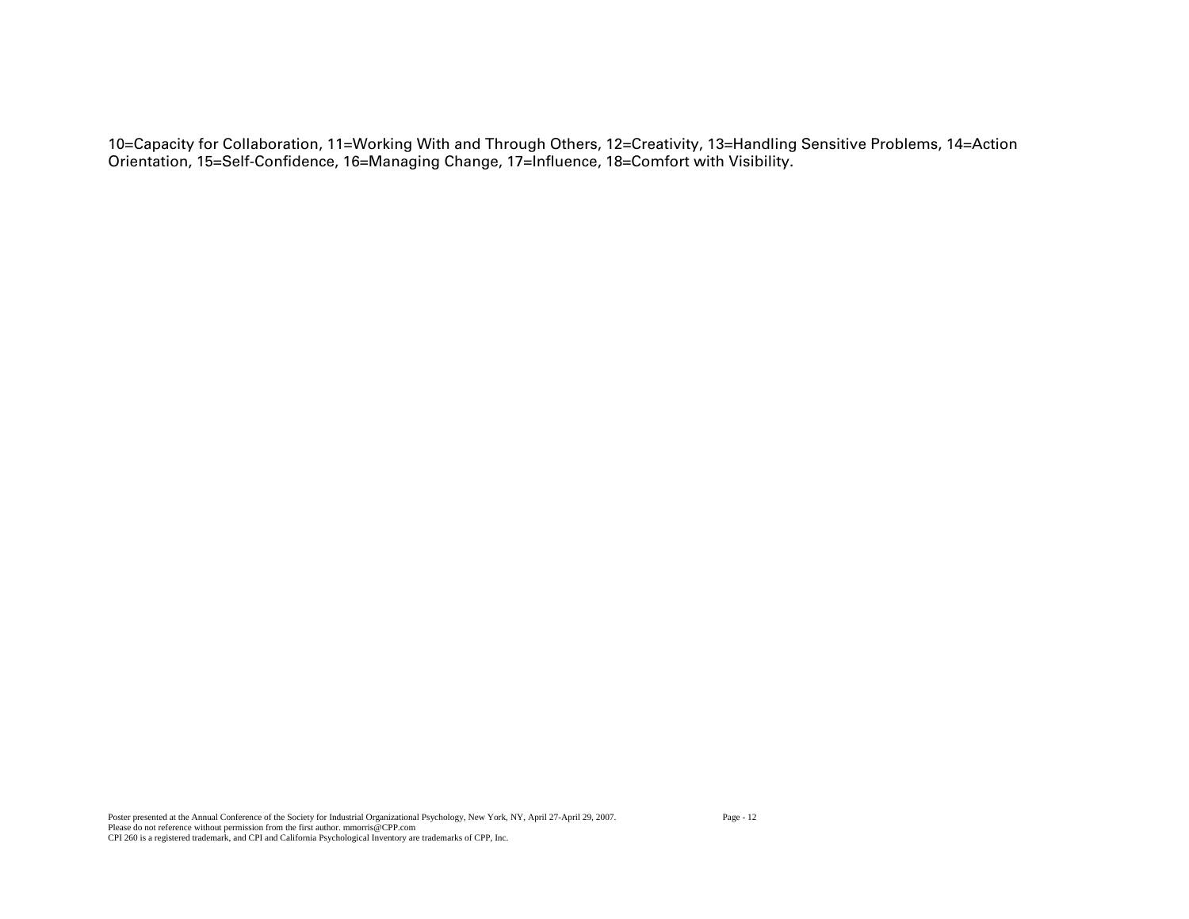10=Capacity for Collaboration, 11=Working With and Through Others, 12=Creativity, 13=Handling Sensitive Problems, 14=Action Orientation, 15=Self-Confidence, 16=Managing Change, 17=Influence, 18=Comfort with Visibility.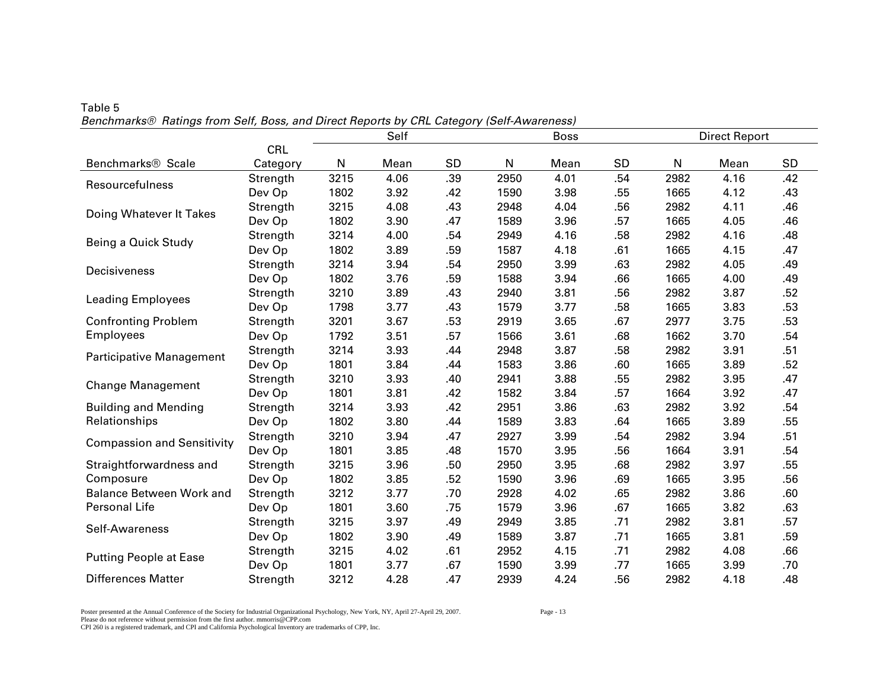Table 5

*Benchmarks® Ratings from Self, Boss, and Direct Reports by CRL Category (Self-Awareness)*

| | | Self | | | Boss | | | Direct Report | | |
|---|---|---|---|---|---|---|---|---|---|---|
| Benchmarks® Scale | CRL Category | N | Mean | SD | N | Mean | SD | N | Mean | SD |
| Resourcefulness | Strength | 3215 | 4.06 | .39 | 2950 | 4.01 | .54 | 2982 | 4.16 | .42 |
| | Dev Op | 1802 | 3.92 | .42 | 1590 | 3.98 | .55 | 1665 | 4.12 | .43 |
| Doing Whatever It Takes | Strength | 3215 | 4.08 | .43 | 2948 | 4.04 | .56 | 2982 | 4.11 | .46 |
| | Dev Op | 1802 | 3.90 | .47 | 1589 | 3.96 | .57 | 1665 | 4.05 | .46 |
| Being a Quick Study | Strength | 3214 | 4.00 | .54 | 2949 | 4.16 | .58 | 2982 | 4.16 | .48 |
| | Dev Op | 1802 | 3.89 | .59 | 1587 | 4.18 | .61 | 1665 | 4.15 | .47 |
| Decisiveness | Strength | 3214 | 3.94 | .54 | 2950 | 3.99 | .63 | 2982 | 4.05 | .49 |
| | Dev Op | 1802 | 3.76 | .59 | 1588 | 3.94 | .66 | 1665 | 4.00 | .49 |
| Leading Employees | Strength | 3210 | 3.89 | .43 | 2940 | 3.81 | .56 | 2982 | 3.87 | .52 |
| | Dev Op | 1798 | 3.77 | .43 | 1579 | 3.77 | .58 | 1665 | 3.83 | .53 |
| Confronting Problem Employees | Strength | 3201 | 3.67 | .53 | 2919 | 3.65 | .67 | 2977 | 3.75 | .53 |
| | Dev Op | 1792 | 3.51 | .57 | 1566 | 3.61 | .68 | 1662 | 3.70 | .54 |
| Participative Management | Strength | 3214 | 3.93 | .44 | 2948 | 3.87 | .58 | 2982 | 3.91 | .51 |
| | Dev Op | 1801 | 3.84 | .44 | 1583 | 3.86 | .60 | 1665 | 3.89 | .52 |
| Change Management | Strength | 3210 | 3.93 | .40 | 2941 | 3.88 | .55 | 2982 | 3.95 | .47 |
| | Dev Op | 1801 | 3.81 | .42 | 1582 | 3.84 | .57 | 1664 | 3.92 | .47 |
| Building and Mending Relationships | Strength | 3214 | 3.93 | .42 | 2951 | 3.86 | .63 | 2982 | 3.92 | .54 |
| | Dev Op | 1802 | 3.80 | .44 | 1589 | 3.83 | .64 | 1665 | 3.89 | .55 |
| Compassion and Sensitivity | Strength | 3210 | 3.94 | .47 | 2927 | 3.99 | .54 | 2982 | 3.94 | .51 |
| | Dev Op | 1801 | 3.85 | .48 | 1570 | 3.95 | .56 | 1664 | 3.91 | .54 |
| Straightforwardness and Composure | Strength | 3215 | 3.96 | .50 | 2950 | 3.95 | .68 | 2982 | 3.97 | .55 |
| | Dev Op | 1802 | 3.85 | .52 | 1590 | 3.96 | .69 | 1665 | 3.95 | .56 |
| Balance Between Work and Personal Life | Strength | 3212 | 3.77 | .70 | 2928 | 4.02 | .65 | 2982 | 3.86 | .60 |
| | Dev Op | 1801 | 3.60 | .75 | 1579 | 3.96 | .67 | 1665 | 3.82 | .63 |
| Self-Awareness | Strength | 3215 | 3.97 | .49 | 2949 | 3.85 | .71 | 2982 | 3.81 | .57 |
| | Dev Op | 1802 | 3.90 | .49 | 1589 | 3.87 | .71 | 1665 | 3.81 | .59 |
| Putting People at Ease | Strength | 3215 | 4.02 | .61 | 2952 | 4.15 | .71 | 2982 | 4.08 | .66 |
| | Dev Op | 1801 | 3.77 | .67 | 1590 | 3.99 | .77 | 1665 | 3.99 | .70 |
| Differences Matter | Strength | 3212 | 4.28 | .47 | 2939 | 4.24 | .56 | 2982 | 4.18 | .48 |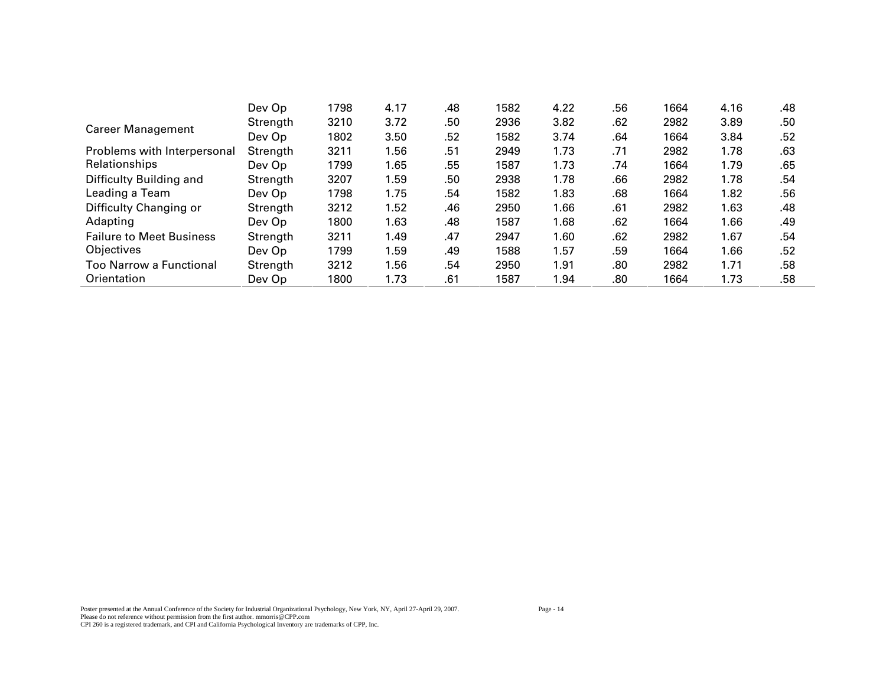| | | | | | | | | | | |
|---|---|---|---|---|---|---|---|---|---|---|
| | Dev Op | 1798 | 4.17 | .48 | 1582 | 4.22 | .56 | 1664 | 4.16 | .48 |
| Career Management | Strength | 3210 | 3.72 | .50 | 2936 | 3.82 | .62 | 2982 | 3.89 | .50 |
| | Dev Op | 1802 | 3.50 | .52 | 1582 | 3.74 | .64 | 1664 | 3.84 | .52 |
| Problems with Interpersonal Relationships | Strength | 3211 | 1.56 | .51 | 2949 | 1.73 | .71 | 2982 | 1.78 | .63 |
| | Dev Op | 1799 | 1.65 | .55 | 1587 | 1.73 | .74 | 1664 | 1.79 | .65 |
| Difficulty Building and Leading a Team | Strength | 3207 | 1.59 | .50 | 2938 | 1.78 | .66 | 2982 | 1.78 | .54 |
| | Dev Op | 1798 | 1.75 | .54 | 1582 | 1.83 | .68 | 1664 | 1.82 | .56 |
| Difficulty Changing or Adapting | Strength | 3212 | 1.52 | .46 | 2950 | 1.66 | .61 | 2982 | 1.63 | .48 |
| | Dev Op | 1800 | 1.63 | .48 | 1587 | 1.68 | .62 | 1664 | 1.66 | .49 |
| Failure to Meet Business Objectives | Strength | 3211 | 1.49 | .47 | 2947 | 1.60 | .62 | 2982 | 1.67 | .54 |
| | Dev Op | 1799 | 1.59 | .49 | 1588 | 1.57 | .59 | 1664 | 1.66 | .52 |
| Too Narrow a Functional Orientation | Strength | 3212 | 1.56 | .54 | 2950 | 1.91 | .80 | 2982 | 1.71 | .58 |
| | Dev Op | 1800 | 1.73 | .61 | 1587 | 1.94 | .80 | 1664 | 1.73 | .58 |

Poster presented at the Annual Conference of the Society for Industrial Organizational Psychology, New York, NY, April 27-April 29, 2007.
Please do not reference without permission from the first author. mmorris@CPP.com
CPI 260 is a registered trademark, and CPI and California Psychological Inventory are trademarks of CPP, Inc.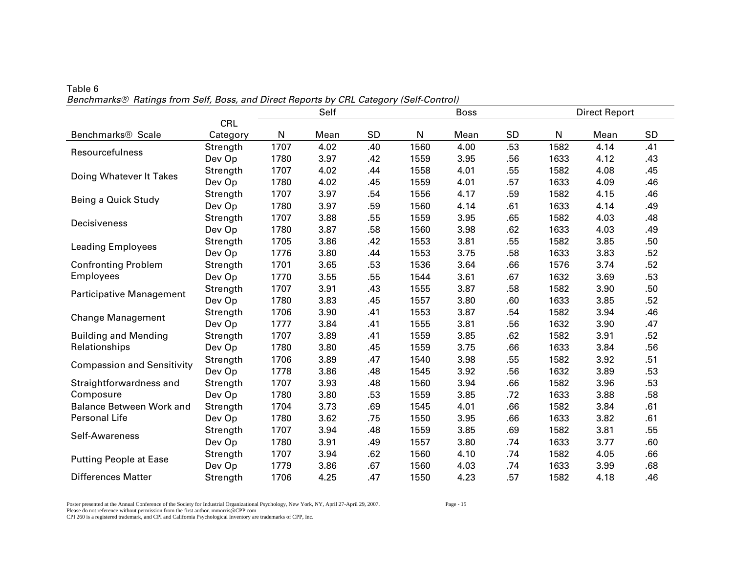Table 6

*Benchmarks® Ratings from Self, Boss, and Direct Reports by CRL Category (Self-Control)*

| | | Self | | | Boss | | | Direct Report | | |
|---|---|---|---|---|---|---|---|---|---|---|
| Benchmarks® Scale | CRL Category | N | Mean | SD | N | Mean | SD | N | Mean | SD |
| Resourcefulness | Strength | 1707 | 4.02 | .40 | 1560 | 4.00 | .53 | 1582 | 4.14 | .41 |
| | Dev Op | 1780 | 3.97 | .42 | 1559 | 3.95 | .56 | 1633 | 4.12 | .43 |
| Doing Whatever It Takes | Strength | 1707 | 4.02 | .44 | 1558 | 4.01 | .55 | 1582 | 4.08 | .45 |
| | Dev Op | 1780 | 4.02 | .45 | 1559 | 4.01 | .57 | 1633 | 4.09 | .46 |
| Being a Quick Study | Strength | 1707 | 3.97 | .54 | 1556 | 4.17 | .59 | 1582 | 4.15 | .46 |
| | Dev Op | 1780 | 3.97 | .59 | 1560 | 4.14 | .61 | 1633 | 4.14 | .49 |
| Decisiveness | Strength | 1707 | 3.88 | .55 | 1559 | 3.95 | .65 | 1582 | 4.03 | .48 |
| | Dev Op | 1780 | 3.87 | .58 | 1560 | 3.98 | .62 | 1633 | 4.03 | .49 |
| Leading Employees | Strength | 1705 | 3.86 | .42 | 1553 | 3.81 | .55 | 1582 | 3.85 | .50 |
| | Dev Op | 1776 | 3.80 | .44 | 1553 | 3.75 | .58 | 1633 | 3.83 | .52 |
| Confronting Problem Employees | Strength | 1701 | 3.65 | .53 | 1536 | 3.64 | .66 | 1576 | 3.74 | .52 |
| | Dev Op | 1770 | 3.55 | .55 | 1544 | 3.61 | .67 | 1632 | 3.69 | .53 |
| Participative Management | Strength | 1707 | 3.91 | .43 | 1555 | 3.87 | .58 | 1582 | 3.90 | .50 |
| | Dev Op | 1780 | 3.83 | .45 | 1557 | 3.80 | .60 | 1633 | 3.85 | .52 |
| Change Management | Strength | 1706 | 3.90 | .41 | 1553 | 3.87 | .54 | 1582 | 3.94 | .46 |
| | Dev Op | 1777 | 3.84 | .41 | 1555 | 3.81 | .56 | 1632 | 3.90 | .47 |
| Building and Mending Relationships | Strength | 1707 | 3.89 | .41 | 1559 | 3.85 | .62 | 1582 | 3.91 | .52 |
| | Dev Op | 1780 | 3.80 | .45 | 1559 | 3.75 | .66 | 1633 | 3.84 | .56 |
| Compassion and Sensitivity | Strength | 1706 | 3.89 | .47 | 1540 | 3.98 | .55 | 1582 | 3.92 | .51 |
| | Dev Op | 1778 | 3.86 | .48 | 1545 | 3.92 | .56 | 1632 | 3.89 | .53 |
| Straightforwardness and Composure | Strength | 1707 | 3.93 | .48 | 1560 | 3.94 | .66 | 1582 | 3.96 | .53 |
| | Dev Op | 1780 | 3.80 | .53 | 1559 | 3.85 | .72 | 1633 | 3.88 | .58 |
| Balance Between Work and Personal Life | Strength | 1704 | 3.73 | .69 | 1545 | 4.01 | .66 | 1582 | 3.84 | .61 |
| | Dev Op | 1780 | 3.62 | .75 | 1550 | 3.95 | .66 | 1633 | 3.82 | .61 |
| Self-Awareness | Strength | 1707 | 3.94 | .48 | 1559 | 3.85 | .69 | 1582 | 3.81 | .55 |
| | Dev Op | 1780 | 3.91 | .49 | 1557 | 3.80 | .74 | 1633 | 3.77 | .60 |
| Putting People at Ease | Strength | 1707 | 3.94 | .62 | 1560 | 4.10 | .74 | 1582 | 4.05 | .66 |
| | Dev Op | 1779 | 3.86 | .67 | 1560 | 4.03 | .74 | 1633 | 3.99 | .68 |
| Differences Matter | Strength | 1706 | 4.25 | .47 | 1550 | 4.23 | .57 | 1582 | 4.18 | .46 |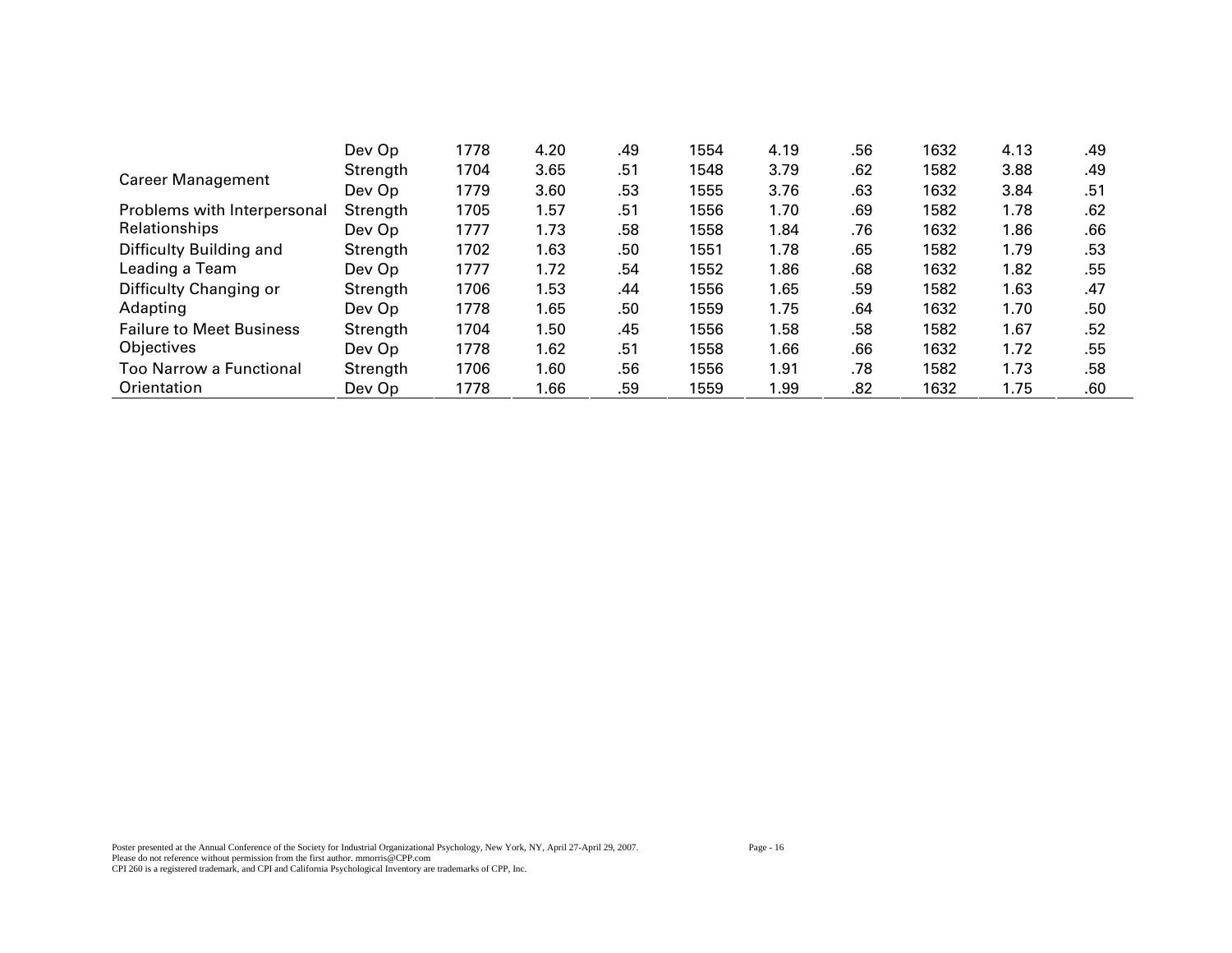| | | | | | | | | | | |
|---|---|---|---|---|---|---|---|---|---|---|
| | Dev Op | 1778 | 4.20 | .49 | 1554 | 4.19 | .56 | 1632 | 4.13 | .49 |
| Career Management | Strength | 1704 | 3.65 | .51 | 1548 | 3.79 | .62 | 1582 | 3.88 | .49 |
| | Dev Op | 1779 | 3.60 | .53 | 1555 | 3.76 | .63 | 1632 | 3.84 | .51 |
| Problems with Interpersonal Relationships | Strength | 1705 | 1.57 | .51 | 1556 | 1.70 | .69 | 1582 | 1.78 | .62 |
| | Dev Op | 1777 | 1.73 | .58 | 1558 | 1.84 | .76 | 1632 | 1.86 | .66 |
| Difficulty Building and Leading a Team | Strength | 1702 | 1.63 | .50 | 1551 | 1.78 | .65 | 1582 | 1.79 | .53 |
| | Dev Op | 1777 | 1.72 | .54 | 1552 | 1.86 | .68 | 1632 | 1.82 | .55 |
| Difficulty Changing or Adapting | Strength | 1706 | 1.53 | .44 | 1556 | 1.65 | .59 | 1582 | 1.63 | .47 |
| | Dev Op | 1778 | 1.65 | .50 | 1559 | 1.75 | .64 | 1632 | 1.70 | .50 |
| Failure to Meet Business Objectives | Strength | 1704 | 1.50 | .45 | 1556 | 1.58 | .58 | 1582 | 1.67 | .52 |
| | Dev Op | 1778 | 1.62 | .51 | 1558 | 1.66 | .66 | 1632 | 1.72 | .55 |
| Too Narrow a Functional Orientation | Strength | 1706 | 1.60 | .56 | 1556 | 1.91 | .78 | 1582 | 1.73 | .58 |
| | Dev Op | 1778 | 1.66 | .59 | 1559 | 1.99 | .82 | 1632 | 1.75 | .60 |

Poster presented at the Annual Conference of the Society for Industrial Organizational Psychology, New York, NY, April 27-April 29, 2007.
Please do not reference without permission from the first author. mmorris@CPP.com
CPI 260 is a registered trademark, and CPI and California Psychological Inventory are trademarks of CPP, Inc.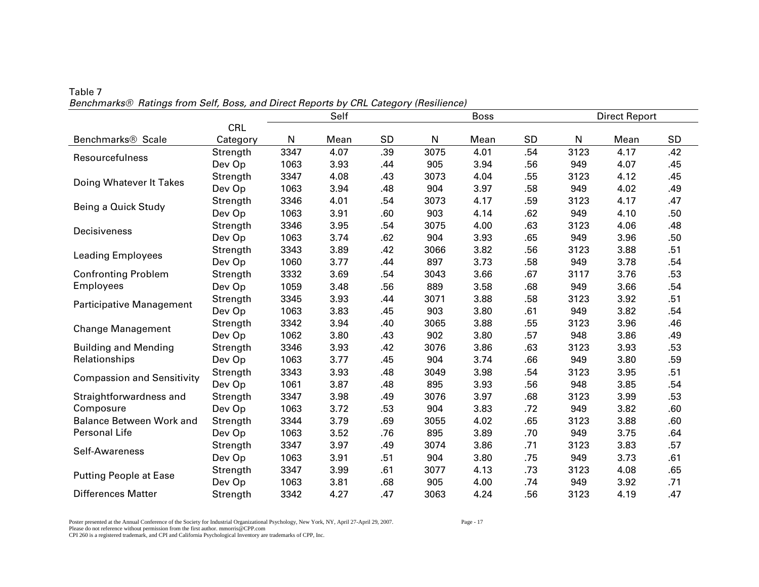Table 7

*Benchmarks® Ratings from Self, Boss, and Direct Reports by CRL Category (Resilience)*

| | | Self | | | Boss | | | Direct Report | | |
|---|---|---|---|---|---|---|---|---|---|---|
| Benchmarks® Scale | CRL Category | N | Mean | SD | N | Mean | SD | N | Mean | SD |
| Resourcefulness | Strength | 3347 | 4.07 | .39 | 3075 | 4.01 | .54 | 3123 | 4.17 | .42 |
| | Dev Op | 1063 | 3.93 | .44 | 905 | 3.94 | .56 | 949 | 4.07 | .45 |
| Doing Whatever It Takes | Strength | 3347 | 4.08 | .43 | 3073 | 4.04 | .55 | 3123 | 4.12 | .45 |
| | Dev Op | 1063 | 3.94 | .48 | 904 | 3.97 | .58 | 949 | 4.02 | .49 |
| Being a Quick Study | Strength | 3346 | 4.01 | .54 | 3073 | 4.17 | .59 | 3123 | 4.17 | .47 |
| | Dev Op | 1063 | 3.91 | .60 | 903 | 4.14 | .62 | 949 | 4.10 | .50 |
| Decisiveness | Strength | 3346 | 3.95 | .54 | 3075 | 4.00 | .63 | 3123 | 4.06 | .48 |
| | Dev Op | 1063 | 3.74 | .62 | 904 | 3.93 | .65 | 949 | 3.96 | .50 |
| Leading Employees | Strength | 3343 | 3.89 | .42 | 3066 | 3.82 | .56 | 3123 | 3.88 | .51 |
| | Dev Op | 1060 | 3.77 | .44 | 897 | 3.73 | .58 | 949 | 3.78 | .54 |
| Confronting Problem Employees | Strength | 3332 | 3.69 | .54 | 3043 | 3.66 | .67 | 3117 | 3.76 | .53 |
| | Dev Op | 1059 | 3.48 | .56 | 889 | 3.58 | .68 | 949 | 3.66 | .54 |
| Participative Management | Strength | 3345 | 3.93 | .44 | 3071 | 3.88 | .58 | 3123 | 3.92 | .51 |
| | Dev Op | 1063 | 3.83 | .45 | 903 | 3.80 | .61 | 949 | 3.82 | .54 |
| Change Management | Strength | 3342 | 3.94 | .40 | 3065 | 3.88 | .55 | 3123 | 3.96 | .46 |
| | Dev Op | 1062 | 3.80 | .43 | 902 | 3.80 | .57 | 948 | 3.86 | .49 |
| Building and Mending Relationships | Strength | 3346 | 3.93 | .42 | 3076 | 3.86 | .63 | 3123 | 3.93 | .53 |
| | Dev Op | 1063 | 3.77 | .45 | 904 | 3.74 | .66 | 949 | 3.80 | .59 |
| Compassion and Sensitivity | Strength | 3343 | 3.93 | .48 | 3049 | 3.98 | .54 | 3123 | 3.95 | .51 |
| | Dev Op | 1061 | 3.87 | .48 | 895 | 3.93 | .56 | 948 | 3.85 | .54 |
| Straightforwardness and Composure | Strength | 3347 | 3.98 | .49 | 3076 | 3.97 | .68 | 3123 | 3.99 | .53 |
| | Dev Op | 1063 | 3.72 | .53 | 904 | 3.83 | .72 | 949 | 3.82 | .60 |
| Balance Between Work and Personal Life | Strength | 3344 | 3.79 | .69 | 3055 | 4.02 | .65 | 3123 | 3.88 | .60 |
| | Dev Op | 1063 | 3.52 | .76 | 895 | 3.89 | .70 | 949 | 3.75 | .64 |
| Self-Awareness | Strength | 3347 | 3.97 | .49 | 3074 | 3.86 | .71 | 3123 | 3.83 | .57 |
| | Dev Op | 1063 | 3.91 | .51 | 904 | 3.80 | .75 | 949 | 3.73 | .61 |
| Putting People at Ease | Strength | 3347 | 3.99 | .61 | 3077 | 4.13 | .73 | 3123 | 4.08 | .65 |
| | Dev Op | 1063 | 3.81 | .68 | 905 | 4.00 | .74 | 949 | 3.92 | .71 |
| Differences Matter | Strength | 3342 | 4.27 | .47 | 3063 | 4.24 | .56 | 3123 | 4.19 | .47 |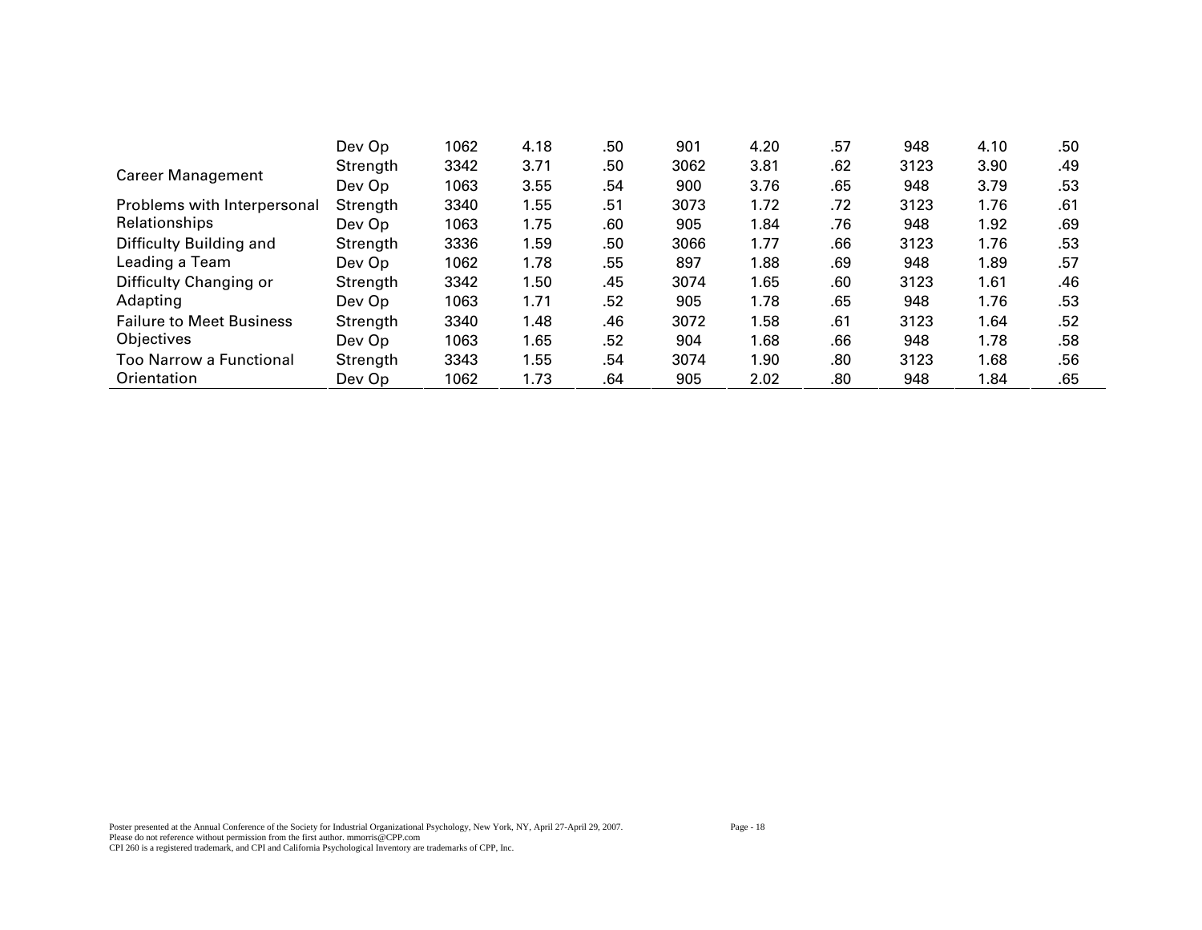| | | | | | | | | | | |
|---|---|---|---|---|---|---|---|---|---|---|
| | Dev Op | 1062 | 4.18 | .50 | 901 | 4.20 | .57 | 948 | 4.10 | .50 |
| Career Management | Strength | 3342 | 3.71 | .50 | 3062 | 3.81 | .62 | 3123 | 3.90 | .49 |
| | Dev Op | 1063 | 3.55 | .54 | 900 | 3.76 | .65 | 948 | 3.79 | .53 |
| Problems with Interpersonal Relationships | Strength | 3340 | 1.55 | .51 | 3073 | 1.72 | .72 | 3123 | 1.76 | .61 |
| | Dev Op | 1063 | 1.75 | .60 | 905 | 1.84 | .76 | 948 | 1.92 | .69 |
| Difficulty Building and Leading a Team | Strength | 3336 | 1.59 | .50 | 3066 | 1.77 | .66 | 3123 | 1.76 | .53 |
| | Dev Op | 1062 | 1.78 | .55 | 897 | 1.88 | .69 | 948 | 1.89 | .57 |
| Difficulty Changing or Adapting | Strength | 3342 | 1.50 | .45 | 3074 | 1.65 | .60 | 3123 | 1.61 | .46 |
| | Dev Op | 1063 | 1.71 | .52 | 905 | 1.78 | .65 | 948 | 1.76 | .53 |
| Failure to Meet Business Objectives | Strength | 3340 | 1.48 | .46 | 3072 | 1.58 | .61 | 3123 | 1.64 | .52 |
| | Dev Op | 1063 | 1.65 | .52 | 904 | 1.68 | .66 | 948 | 1.78 | .58 |
| Too Narrow a Functional Orientation | Strength | 3343 | 1.55 | .54 | 3074 | 1.90 | .80 | 3123 | 1.68 | .56 |
| | Dev Op | 1062 | 1.73 | .64 | 905 | 2.02 | .80 | 948 | 1.84 | .65 |

Poster presented at the Annual Conference of the Society for Industrial Organizational Psychology, New York, NY, April 27-April 29, 2007.
Please do not reference without permission from the first author. mmorris@CPP.com
CPI 260 is a registered trademark, and CPI and California Psychological Inventory are trademarks of CPP, Inc.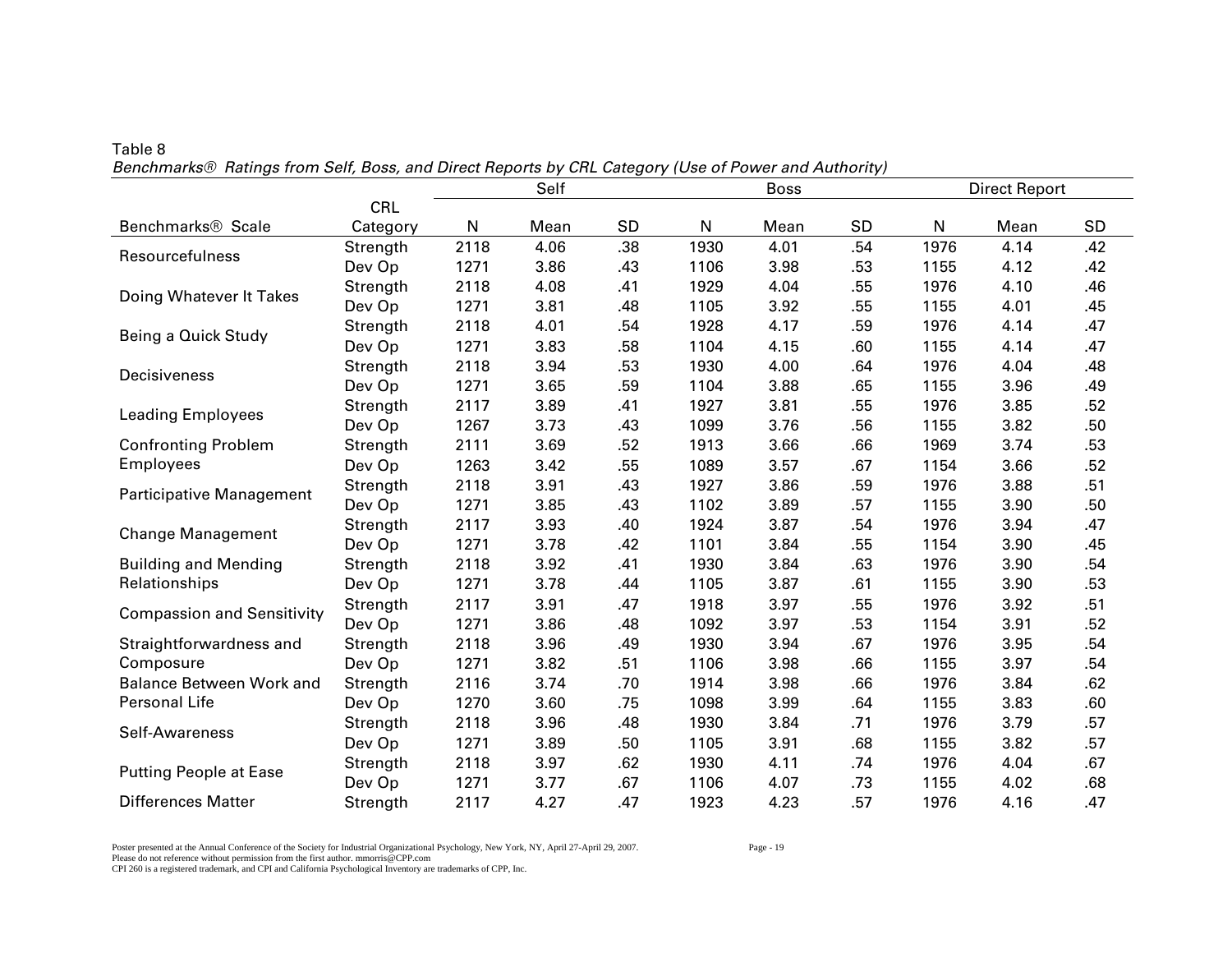Table 8

*Benchmarks® Ratings from Self, Boss, and Direct Reports by CRL Category (Use of Power and Authority)*

| | | Self | | | Boss | | | Direct Report | | |
|---|---|---|---|---|---|---|---|---|---|---|
| Benchmarks® Scale | CRL Category | N | Mean | SD | N | Mean | SD | N | Mean | SD |
| Resourcefulness | Strength | 2118 | 4.06 | .38 | 1930 | 4.01 | .54 | 1976 | 4.14 | .42 |
| | Dev Op | 1271 | 3.86 | .43 | 1106 | 3.98 | .53 | 1155 | 4.12 | .42 |
| Doing Whatever It Takes | Strength | 2118 | 4.08 | .41 | 1929 | 4.04 | .55 | 1976 | 4.10 | .46 |
| | Dev Op | 1271 | 3.81 | .48 | 1105 | 3.92 | .55 | 1155 | 4.01 | .45 |
| Being a Quick Study | Strength | 2118 | 4.01 | .54 | 1928 | 4.17 | .59 | 1976 | 4.14 | .47 |
| | Dev Op | 1271 | 3.83 | .58 | 1104 | 4.15 | .60 | 1155 | 4.14 | .47 |
| Decisiveness | Strength | 2118 | 3.94 | .53 | 1930 | 4.00 | .64 | 1976 | 4.04 | .48 |
| | Dev Op | 1271 | 3.65 | .59 | 1104 | 3.88 | .65 | 1155 | 3.96 | .49 |
| Leading Employees | Strength | 2117 | 3.89 | .41 | 1927 | 3.81 | .55 | 1976 | 3.85 | .52 |
| | Dev Op | 1267 | 3.73 | .43 | 1099 | 3.76 | .56 | 1155 | 3.82 | .50 |
| Confronting Problem Employees | Strength | 2111 | 3.69 | .52 | 1913 | 3.66 | .66 | 1969 | 3.74 | .53 |
| | Dev Op | 1263 | 3.42 | .55 | 1089 | 3.57 | .67 | 1154 | 3.66 | .52 |
| Participative Management | Strength | 2118 | 3.91 | .43 | 1927 | 3.86 | .59 | 1976 | 3.88 | .51 |
| | Dev Op | 1271 | 3.85 | .43 | 1102 | 3.89 | .57 | 1155 | 3.90 | .50 |
| Change Management | Strength | 2117 | 3.93 | .40 | 1924 | 3.87 | .54 | 1976 | 3.94 | .47 |
| | Dev Op | 1271 | 3.78 | .42 | 1101 | 3.84 | .55 | 1154 | 3.90 | .45 |
| Building and Mending Relationships | Strength | 2118 | 3.92 | .41 | 1930 | 3.84 | .63 | 1976 | 3.90 | .54 |
| | Dev Op | 1271 | 3.78 | .44 | 1105 | 3.87 | .61 | 1155 | 3.90 | .53 |
| Compassion and Sensitivity | Strength | 2117 | 3.91 | .47 | 1918 | 3.97 | .55 | 1976 | 3.92 | .51 |
| | Dev Op | 1271 | 3.86 | .48 | 1092 | 3.97 | .53 | 1154 | 3.91 | .52 |
| Straightforwardness and Composure | Strength | 2118 | 3.96 | .49 | 1930 | 3.94 | .67 | 1976 | 3.95 | .54 |
| | Dev Op | 1271 | 3.82 | .51 | 1106 | 3.98 | .66 | 1155 | 3.97 | .54 |
| Balance Between Work and Personal Life | Strength | 2116 | 3.74 | .70 | 1914 | 3.98 | .66 | 1976 | 3.84 | .62 |
| | Dev Op | 1270 | 3.60 | .75 | 1098 | 3.99 | .64 | 1155 | 3.83 | .60 |
| Self-Awareness | Strength | 2118 | 3.96 | .48 | 1930 | 3.84 | .71 | 1976 | 3.79 | .57 |
| | Dev Op | 1271 | 3.89 | .50 | 1105 | 3.91 | .68 | 1155 | 3.82 | .57 |
| Putting People at Ease | Strength | 2118 | 3.97 | .62 | 1930 | 4.11 | .74 | 1976 | 4.04 | .67 |
| | Dev Op | 1271 | 3.77 | .67 | 1106 | 4.07 | .73 | 1155 | 4.02 | .68 |
| Differences Matter | Strength | 2117 | 4.27 | .47 | 1923 | 4.23 | .57 | 1976 | 4.16 | .47 |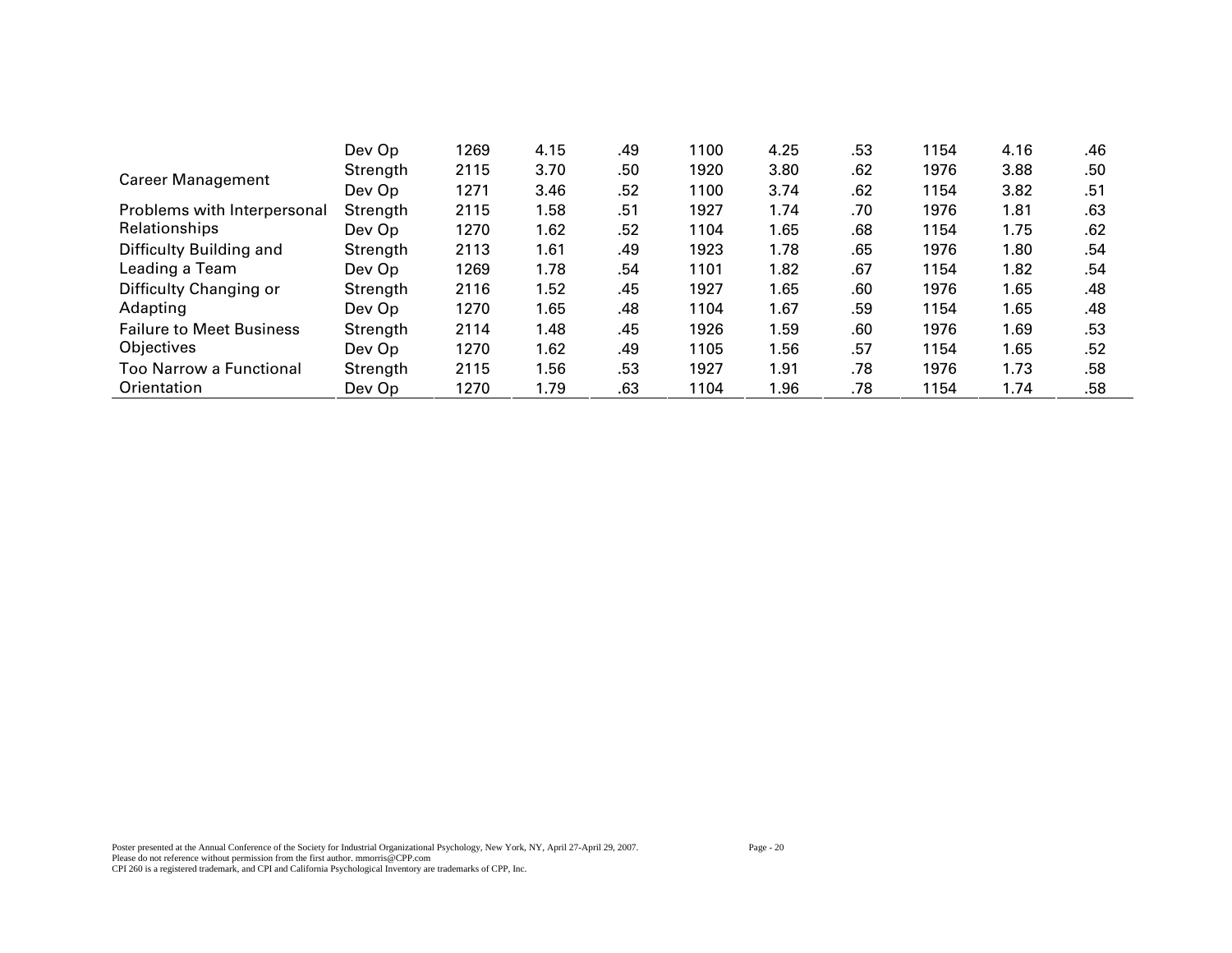| | | | | | | | | | | |
|---|---|---|---|---|---|---|---|---|---|---|
| | Dev Op | 1269 | 4.15 | .49 | 1100 | 4.25 | .53 | 1154 | 4.16 | .46 |
| Career Management | Strength | 2115 | 3.70 | .50 | 1920 | 3.80 | .62 | 1976 | 3.88 | .50 |
| | Dev Op | 1271 | 3.46 | .52 | 1100 | 3.74 | .62 | 1154 | 3.82 | .51 |
| Problems with Interpersonal Relationships | Strength | 2115 | 1.58 | .51 | 1927 | 1.74 | .70 | 1976 | 1.81 | .63 |
| | Dev Op | 1270 | 1.62 | .52 | 1104 | 1.65 | .68 | 1154 | 1.75 | .62 |
| Difficulty Building and Leading a Team | Strength | 2113 | 1.61 | .49 | 1923 | 1.78 | .65 | 1976 | 1.80 | .54 |
| | Dev Op | 1269 | 1.78 | .54 | 1101 | 1.82 | .67 | 1154 | 1.82 | .54 |
| Difficulty Changing or Adapting | Strength | 2116 | 1.52 | .45 | 1927 | 1.65 | .60 | 1976 | 1.65 | .48 |
| | Dev Op | 1270 | 1.65 | .48 | 1104 | 1.67 | .59 | 1154 | 1.65 | .48 |
| Failure to Meet Business Objectives | Strength | 2114 | 1.48 | .45 | 1926 | 1.59 | .60 | 1976 | 1.69 | .53 |
| | Dev Op | 1270 | 1.62 | .49 | 1105 | 1.56 | .57 | 1154 | 1.65 | .52 |
| Too Narrow a Functional Orientation | Strength | 2115 | 1.56 | .53 | 1927 | 1.91 | .78 | 1976 | 1.73 | .58 |
| | Dev Op | 1270 | 1.79 | .63 | 1104 | 1.96 | .78 | 1154 | 1.74 | .58 |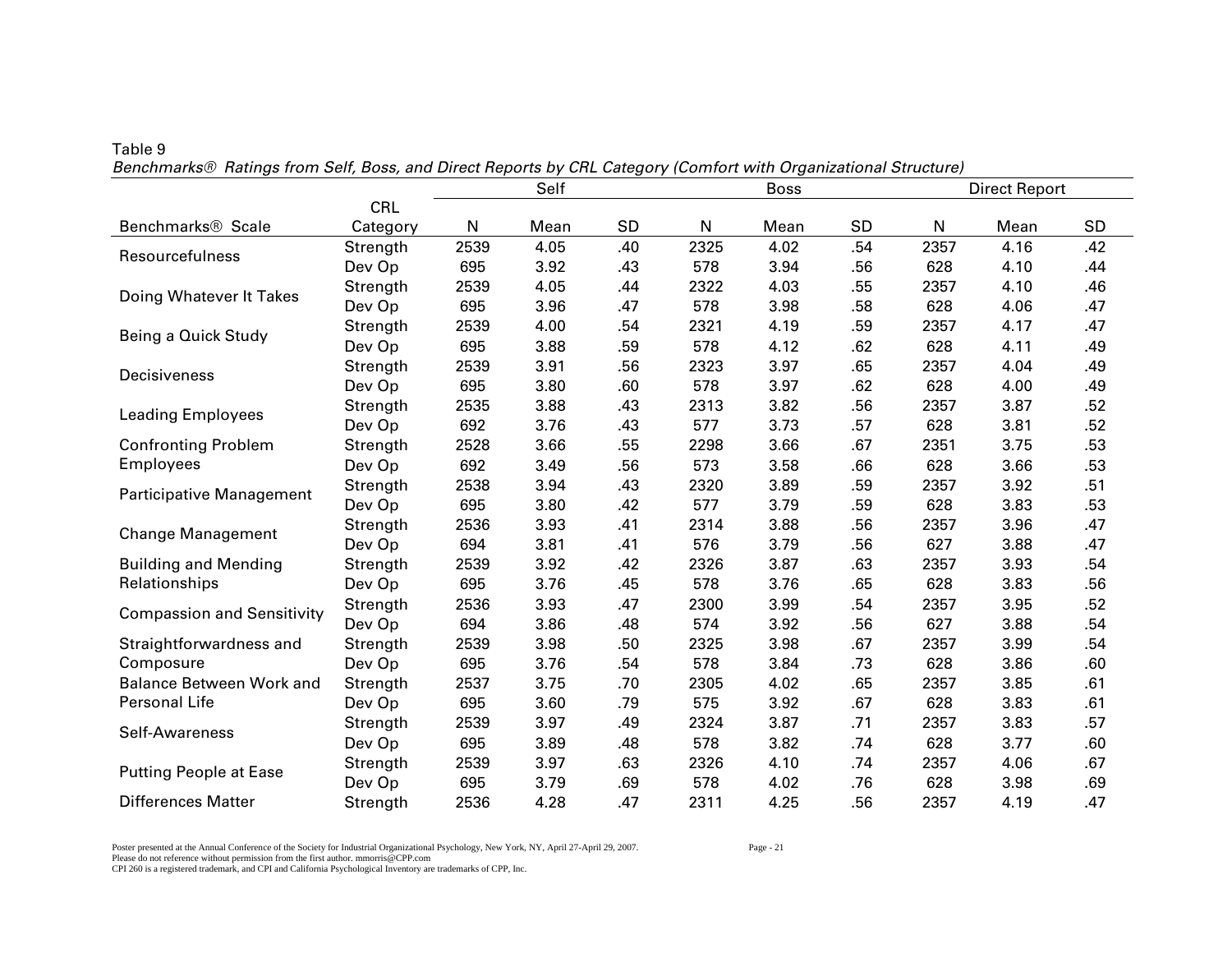Table 9

*Benchmarks® Ratings from Self, Boss, and Direct Reports by CRL Category (Comfort with Organizational Structure)*

| | | Self | | | Boss | | | Direct Report | | |
|---|---|---|---|---|---|---|---|---|---|---|
| Benchmarks® Scale | CRL Category | N | Mean | SD | N | Mean | SD | N | Mean | SD |
| Resourcefulness | Strength | 2539 | 4.05 | .40 | 2325 | 4.02 | .54 | 2357 | 4.16 | .42 |
| | Dev Op | 695 | 3.92 | .43 | 578 | 3.94 | .56 | 628 | 4.10 | .44 |
| Doing Whatever It Takes | Strength | 2539 | 4.05 | .44 | 2322 | 4.03 | .55 | 2357 | 4.10 | .46 |
| | Dev Op | 695 | 3.96 | .47 | 578 | 3.98 | .58 | 628 | 4.06 | .47 |
| Being a Quick Study | Strength | 2539 | 4.00 | .54 | 2321 | 4.19 | .59 | 2357 | 4.17 | .47 |
| | Dev Op | 695 | 3.88 | .59 | 578 | 4.12 | .62 | 628 | 4.11 | .49 |
| Decisiveness | Strength | 2539 | 3.91 | .56 | 2323 | 3.97 | .65 | 2357 | 4.04 | .49 |
| | Dev Op | 695 | 3.80 | .60 | 578 | 3.97 | .62 | 628 | 4.00 | .49 |
| Leading Employees | Strength | 2535 | 3.88 | .43 | 2313 | 3.82 | .56 | 2357 | 3.87 | .52 |
| | Dev Op | 692 | 3.76 | .43 | 577 | 3.73 | .57 | 628 | 3.81 | .52 |
| Confronting Problem Employees | Strength | 2528 | 3.66 | .55 | 2298 | 3.66 | .67 | 2351 | 3.75 | .53 |
| | Dev Op | 692 | 3.49 | .56 | 573 | 3.58 | .66 | 628 | 3.66 | .53 |
| Participative Management | Strength | 2538 | 3.94 | .43 | 2320 | 3.89 | .59 | 2357 | 3.92 | .51 |
| | Dev Op | 695 | 3.80 | .42 | 577 | 3.79 | .59 | 628 | 3.83 | .53 |
| Change Management | Strength | 2536 | 3.93 | .41 | 2314 | 3.88 | .56 | 2357 | 3.96 | .47 |
| | Dev Op | 694 | 3.81 | .41 | 576 | 3.79 | .56 | 627 | 3.88 | .47 |
| Building and Mending Relationships | Strength | 2539 | 3.92 | .42 | 2326 | 3.87 | .63 | 2357 | 3.93 | .54 |
| | Dev Op | 695 | 3.76 | .45 | 578 | 3.76 | .65 | 628 | 3.83 | .56 |
| Compassion and Sensitivity | Strength | 2536 | 3.93 | .47 | 2300 | 3.99 | .54 | 2357 | 3.95 | .52 |
| | Dev Op | 694 | 3.86 | .48 | 574 | 3.92 | .56 | 627 | 3.88 | .54 |
| Straightforwardness and Composure | Strength | 2539 | 3.98 | .50 | 2325 | 3.98 | .67 | 2357 | 3.99 | .54 |
| | Dev Op | 695 | 3.76 | .54 | 578 | 3.84 | .73 | 628 | 3.86 | .60 |
| Balance Between Work and Personal Life | Strength | 2537 | 3.75 | .70 | 2305 | 4.02 | .65 | 2357 | 3.85 | .61 |
| | Dev Op | 695 | 3.60 | .79 | 575 | 3.92 | .67 | 628 | 3.83 | .61 |
| Self-Awareness | Strength | 2539 | 3.97 | .49 | 2324 | 3.87 | .71 | 2357 | 3.83 | .57 |
| | Dev Op | 695 | 3.89 | .48 | 578 | 3.82 | .74 | 628 | 3.77 | .60 |
| Putting People at Ease | Strength | 2539 | 3.97 | .63 | 2326 | 4.10 | .74 | 2357 | 4.06 | .67 |
| | Dev Op | 695 | 3.79 | .69 | 578 | 4.02 | .76 | 628 | 3.98 | .69 |
| Differences Matter | Strength | 2536 | 4.28 | .47 | 2311 | 4.25 | .56 | 2357 | 4.19 | .47 |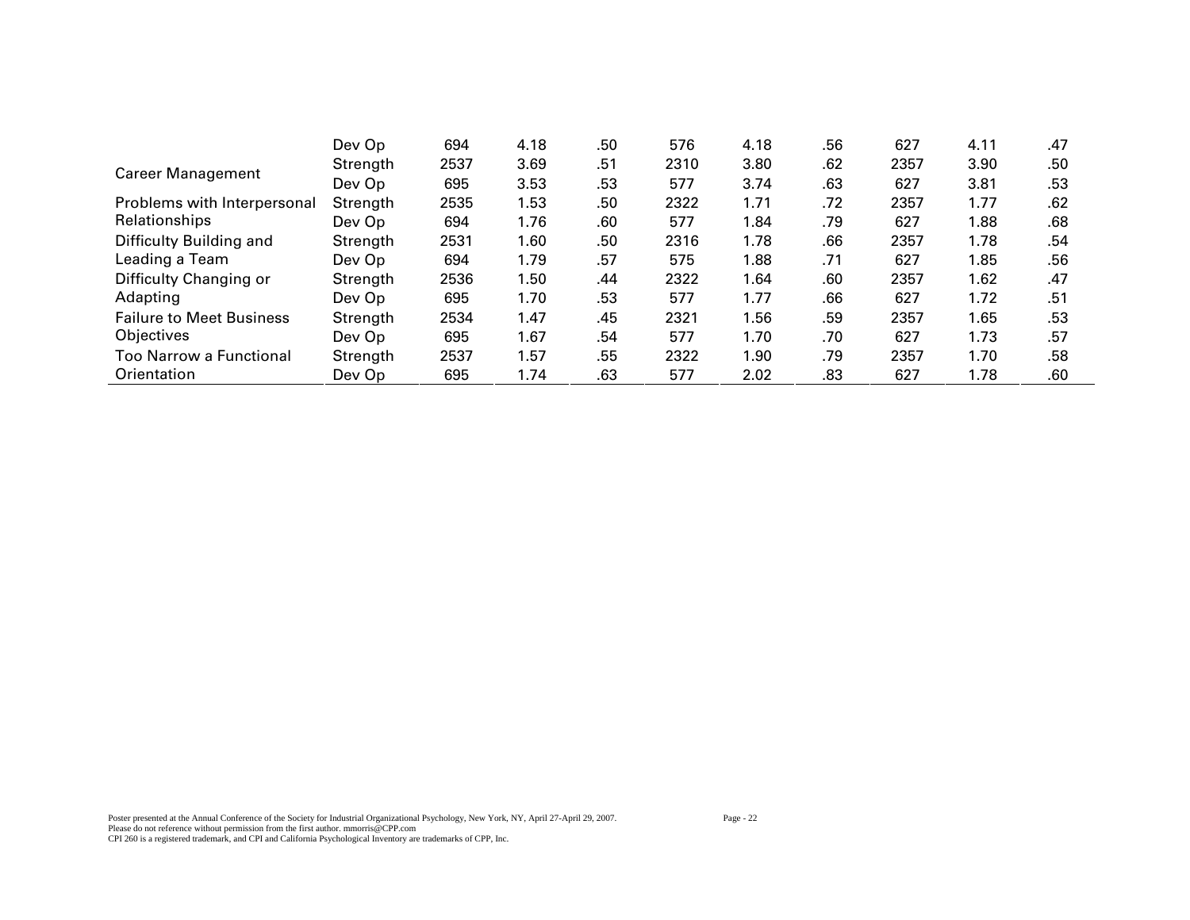| | | | | | | | | | | |
|---|---|---|---|---|---|---|---|---|---|---|
| | Dev Op | 694 | 4.18 | .50 | 576 | 4.18 | .56 | 627 | 4.11 | .47 |
| Career Management | Strength | 2537 | 3.69 | .51 | 2310 | 3.80 | .62 | 2357 | 3.90 | .50 |
| | Dev Op | 695 | 3.53 | .53 | 577 | 3.74 | .63 | 627 | 3.81 | .53 |
| Problems with Interpersonal Relationships | Strength | 2535 | 1.53 | .50 | 2322 | 1.71 | .72 | 2357 | 1.77 | .62 |
| | Dev Op | 694 | 1.76 | .60 | 577 | 1.84 | .79 | 627 | 1.88 | .68 |
| Difficulty Building and Leading a Team | Strength | 2531 | 1.60 | .50 | 2316 | 1.78 | .66 | 2357 | 1.78 | .54 |
| | Dev Op | 694 | 1.79 | .57 | 575 | 1.88 | .71 | 627 | 1.85 | .56 |
| Difficulty Changing or Adapting | Strength | 2536 | 1.50 | .44 | 2322 | 1.64 | .60 | 2357 | 1.62 | .47 |
| | Dev Op | 695 | 1.70 | .53 | 577 | 1.77 | .66 | 627 | 1.72 | .51 |
| Failure to Meet Business Objectives | Strength | 2534 | 1.47 | .45 | 2321 | 1.56 | .59 | 2357 | 1.65 | .53 |
| | Dev Op | 695 | 1.67 | .54 | 577 | 1.70 | .70 | 627 | 1.73 | .57 |
| Too Narrow a Functional Orientation | Strength | 2537 | 1.57 | .55 | 2322 | 1.90 | .79 | 2357 | 1.70 | .58 |
| | Dev Op | 695 | 1.74 | .63 | 577 | 2.02 | .83 | 627 | 1.78 | .60 |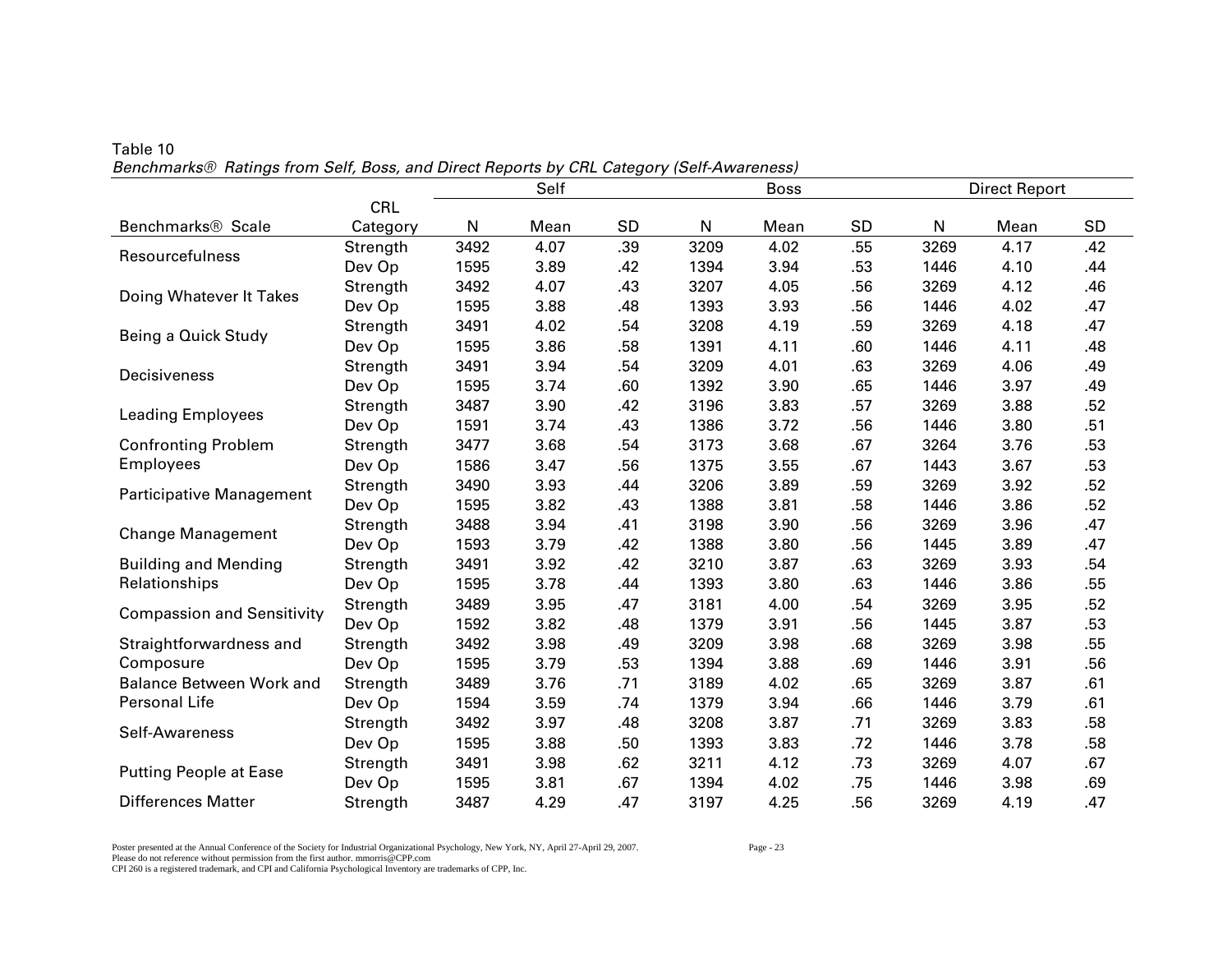Table 10

*Benchmarks® Ratings from Self, Boss, and Direct Reports by CRL Category (Self-Awareness)*

| | | Self | | | Boss | | | Direct Report | | |
|---|---|---|---|---|---|---|---|---|---|---|
| Benchmarks® Scale | CRL Category | N | Mean | SD | N | Mean | SD | N | Mean | SD |
| Resourcefulness | Strength | 3492 | 4.07 | .39 | 3209 | 4.02 | .55 | 3269 | 4.17 | .42 |
| | Dev Op | 1595 | 3.89 | .42 | 1394 | 3.94 | .53 | 1446 | 4.10 | .44 |
| Doing Whatever It Takes | Strength | 3492 | 4.07 | .43 | 3207 | 4.05 | .56 | 3269 | 4.12 | .46 |
| | Dev Op | 1595 | 3.88 | .48 | 1393 | 3.93 | .56 | 1446 | 4.02 | .47 |
| Being a Quick Study | Strength | 3491 | 4.02 | .54 | 3208 | 4.19 | .59 | 3269 | 4.18 | .47 |
| | Dev Op | 1595 | 3.86 | .58 | 1391 | 4.11 | .60 | 1446 | 4.11 | .48 |
| Decisiveness | Strength | 3491 | 3.94 | .54 | 3209 | 4.01 | .63 | 3269 | 4.06 | .49 |
| | Dev Op | 1595 | 3.74 | .60 | 1392 | 3.90 | .65 | 1446 | 3.97 | .49 |
| Leading Employees | Strength | 3487 | 3.90 | .42 | 3196 | 3.83 | .57 | 3269 | 3.88 | .52 |
| | Dev Op | 1591 | 3.74 | .43 | 1386 | 3.72 | .56 | 1446 | 3.80 | .51 |
| Confronting Problem Employees | Strength | 3477 | 3.68 | .54 | 3173 | 3.68 | .67 | 3264 | 3.76 | .53 |
| | Dev Op | 1586 | 3.47 | .56 | 1375 | 3.55 | .67 | 1443 | 3.67 | .53 |
| Participative Management | Strength | 3490 | 3.93 | .44 | 3206 | 3.89 | .59 | 3269 | 3.92 | .52 |
| | Dev Op | 1595 | 3.82 | .43 | 1388 | 3.81 | .58 | 1446 | 3.86 | .52 |
| Change Management | Strength | 3488 | 3.94 | .41 | 3198 | 3.90 | .56 | 3269 | 3.96 | .47 |
| | Dev Op | 1593 | 3.79 | .42 | 1388 | 3.80 | .56 | 1445 | 3.89 | .47 |
| Building and Mending Relationships | Strength | 3491 | 3.92 | .42 | 3210 | 3.87 | .63 | 3269 | 3.93 | .54 |
| | Dev Op | 1595 | 3.78 | .44 | 1393 | 3.80 | .63 | 1446 | 3.86 | .55 |
| Compassion and Sensitivity | Strength | 3489 | 3.95 | .47 | 3181 | 4.00 | .54 | 3269 | 3.95 | .52 |
| | Dev Op | 1592 | 3.82 | .48 | 1379 | 3.91 | .56 | 1445 | 3.87 | .53 |
| Straightforwardness and Composure | Strength | 3492 | 3.98 | .49 | 3209 | 3.98 | .68 | 3269 | 3.98 | .55 |
| | Dev Op | 1595 | 3.79 | .53 | 1394 | 3.88 | .69 | 1446 | 3.91 | .56 |
| Balance Between Work and Personal Life | Strength | 3489 | 3.76 | .71 | 3189 | 4.02 | .65 | 3269 | 3.87 | .61 |
| | Dev Op | 1594 | 3.59 | .74 | 1379 | 3.94 | .66 | 1446 | 3.79 | .61 |
| Self-Awareness | Strength | 3492 | 3.97 | .48 | 3208 | 3.87 | .71 | 3269 | 3.83 | .58 |
| | Dev Op | 1595 | 3.88 | .50 | 1393 | 3.83 | .72 | 1446 | 3.78 | .58 |
| Putting People at Ease | Strength | 3491 | 3.98 | .62 | 3211 | 4.12 | .73 | 3269 | 4.07 | .67 |
| | Dev Op | 1595 | 3.81 | .67 | 1394 | 4.02 | .75 | 1446 | 3.98 | .69 |
| Differences Matter | Strength | 3487 | 4.29 | .47 | 3197 | 4.25 | .56 | 3269 | 4.19 | .47 |

Poster presented at the Annual Conference of the Society for Industrial Organizational Psychology, New York, NY, April 27-April 29, 2007.
Please do not reference without permission from the first author. mmorris@CPP.com
CPI 260 is a registered trademark, and CPI and California Psychological Inventory are trademarks of CPP, Inc.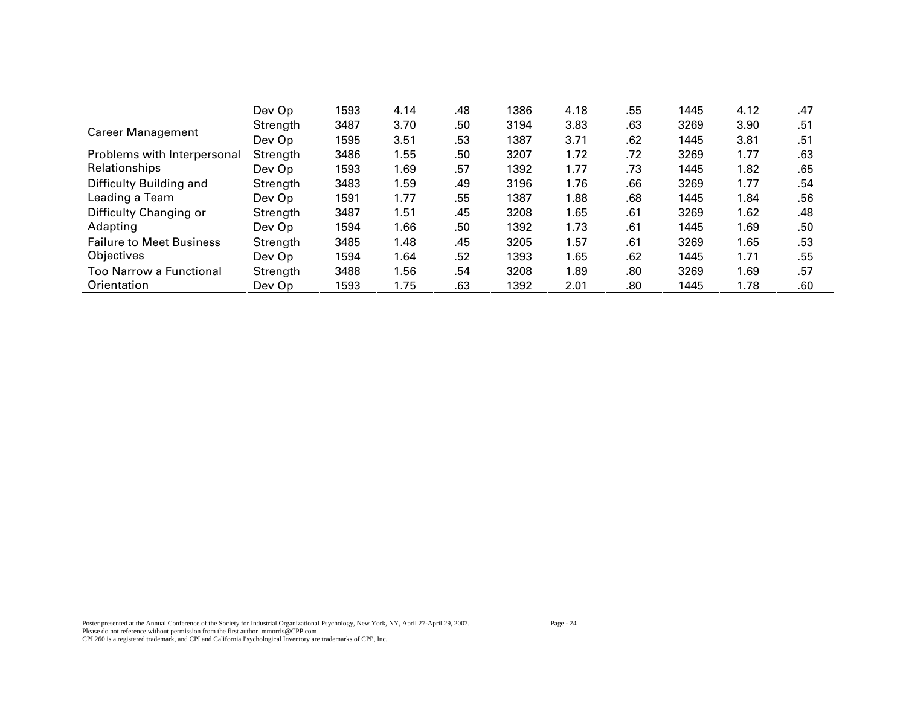| | | | | | | | | | | |
|---|---|---|---|---|---|---|---|---|---|---|
| | Dev Op | 1593 | 4.14 | .48 | 1386 | 4.18 | .55 | 1445 | 4.12 | .47 |
| Career Management | Strength | 3487 | 3.70 | .50 | 3194 | 3.83 | .63 | 3269 | 3.90 | .51 |
| | Dev Op | 1595 | 3.51 | .53 | 1387 | 3.71 | .62 | 1445 | 3.81 | .51 |
| Problems with Interpersonal Relationships | Strength | 3486 | 1.55 | .50 | 3207 | 1.72 | .72 | 3269 | 1.77 | .63 |
| | Dev Op | 1593 | 1.69 | .57 | 1392 | 1.77 | .73 | 1445 | 1.82 | .65 |
| Difficulty Building and Leading a Team | Strength | 3483 | 1.59 | .49 | 3196 | 1.76 | .66 | 3269 | 1.77 | .54 |
| | Dev Op | 1591 | 1.77 | .55 | 1387 | 1.88 | .68 | 1445 | 1.84 | .56 |
| Difficulty Changing or Adapting | Strength | 3487 | 1.51 | .45 | 3208 | 1.65 | .61 | 3269 | 1.62 | .48 |
| | Dev Op | 1594 | 1.66 | .50 | 1392 | 1.73 | .61 | 1445 | 1.69 | .50 |
| Failure to Meet Business Objectives | Strength | 3485 | 1.48 | .45 | 3205 | 1.57 | .61 | 3269 | 1.65 | .53 |
| | Dev Op | 1594 | 1.64 | .52 | 1393 | 1.65 | .62 | 1445 | 1.71 | .55 |
| Too Narrow a Functional Orientation | Strength | 3488 | 1.56 | .54 | 3208 | 1.89 | .80 | 3269 | 1.69 | .57 |
| | Dev Op | 1593 | 1.75 | .63 | 1392 | 2.01 | .80 | 1445 | 1.78 | .60 |

Poster presented at the Annual Conference of the Society for Industrial Organizational Psychology, New York, NY, April 27-April 29, 2007.
Please do not reference without permission from the first author. mmorris@CPP.com
CPI 260 is a registered trademark, and CPI and California Psychological Inventory are trademarks of CPP, Inc.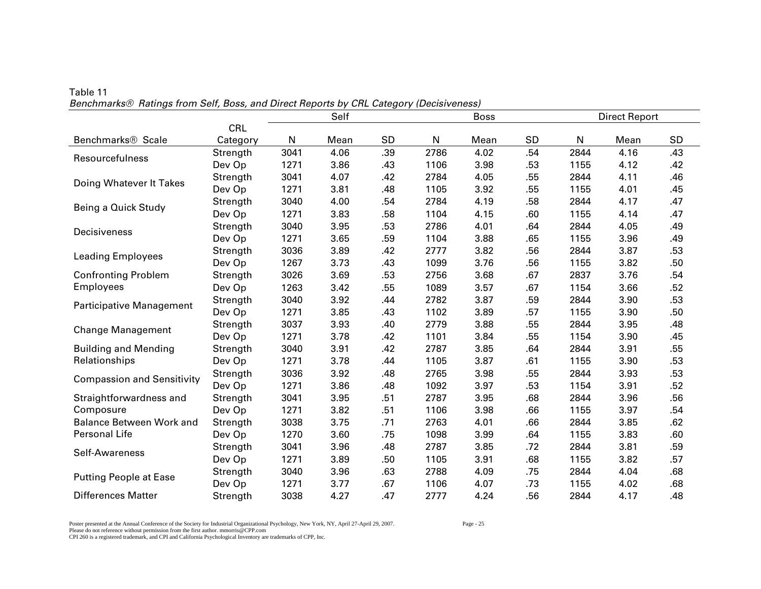Table 11

*Benchmarks® Ratings from Self, Boss, and Direct Reports by CRL Category (Decisiveness)*

| | | Self | | | Boss | | | Direct Report | | |
|---|---|---|---|---|---|---|---|---|---|---|
| Benchmarks® Scale | CRL Category | N | Mean | SD | N | Mean | SD | N | Mean | SD |
| Resourcefulness | Strength | 3041 | 4.06 | .39 | 2786 | 4.02 | .54 | 2844 | 4.16 | .43 |
| | Dev Op | 1271 | 3.86 | .43 | 1106 | 3.98 | .53 | 1155 | 4.12 | .42 |
| Doing Whatever It Takes | Strength | 3041 | 4.07 | .42 | 2784 | 4.05 | .55 | 2844 | 4.11 | .46 |
| | Dev Op | 1271 | 3.81 | .48 | 1105 | 3.92 | .55 | 1155 | 4.01 | .45 |
| Being a Quick Study | Strength | 3040 | 4.00 | .54 | 2784 | 4.19 | .58 | 2844 | 4.17 | .47 |
| | Dev Op | 1271 | 3.83 | .58 | 1104 | 4.15 | .60 | 1155 | 4.14 | .47 |
| Decisiveness | Strength | 3040 | 3.95 | .53 | 2786 | 4.01 | .64 | 2844 | 4.05 | .49 |
| | Dev Op | 1271 | 3.65 | .59 | 1104 | 3.88 | .65 | 1155 | 3.96 | .49 |
| Leading Employees | Strength | 3036 | 3.89 | .42 | 2777 | 3.82 | .56 | 2844 | 3.87 | .53 |
| | Dev Op | 1267 | 3.73 | .43 | 1099 | 3.76 | .56 | 1155 | 3.82 | .50 |
| Confronting Problem Employees | Strength | 3026 | 3.69 | .53 | 2756 | 3.68 | .67 | 2837 | 3.76 | .54 |
| | Dev Op | 1263 | 3.42 | .55 | 1089 | 3.57 | .67 | 1154 | 3.66 | .52 |
| Participative Management | Strength | 3040 | 3.92 | .44 | 2782 | 3.87 | .59 | 2844 | 3.90 | .53 |
| | Dev Op | 1271 | 3.85 | .43 | 1102 | 3.89 | .57 | 1155 | 3.90 | .50 |
| Change Management | Strength | 3037 | 3.93 | .40 | 2779 | 3.88 | .55 | 2844 | 3.95 | .48 |
| | Dev Op | 1271 | 3.78 | .42 | 1101 | 3.84 | .55 | 1154 | 3.90 | .45 |
| Building and Mending Relationships | Strength | 3040 | 3.91 | .42 | 2787 | 3.85 | .64 | 2844 | 3.91 | .55 |
| | Dev Op | 1271 | 3.78 | .44 | 1105 | 3.87 | .61 | 1155 | 3.90 | .53 |
| Compassion and Sensitivity | Strength | 3036 | 3.92 | .48 | 2765 | 3.98 | .55 | 2844 | 3.93 | .53 |
| | Dev Op | 1271 | 3.86 | .48 | 1092 | 3.97 | .53 | 1154 | 3.91 | .52 |
| Straightforwardness and Composure | Strength | 3041 | 3.95 | .51 | 2787 | 3.95 | .68 | 2844 | 3.96 | .56 |
| | Dev Op | 1271 | 3.82 | .51 | 1106 | 3.98 | .66 | 1155 | 3.97 | .54 |
| Balance Between Work and Personal Life | Strength | 3038 | 3.75 | .71 | 2763 | 4.01 | .66 | 2844 | 3.85 | .62 |
| | Dev Op | 1270 | 3.60 | .75 | 1098 | 3.99 | .64 | 1155 | 3.83 | .60 |
| Self-Awareness | Strength | 3041 | 3.96 | .48 | 2787 | 3.85 | .72 | 2844 | 3.81 | .59 |
| | Dev Op | 1271 | 3.89 | .50 | 1105 | 3.91 | .68 | 1155 | 3.82 | .57 |
| Putting People at Ease | Strength | 3040 | 3.96 | .63 | 2788 | 4.09 | .75 | 2844 | 4.04 | .68 |
| | Dev Op | 1271 | 3.77 | .67 | 1106 | 4.07 | .73 | 1155 | 4.02 | .68 |
| Differences Matter | Strength | 3038 | 4.27 | .47 | 2777 | 4.24 | .56 | 2844 | 4.17 | .48 |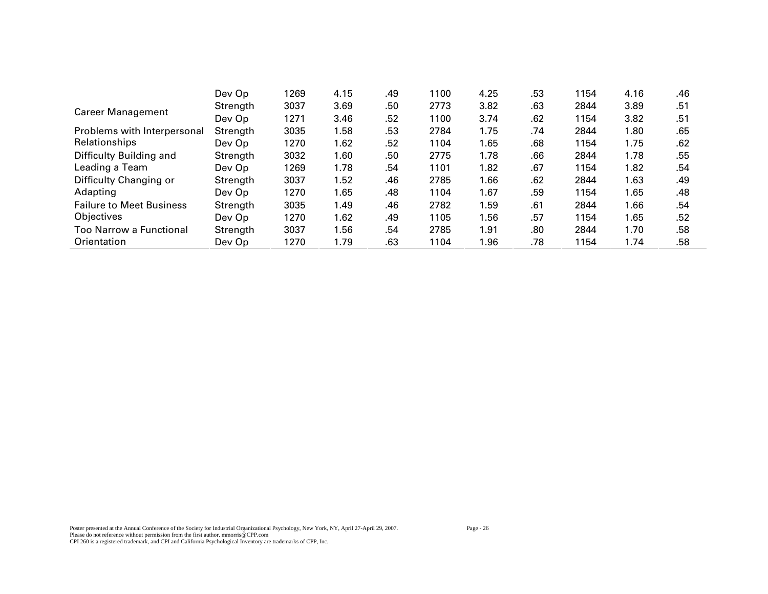| | | | | | | | | | | |
|---|---|---|---|---|---|---|---|---|---|---|
| | Dev Op | 1269 | 4.15 | .49 | 1100 | 4.25 | .53 | 1154 | 4.16 | .46 |
| Career Management | Strength | 3037 | 3.69 | .50 | 2773 | 3.82 | .63 | 2844 | 3.89 | .51 |
| | Dev Op | 1271 | 3.46 | .52 | 1100 | 3.74 | .62 | 1154 | 3.82 | .51 |
| Problems with Interpersonal Relationships | Strength | 3035 | 1.58 | .53 | 2784 | 1.75 | .74 | 2844 | 1.80 | .65 |
| | Dev Op | 1270 | 1.62 | .52 | 1104 | 1.65 | .68 | 1154 | 1.75 | .62 |
| Difficulty Building and Leading a Team | Strength | 3032 | 1.60 | .50 | 2775 | 1.78 | .66 | 2844 | 1.78 | .55 |
| | Dev Op | 1269 | 1.78 | .54 | 1101 | 1.82 | .67 | 1154 | 1.82 | .54 |
| Difficulty Changing or Adapting | Strength | 3037 | 1.52 | .46 | 2785 | 1.66 | .62 | 2844 | 1.63 | .49 |
| | Dev Op | 1270 | 1.65 | .48 | 1104 | 1.67 | .59 | 1154 | 1.65 | .48 |
| Failure to Meet Business Objectives | Strength | 3035 | 1.49 | .46 | 2782 | 1.59 | .61 | 2844 | 1.66 | .54 |
| | Dev Op | 1270 | 1.62 | .49 | 1105 | 1.56 | .57 | 1154 | 1.65 | .52 |
| Too Narrow a Functional Orientation | Strength | 3037 | 1.56 | .54 | 2785 | 1.91 | .80 | 2844 | 1.70 | .58 |
| | Dev Op | 1270 | 1.79 | .63 | 1104 | 1.96 | .78 | 1154 | 1.74 | .58 |

Poster presented at the Annual Conference of the Society for Industrial Organizational Psychology, New York, NY, April 27-April 29, 2007.
Please do not reference without permission from the first author. mmorris@CPP.com
CPI 260 is a registered trademark, and CPI and California Psychological Inventory are trademarks of CPP, Inc.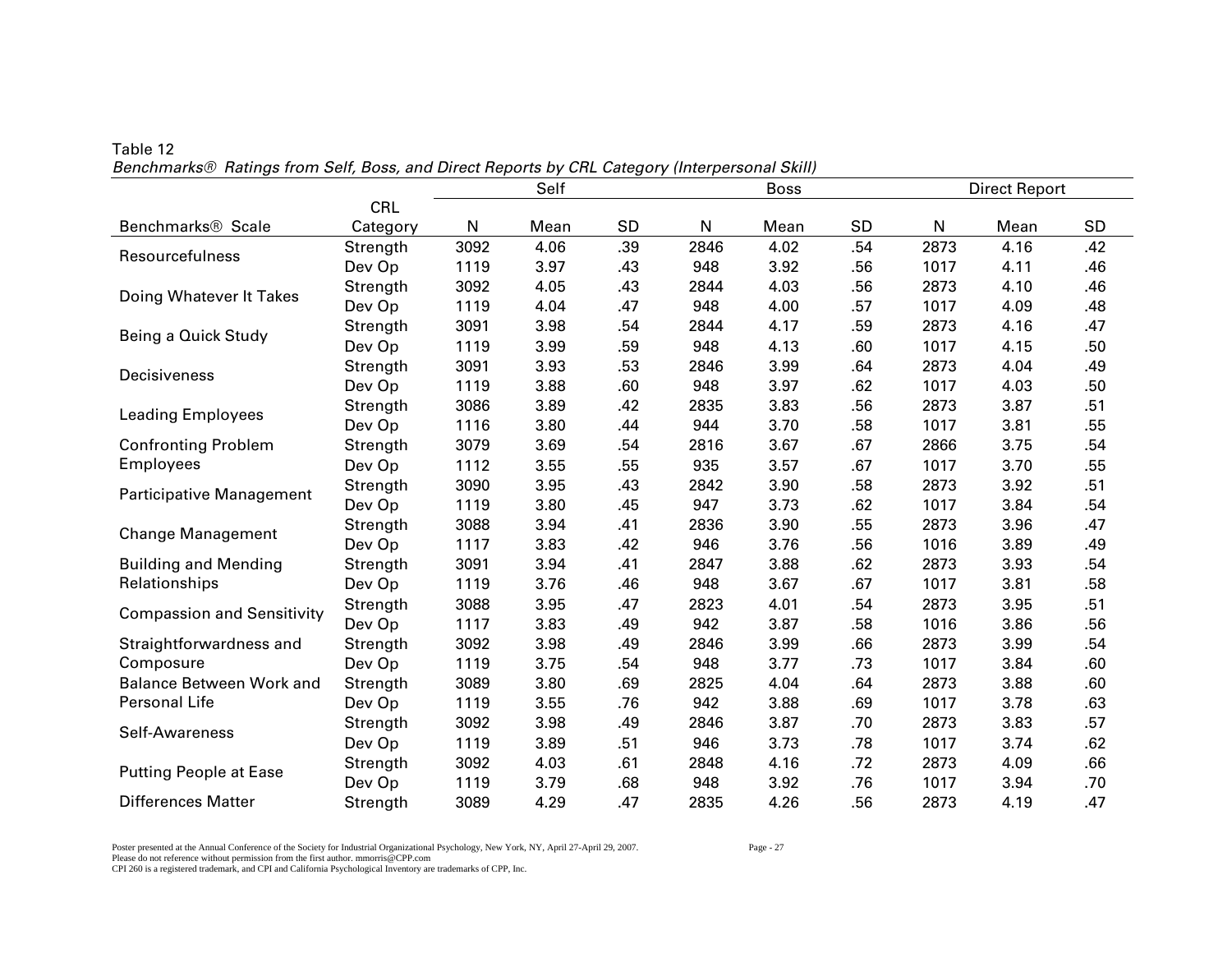Table 12

*Benchmarks® Ratings from Self, Boss, and Direct Reports by CRL Category (Interpersonal Skill)*

| Benchmarks® Scale | CRL Category | Self | | | Boss | | | Direct Report | | |
|---|---|---|---|---|---|---|---|---|---|---|
| | | N | Mean | SD | N | Mean | SD | N | Mean | SD |
| Resourcefulness | Strength | 3092 | 4.06 | .39 | 2846 | 4.02 | .54 | 2873 | 4.16 | .42 |
| | Dev Op | 1119 | 3.97 | .43 | 948 | 3.92 | .56 | 1017 | 4.11 | .46 |
| Doing Whatever It Takes | Strength | 3092 | 4.05 | .43 | 2844 | 4.03 | .56 | 2873 | 4.10 | .46 |
| | Dev Op | 1119 | 4.04 | .47 | 948 | 4.00 | .57 | 1017 | 4.09 | .48 |
| Being a Quick Study | Strength | 3091 | 3.98 | .54 | 2844 | 4.17 | .59 | 2873 | 4.16 | .47 |
| | Dev Op | 1119 | 3.99 | .59 | 948 | 4.13 | .60 | 1017 | 4.15 | .50 |
| Decisiveness | Strength | 3091 | 3.93 | .53 | 2846 | 3.99 | .64 | 2873 | 4.04 | .49 |
| | Dev Op | 1119 | 3.88 | .60 | 948 | 3.97 | .62 | 1017 | 4.03 | .50 |
| Leading Employees | Strength | 3086 | 3.89 | .42 | 2835 | 3.83 | .56 | 2873 | 3.87 | .51 |
| | Dev Op | 1116 | 3.80 | .44 | 944 | 3.70 | .58 | 1017 | 3.81 | .55 |
| Confronting Problem Employees | Strength | 3079 | 3.69 | .54 | 2816 | 3.67 | .67 | 2866 | 3.75 | .54 |
| | Dev Op | 1112 | 3.55 | .55 | 935 | 3.57 | .67 | 1017 | 3.70 | .55 |
| Participative Management | Strength | 3090 | 3.95 | .43 | 2842 | 3.90 | .58 | 2873 | 3.92 | .51 |
| | Dev Op | 1119 | 3.80 | .45 | 947 | 3.73 | .62 | 1017 | 3.84 | .54 |
| Change Management | Strength | 3088 | 3.94 | .41 | 2836 | 3.90 | .55 | 2873 | 3.96 | .47 |
| | Dev Op | 1117 | 3.83 | .42 | 946 | 3.76 | .56 | 1016 | 3.89 | .49 |
| Building and Mending Relationships | Strength | 3091 | 3.94 | .41 | 2847 | 3.88 | .62 | 2873 | 3.93 | .54 |
| | Dev Op | 1119 | 3.76 | .46 | 948 | 3.67 | .67 | 1017 | 3.81 | .58 |
| Compassion and Sensitivity | Strength | 3088 | 3.95 | .47 | 2823 | 4.01 | .54 | 2873 | 3.95 | .51 |
| | Dev Op | 1117 | 3.83 | .49 | 942 | 3.87 | .58 | 1016 | 3.86 | .56 |
| Straightforwardness and Composure | Strength | 3092 | 3.98 | .49 | 2846 | 3.99 | .66 | 2873 | 3.99 | .54 |
| | Dev Op | 1119 | 3.75 | .54 | 948 | 3.77 | .73 | 1017 | 3.84 | .60 |
| Balance Between Work and Personal Life | Strength | 3089 | 3.80 | .69 | 2825 | 4.04 | .64 | 2873 | 3.88 | .60 |
| | Dev Op | 1119 | 3.55 | .76 | 942 | 3.88 | .69 | 1017 | 3.78 | .63 |
| Self-Awareness | Strength | 3092 | 3.98 | .49 | 2846 | 3.87 | .70 | 2873 | 3.83 | .57 |
| | Dev Op | 1119 | 3.89 | .51 | 946 | 3.73 | .78 | 1017 | 3.74 | .62 |
| Putting People at Ease | Strength | 3092 | 4.03 | .61 | 2848 | 4.16 | .72 | 2873 | 4.09 | .66 |
| | Dev Op | 1119 | 3.79 | .68 | 948 | 3.92 | .76 | 1017 | 3.94 | .70 |
| Differences Matter | Strength | 3089 | 4.29 | .47 | 2835 | 4.26 | .56 | 2873 | 4.19 | .47 |

Poster presented at the Annual Conference of the Society for Industrial Organizational Psychology, New York, NY, April 27-April 29, 2007.
Please do not reference without permission from the first author. mmorris@CPP.com
CPI 260 is a registered trademark, and CPI and California Psychological Inventory are trademarks of CPP, Inc.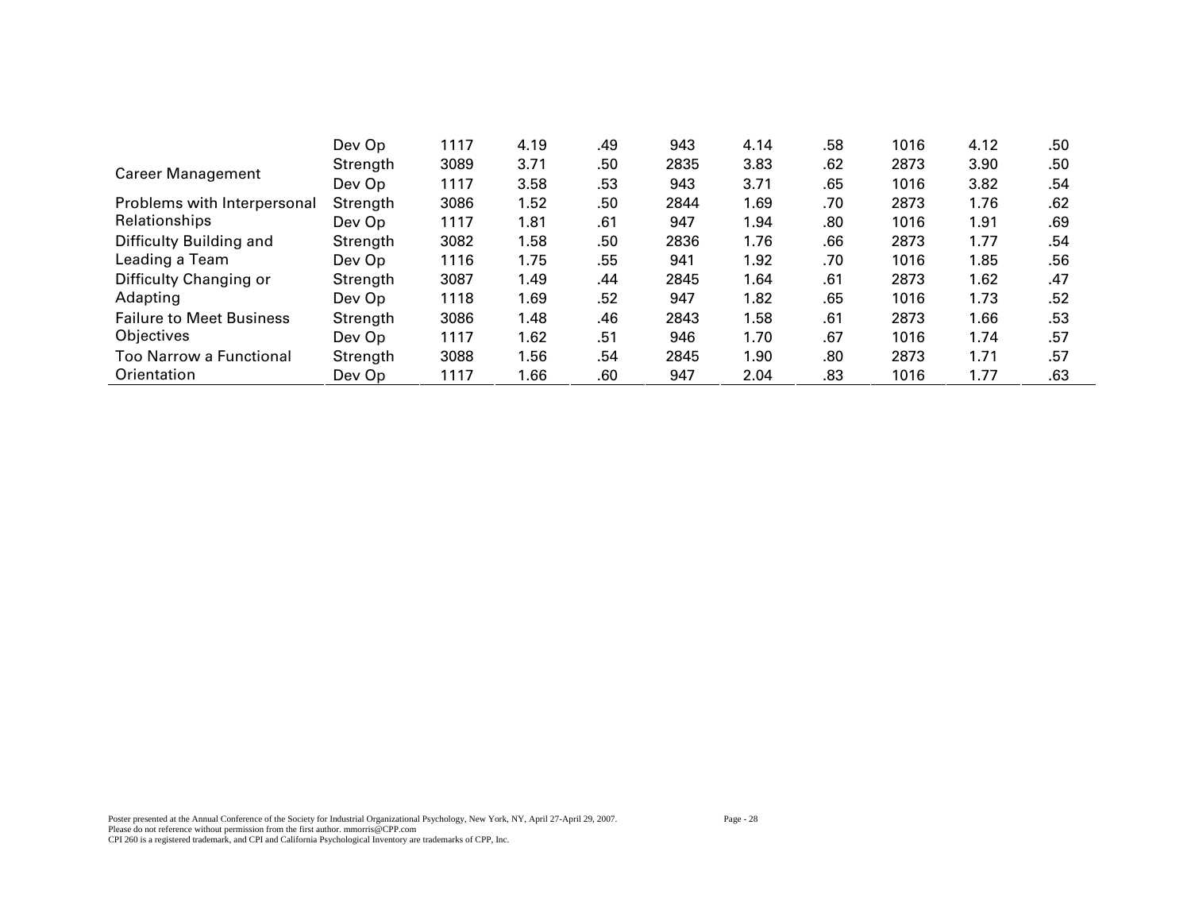|  |  |  |  |  |  |  |  |  |  |  |
|---|---|---|---|---|---|---|---|---|---|---|
|  | Dev Op | 1117 | 4.19 | .49 | 943 | 4.14 | .58 | 1016 | 4.12 | .50 |
| Career Management | Strength | 3089 | 3.71 | .50 | 2835 | 3.83 | .62 | 2873 | 3.90 | .50 |
|  | Dev Op | 1117 | 3.58 | .53 | 943 | 3.71 | .65 | 1016 | 3.82 | .54 |
| Problems with Interpersonal Relationships | Strength | 3086 | 1.52 | .50 | 2844 | 1.69 | .70 | 2873 | 1.76 | .62 |
|  | Dev Op | 1117 | 1.81 | .61 | 947 | 1.94 | .80 | 1016 | 1.91 | .69 |
| Difficulty Building and Leading a Team | Strength | 3082 | 1.58 | .50 | 2836 | 1.76 | .66 | 2873 | 1.77 | .54 |
|  | Dev Op | 1116 | 1.75 | .55 | 941 | 1.92 | .70 | 1016 | 1.85 | .56 |
| Difficulty Changing or Adapting | Strength | 3087 | 1.49 | .44 | 2845 | 1.64 | .61 | 2873 | 1.62 | .47 |
|  | Dev Op | 1118 | 1.69 | .52 | 947 | 1.82 | .65 | 1016 | 1.73 | .52 |
| Failure to Meet Business Objectives | Strength | 3086 | 1.48 | .46 | 2843 | 1.58 | .61 | 2873 | 1.66 | .53 |
|  | Dev Op | 1117 | 1.62 | .51 | 946 | 1.70 | .67 | 1016 | 1.74 | .57 |
| Too Narrow a Functional Orientation | Strength | 3088 | 1.56 | .54 | 2845 | 1.90 | .80 | 2873 | 1.71 | .57 |
|  | Dev Op | 1117 | 1.66 | .60 | 947 | 2.04 | .83 | 1016 | 1.77 | .63 |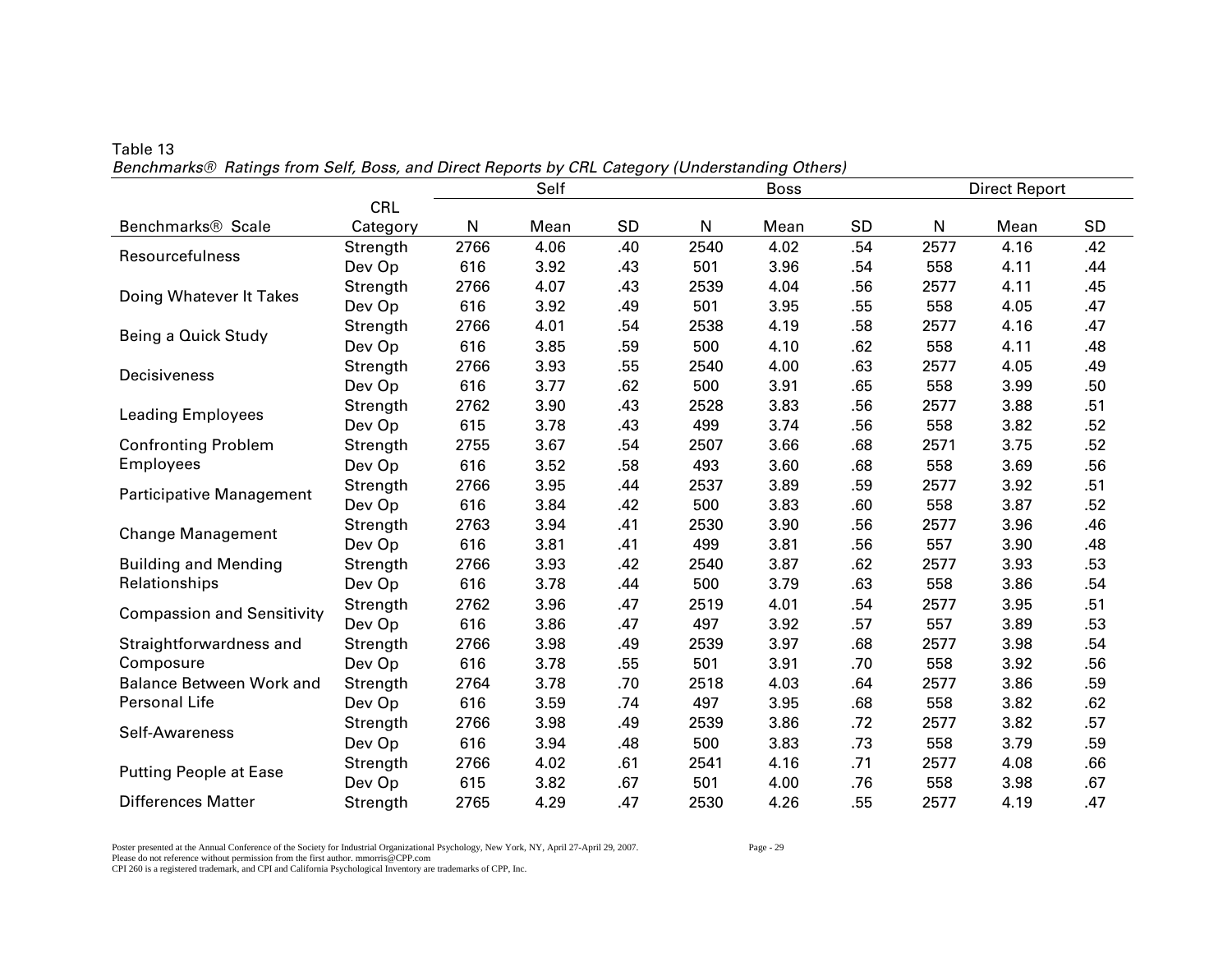Table 13

*Benchmarks® Ratings from Self, Boss, and Direct Reports by CRL Category (Understanding Others)*

| | | Self | | | Boss | | | Direct Report | | |
|---|---|---|---|---|---|---|---|---|---|---|
| Benchmarks® Scale | CRL Category | N | Mean | SD | N | Mean | SD | N | Mean | SD |
| Resourcefulness | Strength | 2766 | 4.06 | .40 | 2540 | 4.02 | .54 | 2577 | 4.16 | .42 |
| | Dev Op | 616 | 3.92 | .43 | 501 | 3.96 | .54 | 558 | 4.11 | .44 |
| Doing Whatever It Takes | Strength | 2766 | 4.07 | .43 | 2539 | 4.04 | .56 | 2577 | 4.11 | .45 |
| | Dev Op | 616 | 3.92 | .49 | 501 | 3.95 | .55 | 558 | 4.05 | .47 |
| Being a Quick Study | Strength | 2766 | 4.01 | .54 | 2538 | 4.19 | .58 | 2577 | 4.16 | .47 |
| | Dev Op | 616 | 3.85 | .59 | 500 | 4.10 | .62 | 558 | 4.11 | .48 |
| Decisiveness | Strength | 2766 | 3.93 | .55 | 2540 | 4.00 | .63 | 2577 | 4.05 | .49 |
| | Dev Op | 616 | 3.77 | .62 | 500 | 3.91 | .65 | 558 | 3.99 | .50 |
| Leading Employees | Strength | 2762 | 3.90 | .43 | 2528 | 3.83 | .56 | 2577 | 3.88 | .51 |
| | Dev Op | 615 | 3.78 | .43 | 499 | 3.74 | .56 | 558 | 3.82 | .52 |
| Confronting Problem Employees | Strength | 2755 | 3.67 | .54 | 2507 | 3.66 | .68 | 2571 | 3.75 | .52 |
| | Dev Op | 616 | 3.52 | .58 | 493 | 3.60 | .68 | 558 | 3.69 | .56 |
| Participative Management | Strength | 2766 | 3.95 | .44 | 2537 | 3.89 | .59 | 2577 | 3.92 | .51 |
| | Dev Op | 616 | 3.84 | .42 | 500 | 3.83 | .60 | 558 | 3.87 | .52 |
| Change Management | Strength | 2763 | 3.94 | .41 | 2530 | 3.90 | .56 | 2577 | 3.96 | .46 |
| | Dev Op | 616 | 3.81 | .41 | 499 | 3.81 | .56 | 557 | 3.90 | .48 |
| Building and Mending Relationships | Strength | 2766 | 3.93 | .42 | 2540 | 3.87 | .62 | 2577 | 3.93 | .53 |
| | Dev Op | 616 | 3.78 | .44 | 500 | 3.79 | .63 | 558 | 3.86 | .54 |
| Compassion and Sensitivity | Strength | 2762 | 3.96 | .47 | 2519 | 4.01 | .54 | 2577 | 3.95 | .51 |
| | Dev Op | 616 | 3.86 | .47 | 497 | 3.92 | .57 | 557 | 3.89 | .53 |
| Straightforwardness and Composure | Strength | 2766 | 3.98 | .49 | 2539 | 3.97 | .68 | 2577 | 3.98 | .54 |
| | Dev Op | 616 | 3.78 | .55 | 501 | 3.91 | .70 | 558 | 3.92 | .56 |
| Balance Between Work and Personal Life | Strength | 2764 | 3.78 | .70 | 2518 | 4.03 | .64 | 2577 | 3.86 | .59 |
| | Dev Op | 616 | 3.59 | .74 | 497 | 3.95 | .68 | 558 | 3.82 | .62 |
| Self-Awareness | Strength | 2766 | 3.98 | .49 | 2539 | 3.86 | .72 | 2577 | 3.82 | .57 |
| | Dev Op | 616 | 3.94 | .48 | 500 | 3.83 | .73 | 558 | 3.79 | .59 |
| Putting People at Ease | Strength | 2766 | 4.02 | .61 | 2541 | 4.16 | .71 | 2577 | 4.08 | .66 |
| | Dev Op | 615 | 3.82 | .67 | 501 | 4.00 | .76 | 558 | 3.98 | .67 |
| Differences Matter | Strength | 2765 | 4.29 | .47 | 2530 | 4.26 | .55 | 2577 | 4.19 | .47 |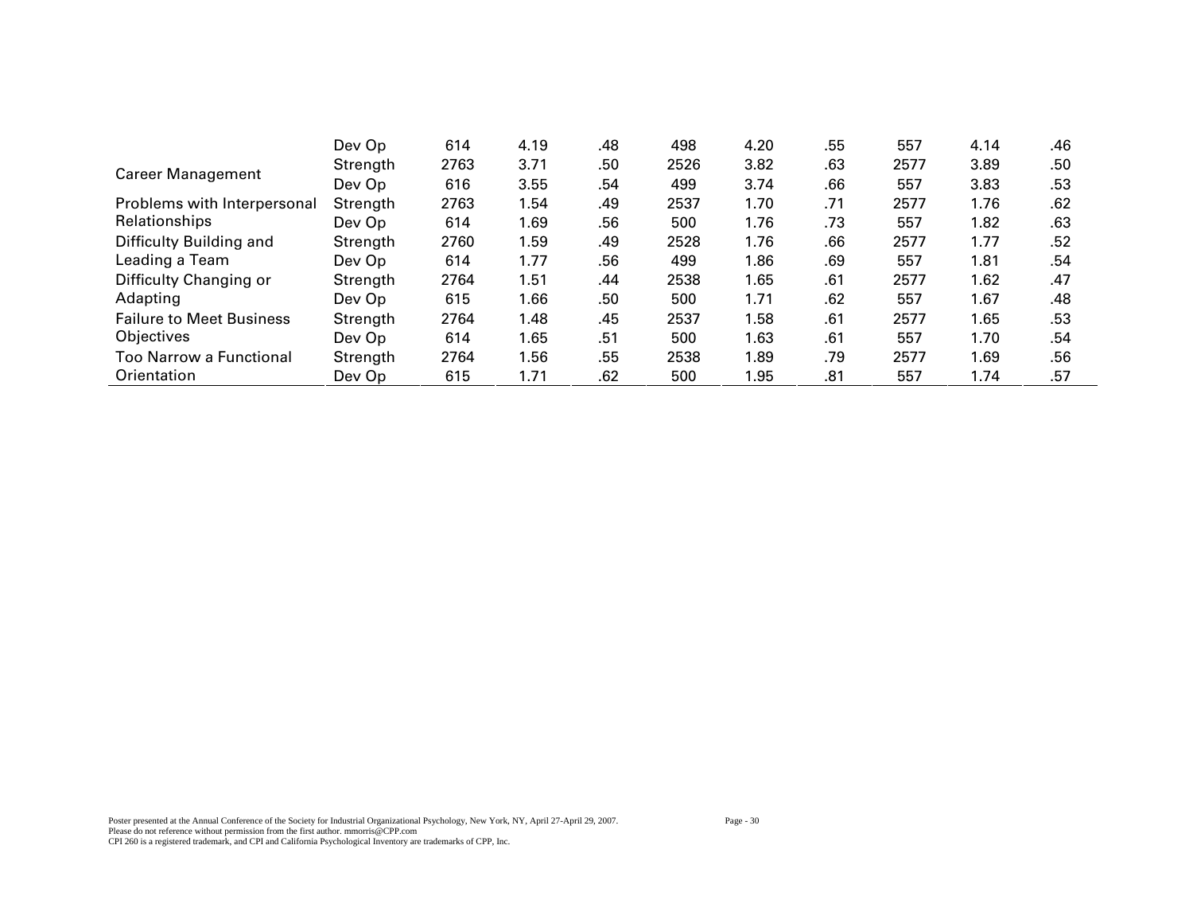| | Dev Op | 614 | 4.19 | .48 | 498 | 4.20 | .55 | 557 | 4.14 | .46 |
|---|---|---|---|---|---|---|---|---|---|---|
| Career Management | Strength | 2763 | 3.71 | .50 | 2526 | 3.82 | .63 | 2577 | 3.89 | .50 |
| | Dev Op | 616 | 3.55 | .54 | 499 | 3.74 | .66 | 557 | 3.83 | .53 |
| Problems with Interpersonal Relationships | Strength | 2763 | 1.54 | .49 | 2537 | 1.70 | .71 | 2577 | 1.76 | .62 |
| | Dev Op | 614 | 1.69 | .56 | 500 | 1.76 | .73 | 557 | 1.82 | .63 |
| Difficulty Building and Leading a Team | Strength | 2760 | 1.59 | .49 | 2528 | 1.76 | .66 | 2577 | 1.77 | .52 |
| | Dev Op | 614 | 1.77 | .56 | 499 | 1.86 | .69 | 557 | 1.81 | .54 |
| Difficulty Changing or Adapting | Strength | 2764 | 1.51 | .44 | 2538 | 1.65 | .61 | 2577 | 1.62 | .47 |
| | Dev Op | 615 | 1.66 | .50 | 500 | 1.71 | .62 | 557 | 1.67 | .48 |
| Failure to Meet Business Objectives | Strength | 2764 | 1.48 | .45 | 2537 | 1.58 | .61 | 2577 | 1.65 | .53 |
| | Dev Op | 614 | 1.65 | .51 | 500 | 1.63 | .61 | 557 | 1.70 | .54 |
| Too Narrow a Functional Orientation | Strength | 2764 | 1.56 | .55 | 2538 | 1.89 | .79 | 2577 | 1.69 | .56 |
| | Dev Op | 615 | 1.71 | .62 | 500 | 1.95 | .81 | 557 | 1.74 | .57 |

Poster presented at the Annual Conference of the Society for Industrial Organizational Psychology, New York, NY, April 27-April 29, 2007.
Please do not reference without permission from the first author. mmorris@CPP.com
CPI 260 is a registered trademark, and CPI and California Psychological Inventory are trademarks of CPP, Inc.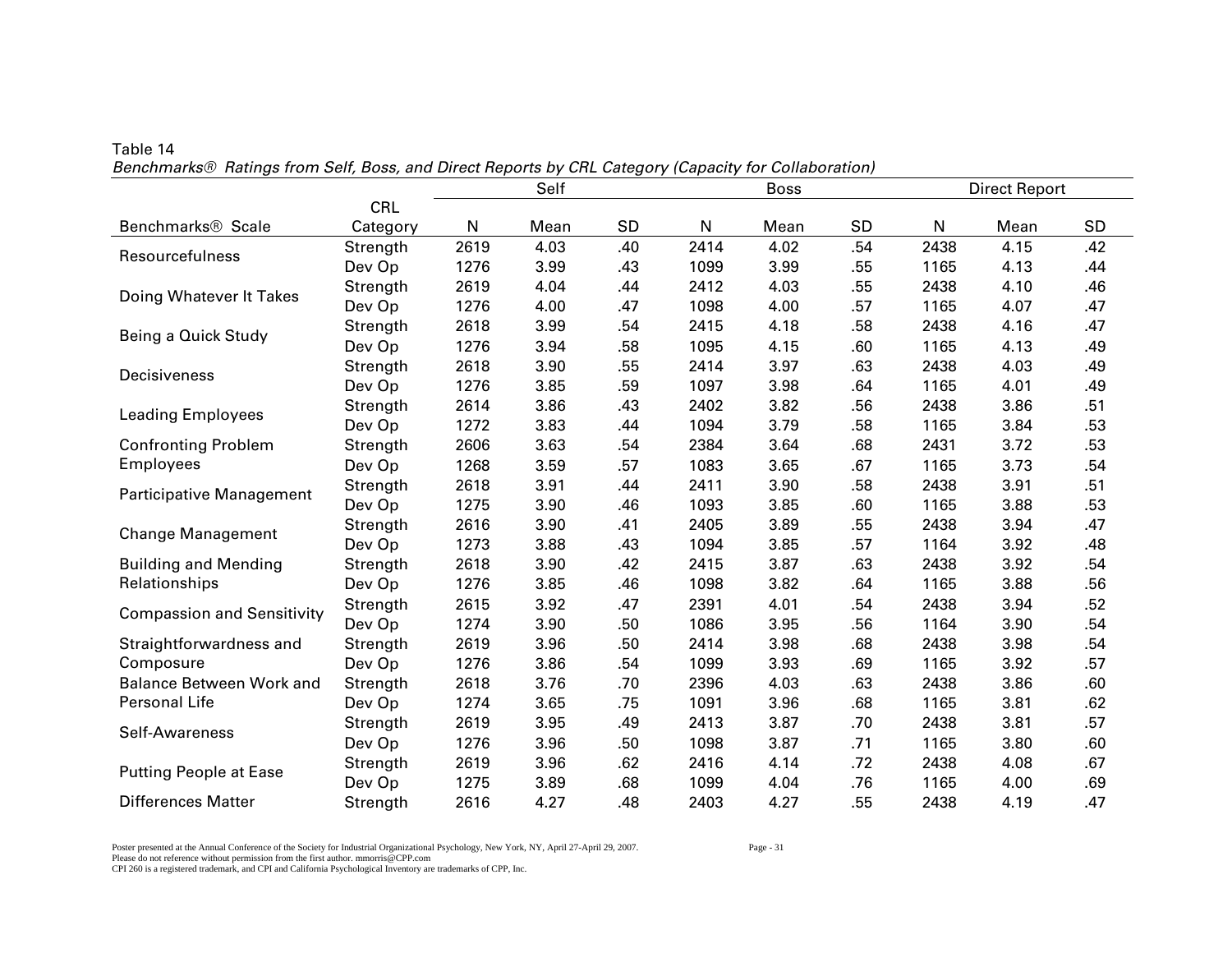Table 14

*Benchmarks® Ratings from Self, Boss, and Direct Reports by CRL Category (Capacity for Collaboration)*

| | | Self | | | Boss | | | Direct Report | | |
|---|---|---|---|---|---|---|---|---|---|---|
| Benchmarks® Scale | CRL Category | N | Mean | SD | N | Mean | SD | N | Mean | SD |
| Resourcefulness | Strength | 2619 | 4.03 | .40 | 2414 | 4.02 | .54 | 2438 | 4.15 | .42 |
| | Dev Op | 1276 | 3.99 | .43 | 1099 | 3.99 | .55 | 1165 | 4.13 | .44 |
| Doing Whatever It Takes | Strength | 2619 | 4.04 | .44 | 2412 | 4.03 | .55 | 2438 | 4.10 | .46 |
| | Dev Op | 1276 | 4.00 | .47 | 1098 | 4.00 | .57 | 1165 | 4.07 | .47 |
| Being a Quick Study | Strength | 2618 | 3.99 | .54 | 2415 | 4.18 | .58 | 2438 | 4.16 | .47 |
| | Dev Op | 1276 | 3.94 | .58 | 1095 | 4.15 | .60 | 1165 | 4.13 | .49 |
| Decisiveness | Strength | 2618 | 3.90 | .55 | 2414 | 3.97 | .63 | 2438 | 4.03 | .49 |
| | Dev Op | 1276 | 3.85 | .59 | 1097 | 3.98 | .64 | 1165 | 4.01 | .49 |
| Leading Employees | Strength | 2614 | 3.86 | .43 | 2402 | 3.82 | .56 | 2438 | 3.86 | .51 |
| | Dev Op | 1272 | 3.83 | .44 | 1094 | 3.79 | .58 | 1165 | 3.84 | .53 |
| Confronting Problem Employees | Strength | 2606 | 3.63 | .54 | 2384 | 3.64 | .68 | 2431 | 3.72 | .53 |
| | Dev Op | 1268 | 3.59 | .57 | 1083 | 3.65 | .67 | 1165 | 3.73 | .54 |
| Participative Management | Strength | 2618 | 3.91 | .44 | 2411 | 3.90 | .58 | 2438 | 3.91 | .51 |
| | Dev Op | 1275 | 3.90 | .46 | 1093 | 3.85 | .60 | 1165 | 3.88 | .53 |
| Change Management | Strength | 2616 | 3.90 | .41 | 2405 | 3.89 | .55 | 2438 | 3.94 | .47 |
| | Dev Op | 1273 | 3.88 | .43 | 1094 | 3.85 | .57 | 1164 | 3.92 | .48 |
| Building and Mending Relationships | Strength | 2618 | 3.90 | .42 | 2415 | 3.87 | .63 | 2438 | 3.92 | .54 |
| | Dev Op | 1276 | 3.85 | .46 | 1098 | 3.82 | .64 | 1165 | 3.88 | .56 |
| Compassion and Sensitivity | Strength | 2615 | 3.92 | .47 | 2391 | 4.01 | .54 | 2438 | 3.94 | .52 |
| | Dev Op | 1274 | 3.90 | .50 | 1086 | 3.95 | .56 | 1164 | 3.90 | .54 |
| Straightforwardness and Composure | Strength | 2619 | 3.96 | .50 | 2414 | 3.98 | .68 | 2438 | 3.98 | .54 |
| | Dev Op | 1276 | 3.86 | .54 | 1099 | 3.93 | .69 | 1165 | 3.92 | .57 |
| Balance Between Work and Personal Life | Strength | 2618 | 3.76 | .70 | 2396 | 4.03 | .63 | 2438 | 3.86 | .60 |
| | Dev Op | 1274 | 3.65 | .75 | 1091 | 3.96 | .68 | 1165 | 3.81 | .62 |
| Self-Awareness | Strength | 2619 | 3.95 | .49 | 2413 | 3.87 | .70 | 2438 | 3.81 | .57 |
| | Dev Op | 1276 | 3.96 | .50 | 1098 | 3.87 | .71 | 1165 | 3.80 | .60 |
| Putting People at Ease | Strength | 2619 | 3.96 | .62 | 2416 | 4.14 | .72 | 2438 | 4.08 | .67 |
| | Dev Op | 1275 | 3.89 | .68 | 1099 | 4.04 | .76 | 1165 | 4.00 | .69 |
| Differences Matter | Strength | 2616 | 4.27 | .48 | 2403 | 4.27 | .55 | 2438 | 4.19 | .47 |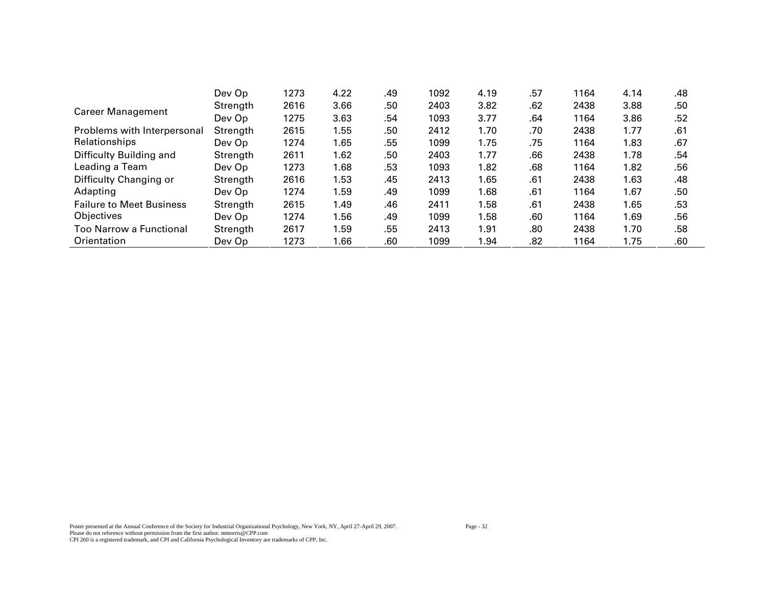|  |  |  |  |  |  |  |  |  |  |  |
|---|---|---|---|---|---|---|---|---|---|---|
|  | Dev Op | 1273 | 4.22 | .49 | 1092 | 4.19 | .57 | 1164 | 4.14 | .48 |
| Career Management | Strength | 2616 | 3.66 | .50 | 2403 | 3.82 | .62 | 2438 | 3.88 | .50 |
|  | Dev Op | 1275 | 3.63 | .54 | 1093 | 3.77 | .64 | 1164 | 3.86 | .52 |
| Problems with Interpersonal Relationships | Strength | 2615 | 1.55 | .50 | 2412 | 1.70 | .70 | 2438 | 1.77 | .61 |
|  | Dev Op | 1274 | 1.65 | .55 | 1099 | 1.75 | .75 | 1164 | 1.83 | .67 |
| Difficulty Building and Leading a Team | Strength | 2611 | 1.62 | .50 | 2403 | 1.77 | .66 | 2438 | 1.78 | .54 |
|  | Dev Op | 1273 | 1.68 | .53 | 1093 | 1.82 | .68 | 1164 | 1.82 | .56 |
| Difficulty Changing or Adapting | Strength | 2616 | 1.53 | .45 | 2413 | 1.65 | .61 | 2438 | 1.63 | .48 |
|  | Dev Op | 1274 | 1.59 | .49 | 1099 | 1.68 | .61 | 1164 | 1.67 | .50 |
| Failure to Meet Business Objectives | Strength | 2615 | 1.49 | .46 | 2411 | 1.58 | .61 | 2438 | 1.65 | .53 |
|  | Dev Op | 1274 | 1.56 | .49 | 1099 | 1.58 | .60 | 1164 | 1.69 | .56 |
| Too Narrow a Functional Orientation | Strength | 2617 | 1.59 | .55 | 2413 | 1.91 | .80 | 2438 | 1.70 | .58 |
|  | Dev Op | 1273 | 1.66 | .60 | 1099 | 1.94 | .82 | 1164 | 1.75 | .60 |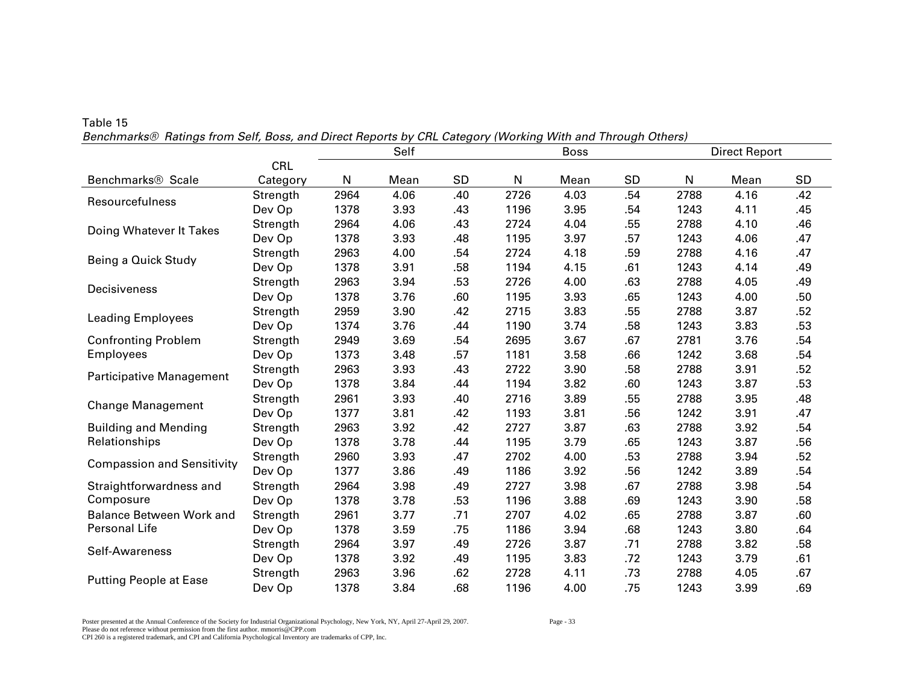Table 15

*Benchmarks® Ratings from Self, Boss, and Direct Reports by CRL Category (Working With and Through Others)*

| | | Self | | | Boss | | | Direct Report | | |
|---|---|---|---|---|---|---|---|---|---|---|
| Benchmarks® Scale | CRL Category | N | Mean | SD | N | Mean | SD | N | Mean | SD |
| Resourcefulness | Strength | 2964 | 4.06 | .40 | 2726 | 4.03 | .54 | 2788 | 4.16 | .42 |
| | Dev Op | 1378 | 3.93 | .43 | 1196 | 3.95 | .54 | 1243 | 4.11 | .45 |
| Doing Whatever It Takes | Strength | 2964 | 4.06 | .43 | 2724 | 4.04 | .55 | 2788 | 4.10 | .46 |
| | Dev Op | 1378 | 3.93 | .48 | 1195 | 3.97 | .57 | 1243 | 4.06 | .47 |
| Being a Quick Study | Strength | 2963 | 4.00 | .54 | 2724 | 4.18 | .59 | 2788 | 4.16 | .47 |
| | Dev Op | 1378 | 3.91 | .58 | 1194 | 4.15 | .61 | 1243 | 4.14 | .49 |
| Decisiveness | Strength | 2963 | 3.94 | .53 | 2726 | 4.00 | .63 | 2788 | 4.05 | .49 |
| | Dev Op | 1378 | 3.76 | .60 | 1195 | 3.93 | .65 | 1243 | 4.00 | .50 |
| Leading Employees | Strength | 2959 | 3.90 | .42 | 2715 | 3.83 | .55 | 2788 | 3.87 | .52 |
| | Dev Op | 1374 | 3.76 | .44 | 1190 | 3.74 | .58 | 1243 | 3.83 | .53 |
| Confronting Problem Employees | Strength | 2949 | 3.69 | .54 | 2695 | 3.67 | .67 | 2781 | 3.76 | .54 |
| | Dev Op | 1373 | 3.48 | .57 | 1181 | 3.58 | .66 | 1242 | 3.68 | .54 |
| Participative Management | Strength | 2963 | 3.93 | .43 | 2722 | 3.90 | .58 | 2788 | 3.91 | .52 |
| | Dev Op | 1378 | 3.84 | .44 | 1194 | 3.82 | .60 | 1243 | 3.87 | .53 |
| Change Management | Strength | 2961 | 3.93 | .40 | 2716 | 3.89 | .55 | 2788 | 3.95 | .48 |
| | Dev Op | 1377 | 3.81 | .42 | 1193 | 3.81 | .56 | 1242 | 3.91 | .47 |
| Building and Mending Relationships | Strength | 2963 | 3.92 | .42 | 2727 | 3.87 | .63 | 2788 | 3.92 | .54 |
| | Dev Op | 1378 | 3.78 | .44 | 1195 | 3.79 | .65 | 1243 | 3.87 | .56 |
| Compassion and Sensitivity | Strength | 2960 | 3.93 | .47 | 2702 | 4.00 | .53 | 2788 | 3.94 | .52 |
| | Dev Op | 1377 | 3.86 | .49 | 1186 | 3.92 | .56 | 1242 | 3.89 | .54 |
| Straightforwardness and Composure | Strength | 2964 | 3.98 | .49 | 2727 | 3.98 | .67 | 2788 | 3.98 | .54 |
| | Dev Op | 1378 | 3.78 | .53 | 1196 | 3.88 | .69 | 1243 | 3.90 | .58 |
| Balance Between Work and Personal Life | Strength | 2961 | 3.77 | .71 | 2707 | 4.02 | .65 | 2788 | 3.87 | .60 |
| | Dev Op | 1378 | 3.59 | .75 | 1186 | 3.94 | .68 | 1243 | 3.80 | .64 |
| Self-Awareness | Strength | 2964 | 3.97 | .49 | 2726 | 3.87 | .71 | 2788 | 3.82 | .58 |
| | Dev Op | 1378 | 3.92 | .49 | 1195 | 3.83 | .72 | 1243 | 3.79 | .61 |
| Putting People at Ease | Strength | 2963 | 3.96 | .62 | 2728 | 4.11 | .73 | 2788 | 4.05 | .67 |
| | Dev Op | 1378 | 3.84 | .68 | 1196 | 4.00 | .75 | 1243 | 3.99 | .69 |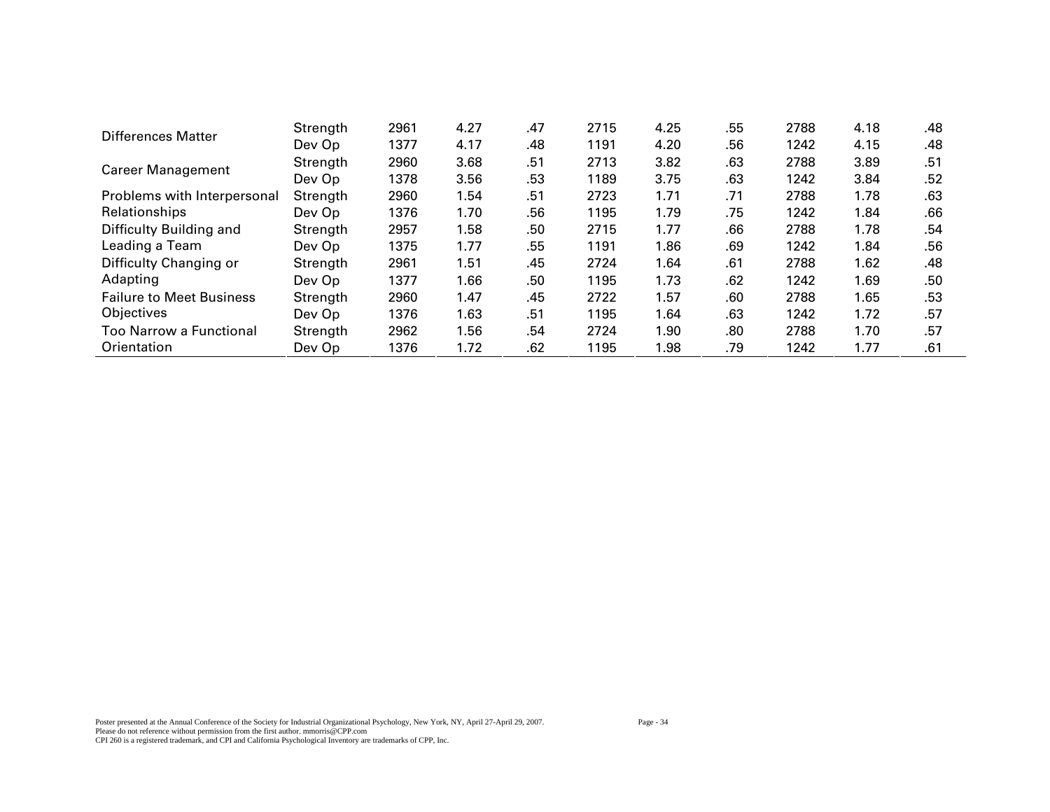| | | | | | | | | | | |
|---|---|---|---|---|---|---|---|---|---|---|
| Differences Matter | Strength | 2961 | 4.27 | .47 | 2715 | 4.25 | .55 | 2788 | 4.18 | .48 |
| | Dev Op | 1377 | 4.17 | .48 | 1191 | 4.20 | .56 | 1242 | 4.15 | .48 |
| Career Management | Strength | 2960 | 3.68 | .51 | 2713 | 3.82 | .63 | 2788 | 3.89 | .51 |
| | Dev Op | 1378 | 3.56 | .53 | 1189 | 3.75 | .63 | 1242 | 3.84 | .52 |
| Problems with Interpersonal Relationships | Strength | 2960 | 1.54 | .51 | 2723 | 1.71 | .71 | 2788 | 1.78 | .63 |
| | Dev Op | 1376 | 1.70 | .56 | 1195 | 1.79 | .75 | 1242 | 1.84 | .66 |
| Difficulty Building and Leading a Team | Strength | 2957 | 1.58 | .50 | 2715 | 1.77 | .66 | 2788 | 1.78 | .54 |
| | Dev Op | 1375 | 1.77 | .55 | 1191 | 1.86 | .69 | 1242 | 1.84 | .56 |
| Difficulty Changing or Adapting | Strength | 2961 | 1.51 | .45 | 2724 | 1.64 | .61 | 2788 | 1.62 | .48 |
| | Dev Op | 1377 | 1.66 | .50 | 1195 | 1.73 | .62 | 1242 | 1.69 | .50 |
| Failure to Meet Business Objectives | Strength | 2960 | 1.47 | .45 | 2722 | 1.57 | .60 | 2788 | 1.65 | .53 |
| | Dev Op | 1376 | 1.63 | .51 | 1195 | 1.64 | .63 | 1242 | 1.72 | .57 |
| Too Narrow a Functional Orientation | Strength | 2962 | 1.56 | .54 | 2724 | 1.90 | .80 | 2788 | 1.70 | .57 |
| | Dev Op | 1376 | 1.72 | .62 | 1195 | 1.98 | .79 | 1242 | 1.77 | .61 |

Poster presented at the Annual Conference of the Society for Industrial Organizational Psychology, New York, NY, April 27-April 29, 2007.
Please do not reference without permission from the first author. mmorris@CPP.com
CPI 260 is a registered trademark, and CPI and California Psychological Inventory are trademarks of CPP, Inc.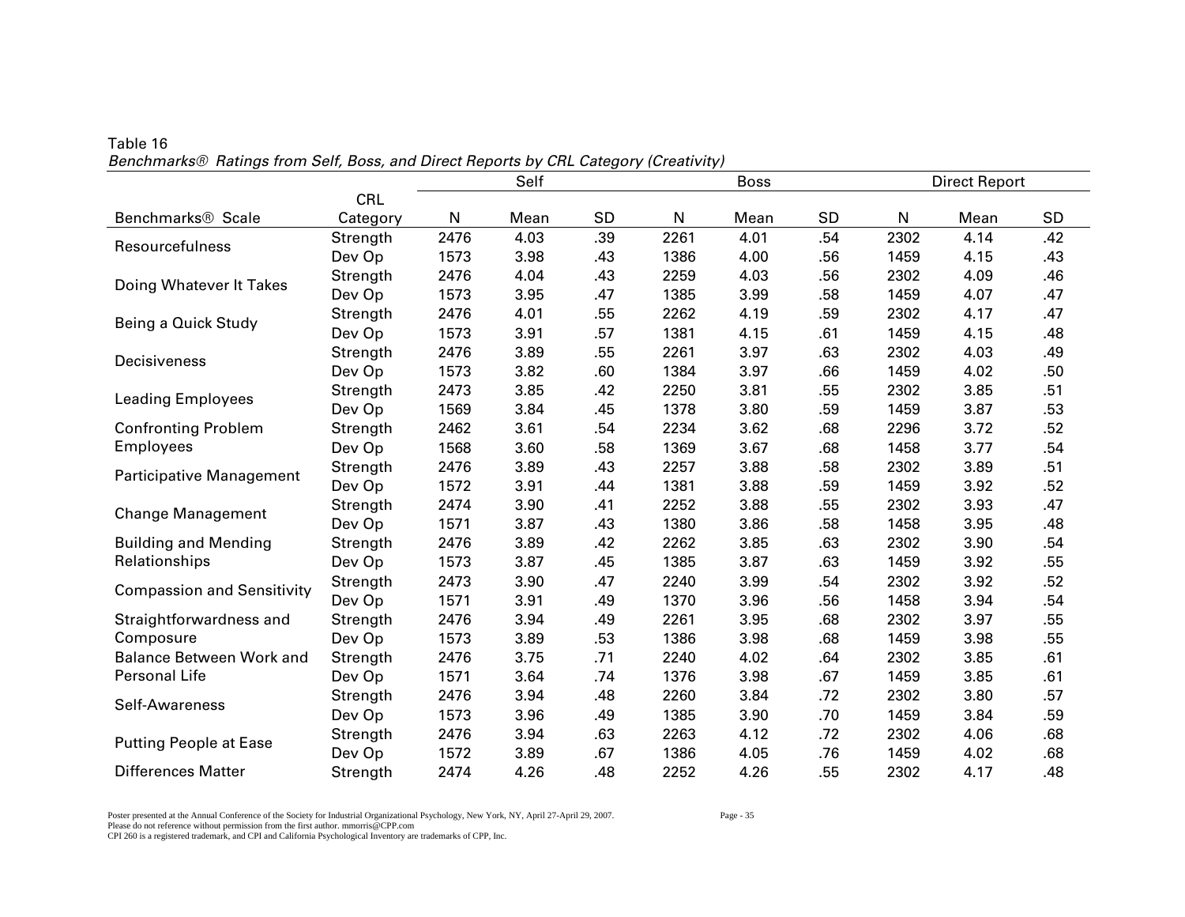Table 16

*Benchmarks® Ratings from Self, Boss, and Direct Reports by CRL Category (Creativity)*

| | | Self | | | Boss | | | Direct Report | | |
|---|---|---|---|---|---|---|---|---|---|---|
| Benchmarks® Scale | CRL Category | N | Mean | SD | N | Mean | SD | N | Mean | SD |
| Resourcefulness | Strength | 2476 | 4.03 | .39 | 2261 | 4.01 | .54 | 2302 | 4.14 | .42 |
| | Dev Op | 1573 | 3.98 | .43 | 1386 | 4.00 | .56 | 1459 | 4.15 | .43 |
| Doing Whatever It Takes | Strength | 2476 | 4.04 | .43 | 2259 | 4.03 | .56 | 2302 | 4.09 | .46 |
| | Dev Op | 1573 | 3.95 | .47 | 1385 | 3.99 | .58 | 1459 | 4.07 | .47 |
| Being a Quick Study | Strength | 2476 | 4.01 | .55 | 2262 | 4.19 | .59 | 2302 | 4.17 | .47 |
| | Dev Op | 1573 | 3.91 | .57 | 1381 | 4.15 | .61 | 1459 | 4.15 | .48 |
| Decisiveness | Strength | 2476 | 3.89 | .55 | 2261 | 3.97 | .63 | 2302 | 4.03 | .49 |
| | Dev Op | 1573 | 3.82 | .60 | 1384 | 3.97 | .66 | 1459 | 4.02 | .50 |
| Leading Employees | Strength | 2473 | 3.85 | .42 | 2250 | 3.81 | .55 | 2302 | 3.85 | .51 |
| | Dev Op | 1569 | 3.84 | .45 | 1378 | 3.80 | .59 | 1459 | 3.87 | .53 |
| Confronting Problem Employees | Strength | 2462 | 3.61 | .54 | 2234 | 3.62 | .68 | 2296 | 3.72 | .52 |
| | Dev Op | 1568 | 3.60 | .58 | 1369 | 3.67 | .68 | 1458 | 3.77 | .54 |
| Participative Management | Strength | 2476 | 3.89 | .43 | 2257 | 3.88 | .58 | 2302 | 3.89 | .51 |
| | Dev Op | 1572 | 3.91 | .44 | 1381 | 3.88 | .59 | 1459 | 3.92 | .52 |
| Change Management | Strength | 2474 | 3.90 | .41 | 2252 | 3.88 | .55 | 2302 | 3.93 | .47 |
| | Dev Op | 1571 | 3.87 | .43 | 1380 | 3.86 | .58 | 1458 | 3.95 | .48 |
| Building and Mending Relationships | Strength | 2476 | 3.89 | .42 | 2262 | 3.85 | .63 | 2302 | 3.90 | .54 |
| | Dev Op | 1573 | 3.87 | .45 | 1385 | 3.87 | .63 | 1459 | 3.92 | .55 |
| Compassion and Sensitivity | Strength | 2473 | 3.90 | .47 | 2240 | 3.99 | .54 | 2302 | 3.92 | .52 |
| | Dev Op | 1571 | 3.91 | .49 | 1370 | 3.96 | .56 | 1458 | 3.94 | .54 |
| Straightforwardness and Composure | Strength | 2476 | 3.94 | .49 | 2261 | 3.95 | .68 | 2302 | 3.97 | .55 |
| | Dev Op | 1573 | 3.89 | .53 | 1386 | 3.98 | .68 | 1459 | 3.98 | .55 |
| Balance Between Work and Personal Life | Strength | 2476 | 3.75 | .71 | 2240 | 4.02 | .64 | 2302 | 3.85 | .61 |
| | Dev Op | 1571 | 3.64 | .74 | 1376 | 3.98 | .67 | 1459 | 3.85 | .61 |
| Self-Awareness | Strength | 2476 | 3.94 | .48 | 2260 | 3.84 | .72 | 2302 | 3.80 | .57 |
| | Dev Op | 1573 | 3.96 | .49 | 1385 | 3.90 | .70 | 1459 | 3.84 | .59 |
| Putting People at Ease | Strength | 2476 | 3.94 | .63 | 2263 | 4.12 | .72 | 2302 | 4.06 | .68 |
| | Dev Op | 1572 | 3.89 | .67 | 1386 | 4.05 | .76 | 1459 | 4.02 | .68 |
| Differences Matter | Strength | 2474 | 4.26 | .48 | 2252 | 4.26 | .55 | 2302 | 4.17 | .48 |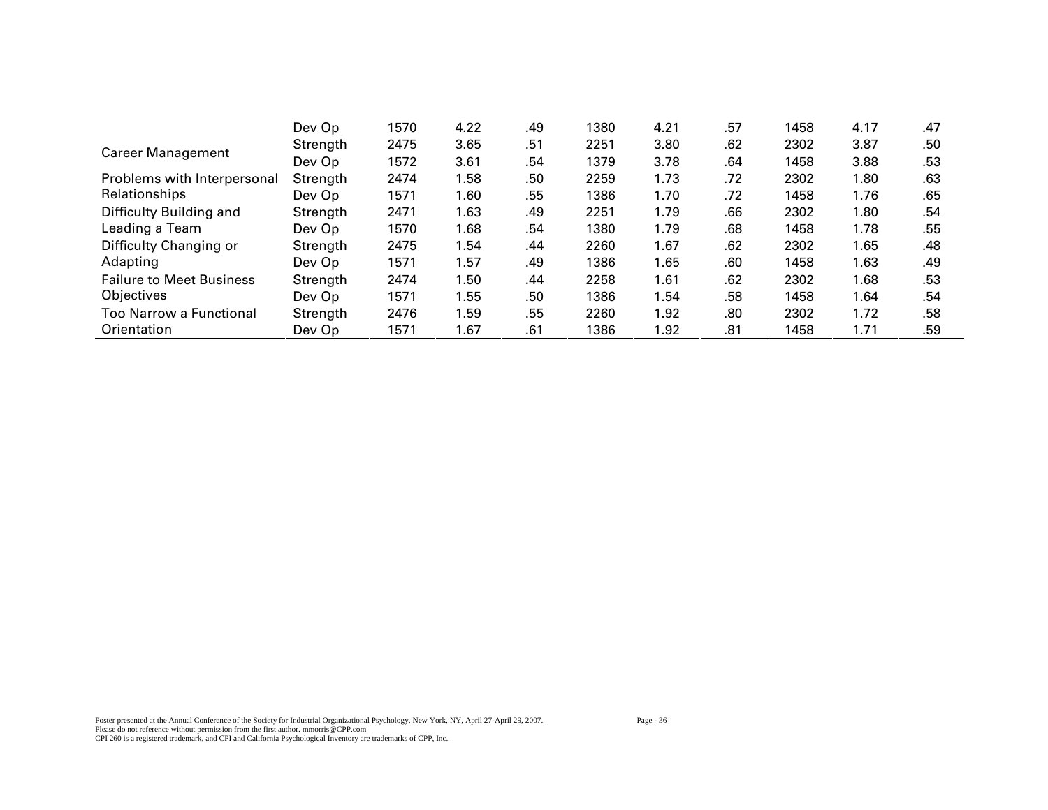| | | | | | | | | | | |
|---|---|---|---|---|---|---|---|---|---|---|
| | Dev Op | 1570 | 4.22 | .49 | 1380 | 4.21 | .57 | 1458 | 4.17 | .47 |
| Career Management | Strength | 2475 | 3.65 | .51 | 2251 | 3.80 | .62 | 2302 | 3.87 | .50 |
| | Dev Op | 1572 | 3.61 | .54 | 1379 | 3.78 | .64 | 1458 | 3.88 | .53 |
| Problems with Interpersonal Relationships | Strength | 2474 | 1.58 | .50 | 2259 | 1.73 | .72 | 2302 | 1.80 | .63 |
| | Dev Op | 1571 | 1.60 | .55 | 1386 | 1.70 | .72 | 1458 | 1.76 | .65 |
| Difficulty Building and Leading a Team | Strength | 2471 | 1.63 | .49 | 2251 | 1.79 | .66 | 2302 | 1.80 | .54 |
| | Dev Op | 1570 | 1.68 | .54 | 1380 | 1.79 | .68 | 1458 | 1.78 | .55 |
| Difficulty Changing or Adapting | Strength | 2475 | 1.54 | .44 | 2260 | 1.67 | .62 | 2302 | 1.65 | .48 |
| | Dev Op | 1571 | 1.57 | .49 | 1386 | 1.65 | .60 | 1458 | 1.63 | .49 |
| Failure to Meet Business Objectives | Strength | 2474 | 1.50 | .44 | 2258 | 1.61 | .62 | 2302 | 1.68 | .53 |
| | Dev Op | 1571 | 1.55 | .50 | 1386 | 1.54 | .58 | 1458 | 1.64 | .54 |
| Too Narrow a Functional Orientation | Strength | 2476 | 1.59 | .55 | 2260 | 1.92 | .80 | 2302 | 1.72 | .58 |
| | Dev Op | 1571 | 1.67 | .61 | 1386 | 1.92 | .81 | 1458 | 1.71 | .59 |

Poster presented at the Annual Conference of the Society for Industrial Organizational Psychology, New York, NY, April 27-April 29, 2007.
Please do not reference without permission from the first author. mmorris@CPP.com
CPI 260 is a registered trademark, and CPI and California Psychological Inventory are trademarks of CPP, Inc.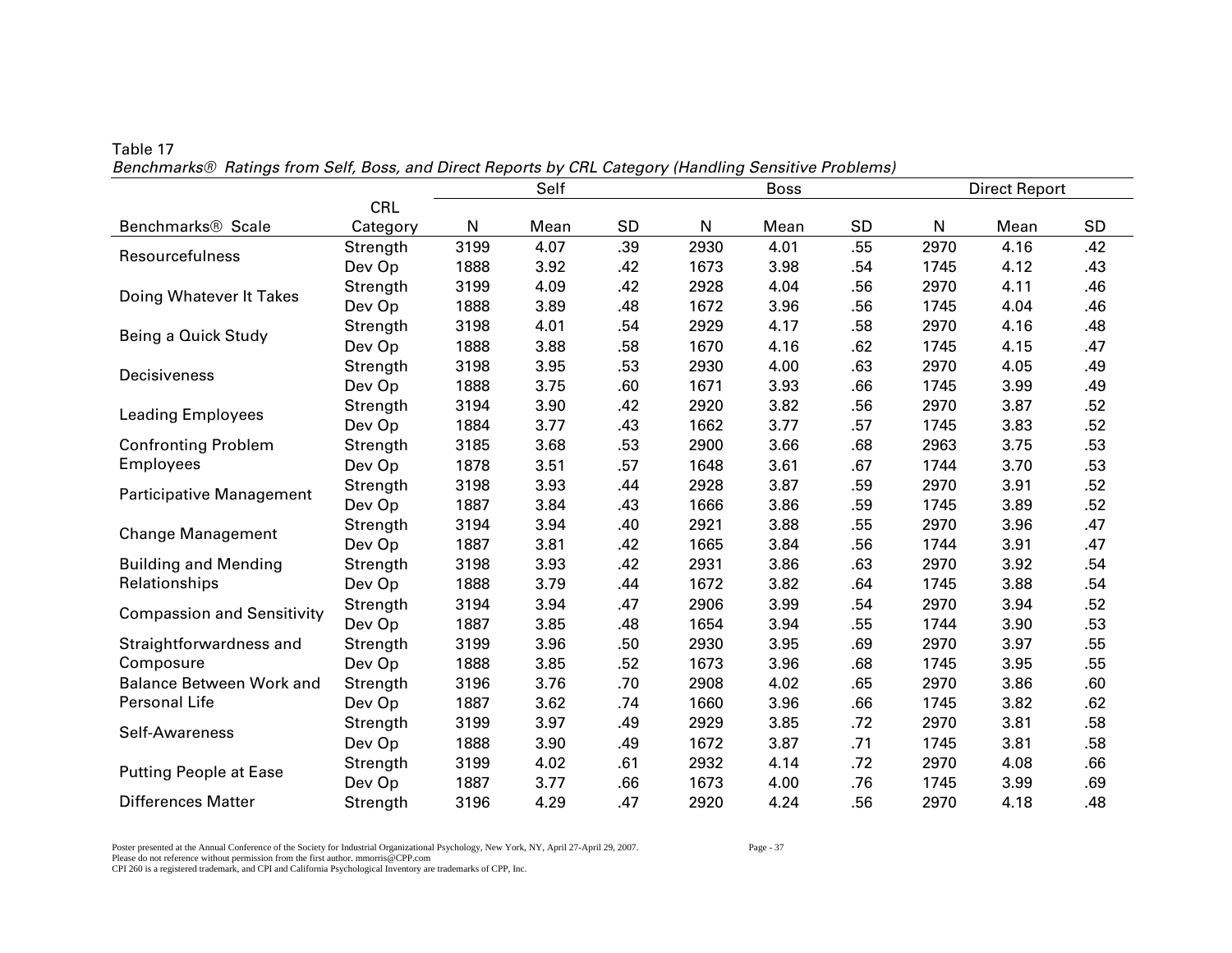Table 17

*Benchmarks® Ratings from Self, Boss, and Direct Reports by CRL Category (Handling Sensitive Problems)*

| | | Self | | | Boss | | | Direct Report | | |
|---|---|---|---|---|---|---|---|---|---|---|
| Benchmarks® Scale | CRL Category | N | Mean | SD | N | Mean | SD | N | Mean | SD |
| Resourcefulness | Strength | 3199 | 4.07 | .39 | 2930 | 4.01 | .55 | 2970 | 4.16 | .42 |
| | Dev Op | 1888 | 3.92 | .42 | 1673 | 3.98 | .54 | 1745 | 4.12 | .43 |
| Doing Whatever It Takes | Strength | 3199 | 4.09 | .42 | 2928 | 4.04 | .56 | 2970 | 4.11 | .46 |
| | Dev Op | 1888 | 3.89 | .48 | 1672 | 3.96 | .56 | 1745 | 4.04 | .46 |
| Being a Quick Study | Strength | 3198 | 4.01 | .54 | 2929 | 4.17 | .58 | 2970 | 4.16 | .48 |
| | Dev Op | 1888 | 3.88 | .58 | 1670 | 4.16 | .62 | 1745 | 4.15 | .47 |
| Decisiveness | Strength | 3198 | 3.95 | .53 | 2930 | 4.00 | .63 | 2970 | 4.05 | .49 |
| | Dev Op | 1888 | 3.75 | .60 | 1671 | 3.93 | .66 | 1745 | 3.99 | .49 |
| Leading Employees | Strength | 3194 | 3.90 | .42 | 2920 | 3.82 | .56 | 2970 | 3.87 | .52 |
| | Dev Op | 1884 | 3.77 | .43 | 1662 | 3.77 | .57 | 1745 | 3.83 | .52 |
| Confronting Problem Employees | Strength | 3185 | 3.68 | .53 | 2900 | 3.66 | .68 | 2963 | 3.75 | .53 |
| | Dev Op | 1878 | 3.51 | .57 | 1648 | 3.61 | .67 | 1744 | 3.70 | .53 |
| Participative Management | Strength | 3198 | 3.93 | .44 | 2928 | 3.87 | .59 | 2970 | 3.91 | .52 |
| | Dev Op | 1887 | 3.84 | .43 | 1666 | 3.86 | .59 | 1745 | 3.89 | .52 |
| Change Management | Strength | 3194 | 3.94 | .40 | 2921 | 3.88 | .55 | 2970 | 3.96 | .47 |
| | Dev Op | 1887 | 3.81 | .42 | 1665 | 3.84 | .56 | 1744 | 3.91 | .47 |
| Building and Mending Relationships | Strength | 3198 | 3.93 | .42 | 2931 | 3.86 | .63 | 2970 | 3.92 | .54 |
| | Dev Op | 1888 | 3.79 | .44 | 1672 | 3.82 | .64 | 1745 | 3.88 | .54 |
| Compassion and Sensitivity | Strength | 3194 | 3.94 | .47 | 2906 | 3.99 | .54 | 2970 | 3.94 | .52 |
| | Dev Op | 1887 | 3.85 | .48 | 1654 | 3.94 | .55 | 1744 | 3.90 | .53 |
| Straightforwardness and Composure | Strength | 3199 | 3.96 | .50 | 2930 | 3.95 | .69 | 2970 | 3.97 | .55 |
| | Dev Op | 1888 | 3.85 | .52 | 1673 | 3.96 | .68 | 1745 | 3.95 | .55 |
| Balance Between Work and Personal Life | Strength | 3196 | 3.76 | .70 | 2908 | 4.02 | .65 | 2970 | 3.86 | .60 |
| | Dev Op | 1887 | 3.62 | .74 | 1660 | 3.96 | .66 | 1745 | 3.82 | .62 |
| Self-Awareness | Strength | 3199 | 3.97 | .49 | 2929 | 3.85 | .72 | 2970 | 3.81 | .58 |
| | Dev Op | 1888 | 3.90 | .49 | 1672 | 3.87 | .71 | 1745 | 3.81 | .58 |
| Putting People at Ease | Strength | 3199 | 4.02 | .61 | 2932 | 4.14 | .72 | 2970 | 4.08 | .66 |
| | Dev Op | 1887 | 3.77 | .66 | 1673 | 4.00 | .76 | 1745 | 3.99 | .69 |
| Differences Matter | Strength | 3196 | 4.29 | .47 | 2920 | 4.24 | .56 | 2970 | 4.18 | .48 |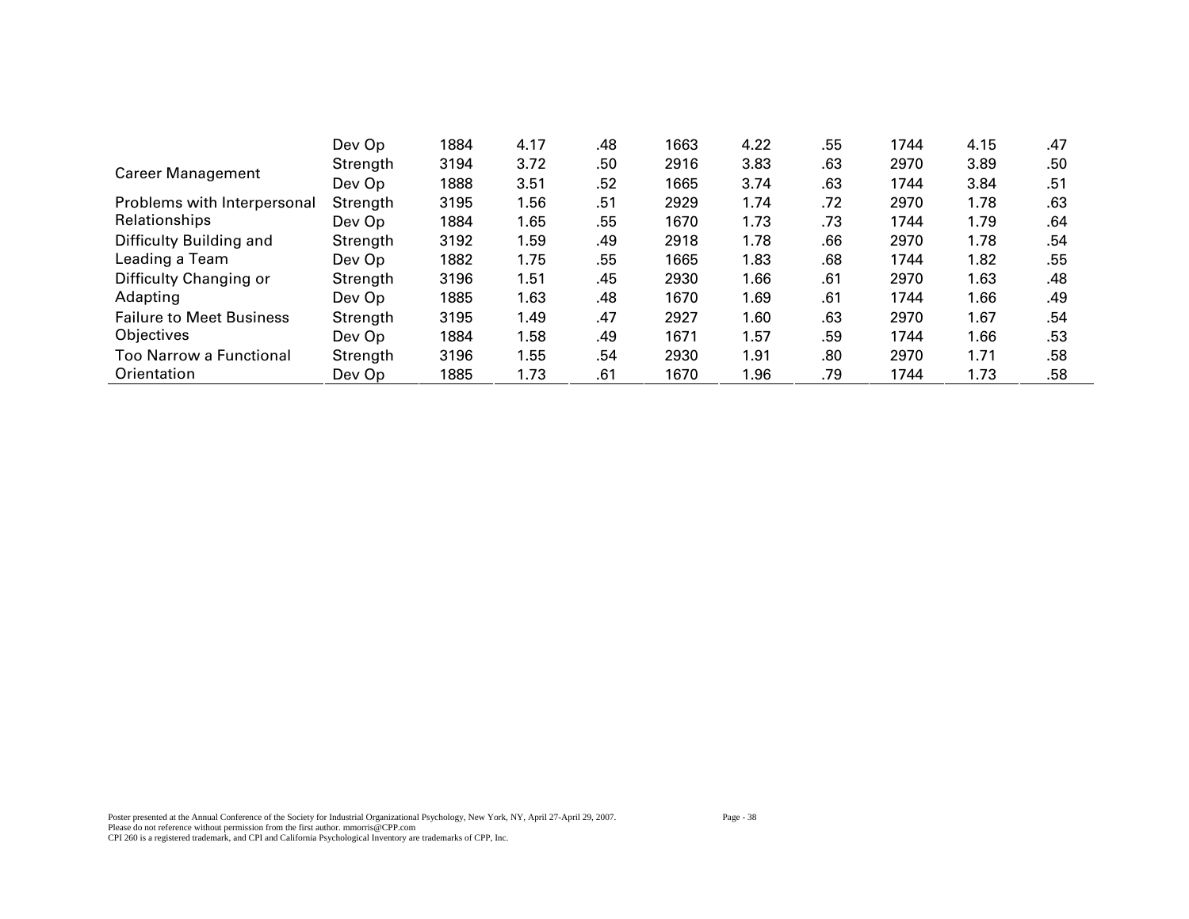| | | | | | | | | | | |
|---|---|---|---|---|---|---|---|---|---|---|
| | Dev Op | 1884 | 4.17 | .48 | 1663 | 4.22 | .55 | 1744 | 4.15 | .47 |
| Career Management | Strength | 3194 | 3.72 | .50 | 2916 | 3.83 | .63 | 2970 | 3.89 | .50 |
| | Dev Op | 1888 | 3.51 | .52 | 1665 | 3.74 | .63 | 1744 | 3.84 | .51 |
| Problems with Interpersonal Relationships | Strength | 3195 | 1.56 | .51 | 2929 | 1.74 | .72 | 2970 | 1.78 | .63 |
| | Dev Op | 1884 | 1.65 | .55 | 1670 | 1.73 | .73 | 1744 | 1.79 | .64 |
| Difficulty Building and Leading a Team | Strength | 3192 | 1.59 | .49 | 2918 | 1.78 | .66 | 2970 | 1.78 | .54 |
| | Dev Op | 1882 | 1.75 | .55 | 1665 | 1.83 | .68 | 1744 | 1.82 | .55 |
| Difficulty Changing or Adapting | Strength | 3196 | 1.51 | .45 | 2930 | 1.66 | .61 | 2970 | 1.63 | .48 |
| | Dev Op | 1885 | 1.63 | .48 | 1670 | 1.69 | .61 | 1744 | 1.66 | .49 |
| Failure to Meet Business Objectives | Strength | 3195 | 1.49 | .47 | 2927 | 1.60 | .63 | 2970 | 1.67 | .54 |
| | Dev Op | 1884 | 1.58 | .49 | 1671 | 1.57 | .59 | 1744 | 1.66 | .53 |
| Too Narrow a Functional Orientation | Strength | 3196 | 1.55 | .54 | 2930 | 1.91 | .80 | 2970 | 1.71 | .58 |
| | Dev Op | 1885 | 1.73 | .61 | 1670 | 1.96 | .79 | 1744 | 1.73 | .58 |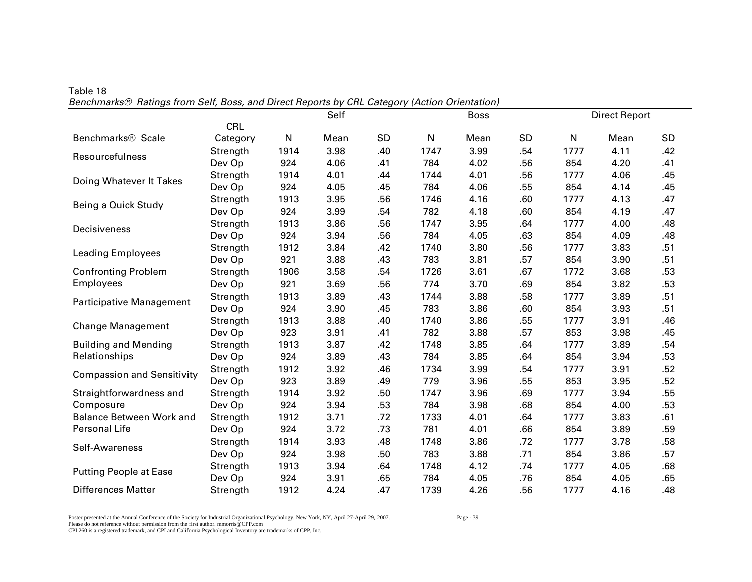Table 18

*Benchmarks® Ratings from Self, Boss, and Direct Reports by CRL Category (Action Orientation)*

| | | Self | | | Boss | | | Direct Report | | |
|---|---|---|---|---|---|---|---|---|---|---|
| Benchmarks® Scale | CRL Category | N | Mean | SD | N | Mean | SD | N | Mean | SD |
| Resourcefulness | Strength | 1914 | 3.98 | .40 | 1747 | 3.99 | .54 | 1777 | 4.11 | .42 |
| | Dev Op | 924 | 4.06 | .41 | 784 | 4.02 | .56 | 854 | 4.20 | .41 |
| Doing Whatever It Takes | Strength | 1914 | 4.01 | .44 | 1744 | 4.01 | .56 | 1777 | 4.06 | .45 |
| | Dev Op | 924 | 4.05 | .45 | 784 | 4.06 | .55 | 854 | 4.14 | .45 |
| Being a Quick Study | Strength | 1913 | 3.95 | .56 | 1746 | 4.16 | .60 | 1777 | 4.13 | .47 |
| | Dev Op | 924 | 3.99 | .54 | 782 | 4.18 | .60 | 854 | 4.19 | .47 |
| Decisiveness | Strength | 1913 | 3.86 | .56 | 1747 | 3.95 | .64 | 1777 | 4.00 | .48 |
| | Dev Op | 924 | 3.94 | .56 | 784 | 4.05 | .63 | 854 | 4.09 | .48 |
| Leading Employees | Strength | 1912 | 3.84 | .42 | 1740 | 3.80 | .56 | 1777 | 3.83 | .51 |
| | Dev Op | 921 | 3.88 | .43 | 783 | 3.81 | .57 | 854 | 3.90 | .51 |
| Confronting Problem Employees | Strength | 1906 | 3.58 | .54 | 1726 | 3.61 | .67 | 1772 | 3.68 | .53 |
| | Dev Op | 921 | 3.69 | .56 | 774 | 3.70 | .69 | 854 | 3.82 | .53 |
| Participative Management | Strength | 1913 | 3.89 | .43 | 1744 | 3.88 | .58 | 1777 | 3.89 | .51 |
| | Dev Op | 924 | 3.90 | .45 | 783 | 3.86 | .60 | 854 | 3.93 | .51 |
| Change Management | Strength | 1913 | 3.88 | .40 | 1740 | 3.86 | .55 | 1777 | 3.91 | .46 |
| | Dev Op | 923 | 3.91 | .41 | 782 | 3.88 | .57 | 853 | 3.98 | .45 |
| Building and Mending Relationships | Strength | 1913 | 3.87 | .42 | 1748 | 3.85 | .64 | 1777 | 3.89 | .54 |
| | Dev Op | 924 | 3.89 | .43 | 784 | 3.85 | .64 | 854 | 3.94 | .53 |
| Compassion and Sensitivity | Strength | 1912 | 3.92 | .46 | 1734 | 3.99 | .54 | 1777 | 3.91 | .52 |
| | Dev Op | 923 | 3.89 | .49 | 779 | 3.96 | .55 | 853 | 3.95 | .52 |
| Straightforwardness and Composure | Strength | 1914 | 3.92 | .50 | 1747 | 3.96 | .69 | 1777 | 3.94 | .55 |
| | Dev Op | 924 | 3.94 | .53 | 784 | 3.98 | .68 | 854 | 4.00 | .53 |
| Balance Between Work and Personal Life | Strength | 1912 | 3.71 | .72 | 1733 | 4.01 | .64 | 1777 | 3.83 | .61 |
| | Dev Op | 924 | 3.72 | .73 | 781 | 4.01 | .66 | 854 | 3.89 | .59 |
| Self-Awareness | Strength | 1914 | 3.93 | .48 | 1748 | 3.86 | .72 | 1777 | 3.78 | .58 |
| | Dev Op | 924 | 3.98 | .50 | 783 | 3.88 | .71 | 854 | 3.86 | .57 |
| Putting People at Ease | Strength | 1913 | 3.94 | .64 | 1748 | 4.12 | .74 | 1777 | 4.05 | .68 |
| | Dev Op | 924 | 3.91 | .65 | 784 | 4.05 | .76 | 854 | 4.05 | .65 |
| Differences Matter | Strength | 1912 | 4.24 | .47 | 1739 | 4.26 | .56 | 1777 | 4.16 | .48 |

Poster presented at the Annual Conference of the Society for Industrial Organizational Psychology, New York, NY, April 27-April 29, 2007.
Please do not reference without permission from the first author. mmorris@CPP.com
CPI 260 is a registered trademark, and CPI and California Psychological Inventory are trademarks of CPP, Inc.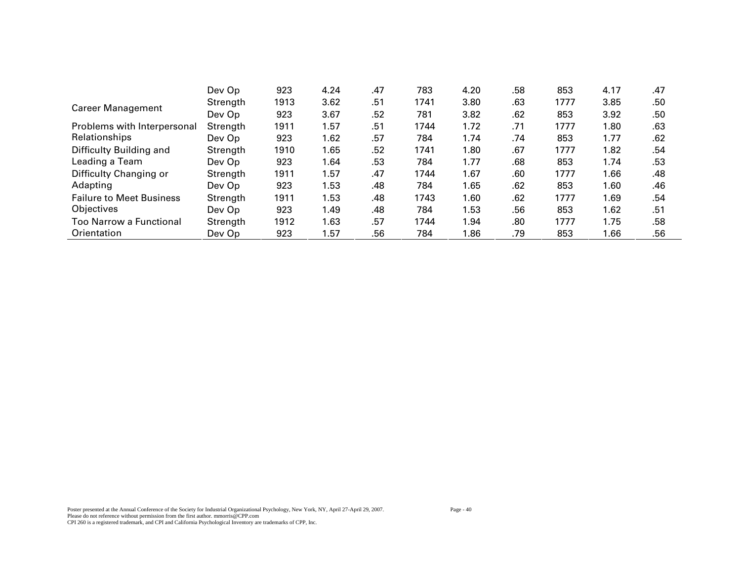| | | | | | | | | | | |
|---|---|---|---|---|---|---|---|---|---|---|
| | Dev Op | 923 | 4.24 | .47 | 783 | 4.20 | .58 | 853 | 4.17 | .47 |
| Career Management | Strength | 1913 | 3.62 | .51 | 1741 | 3.80 | .63 | 1777 | 3.85 | .50 |
| | Dev Op | 923 | 3.67 | .52 | 781 | 3.82 | .62 | 853 | 3.92 | .50 |
| Problems with Interpersonal Relationships | Strength | 1911 | 1.57 | .51 | 1744 | 1.72 | .71 | 1777 | 1.80 | .63 |
| | Dev Op | 923 | 1.62 | .57 | 784 | 1.74 | .74 | 853 | 1.77 | .62 |
| Difficulty Building and Leading a Team | Strength | 1910 | 1.65 | .52 | 1741 | 1.80 | .67 | 1777 | 1.82 | .54 |
| | Dev Op | 923 | 1.64 | .53 | 784 | 1.77 | .68 | 853 | 1.74 | .53 |
| Difficulty Changing or Adapting | Strength | 1911 | 1.57 | .47 | 1744 | 1.67 | .60 | 1777 | 1.66 | .48 |
| | Dev Op | 923 | 1.53 | .48 | 784 | 1.65 | .62 | 853 | 1.60 | .46 |
| Failure to Meet Business Objectives | Strength | 1911 | 1.53 | .48 | 1743 | 1.60 | .62 | 1777 | 1.69 | .54 |
| | Dev Op | 923 | 1.49 | .48 | 784 | 1.53 | .56 | 853 | 1.62 | .51 |
| Too Narrow a Functional Orientation | Strength | 1912 | 1.63 | .57 | 1744 | 1.94 | .80 | 1777 | 1.75 | .58 |
| | Dev Op | 923 | 1.57 | .56 | 784 | 1.86 | .79 | 853 | 1.66 | .56 |

Poster presented at the Annual Conference of the Society for Industrial Organizational Psychology, New York, NY, April 27-April 29, 2007.
Please do not reference without permission from the first author. mmorris@CPP.com
CPI 260 is a registered trademark, and CPI and California Psychological Inventory are trademarks of CPP, Inc.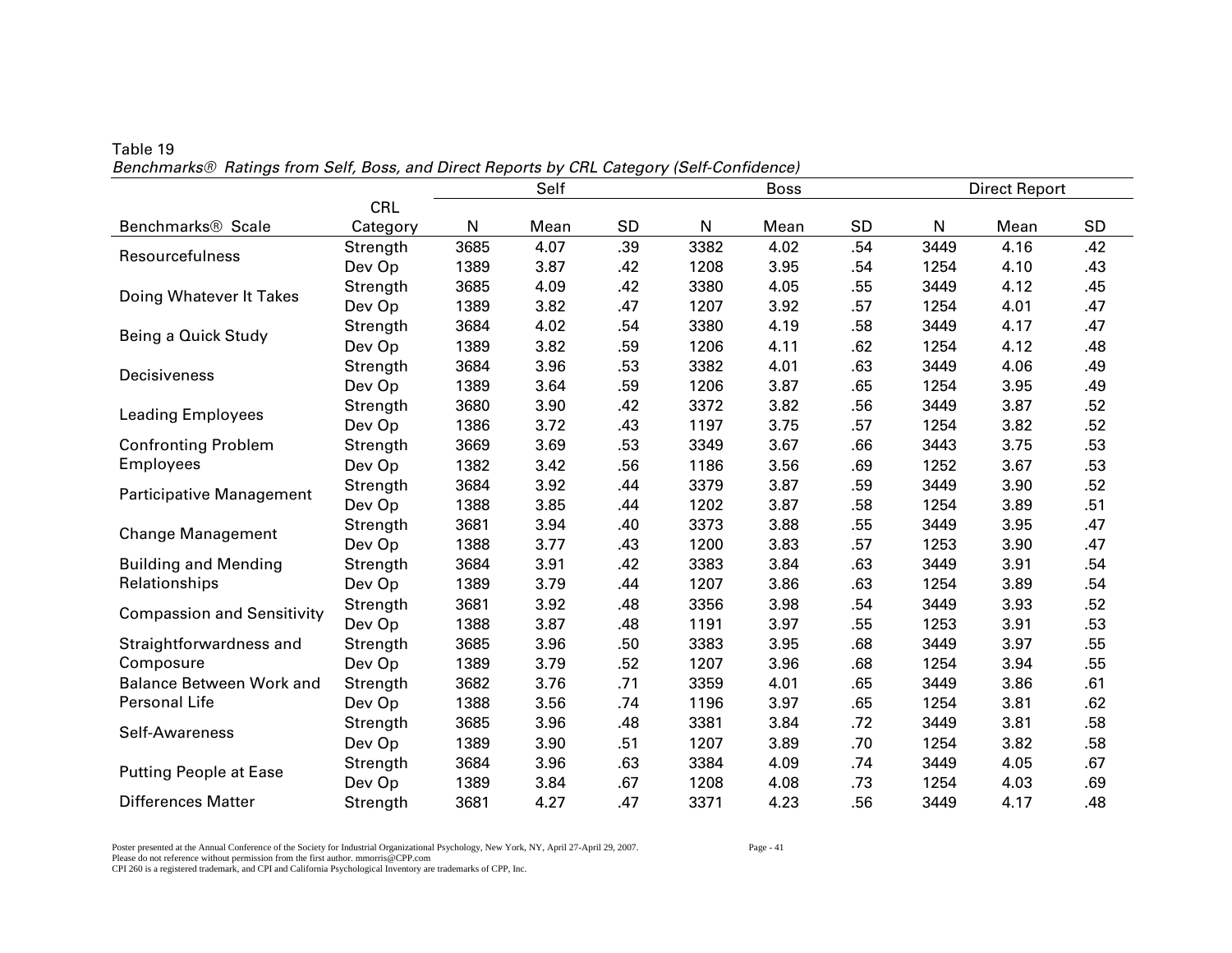Table 19

*Benchmarks® Ratings from Self, Boss, and Direct Reports by CRL Category (Self-Confidence)*

| | | Self | | | Boss | | | Direct Report | | |
|---|---|---|---|---|---|---|---|---|---|---|
| Benchmarks® Scale | CRL Category | N | Mean | SD | N | Mean | SD | N | Mean | SD |
| Resourcefulness | Strength | 3685 | 4.07 | .39 | 3382 | 4.02 | .54 | 3449 | 4.16 | .42 |
| | Dev Op | 1389 | 3.87 | .42 | 1208 | 3.95 | .54 | 1254 | 4.10 | .43 |
| Doing Whatever It Takes | Strength | 3685 | 4.09 | .42 | 3380 | 4.05 | .55 | 3449 | 4.12 | .45 |
| | Dev Op | 1389 | 3.82 | .47 | 1207 | 3.92 | .57 | 1254 | 4.01 | .47 |
| Being a Quick Study | Strength | 3684 | 4.02 | .54 | 3380 | 4.19 | .58 | 3449 | 4.17 | .47 |
| | Dev Op | 1389 | 3.82 | .59 | 1206 | 4.11 | .62 | 1254 | 4.12 | .48 |
| Decisiveness | Strength | 3684 | 3.96 | .53 | 3382 | 4.01 | .63 | 3449 | 4.06 | .49 |
| | Dev Op | 1389 | 3.64 | .59 | 1206 | 3.87 | .65 | 1254 | 3.95 | .49 |
| Leading Employees | Strength | 3680 | 3.90 | .42 | 3372 | 3.82 | .56 | 3449 | 3.87 | .52 |
| | Dev Op | 1386 | 3.72 | .43 | 1197 | 3.75 | .57 | 1254 | 3.82 | .52 |
| Confronting Problem Employees | Strength | 3669 | 3.69 | .53 | 3349 | 3.67 | .66 | 3443 | 3.75 | .53 |
| | Dev Op | 1382 | 3.42 | .56 | 1186 | 3.56 | .69 | 1252 | 3.67 | .53 |
| Participative Management | Strength | 3684 | 3.92 | .44 | 3379 | 3.87 | .59 | 3449 | 3.90 | .52 |
| | Dev Op | 1388 | 3.85 | .44 | 1202 | 3.87 | .58 | 1254 | 3.89 | .51 |
| Change Management | Strength | 3681 | 3.94 | .40 | 3373 | 3.88 | .55 | 3449 | 3.95 | .47 |
| | Dev Op | 1388 | 3.77 | .43 | 1200 | 3.83 | .57 | 1253 | 3.90 | .47 |
| Building and Mending Relationships | Strength | 3684 | 3.91 | .42 | 3383 | 3.84 | .63 | 3449 | 3.91 | .54 |
| | Dev Op | 1389 | 3.79 | .44 | 1207 | 3.86 | .63 | 1254 | 3.89 | .54 |
| Compassion and Sensitivity | Strength | 3681 | 3.92 | .48 | 3356 | 3.98 | .54 | 3449 | 3.93 | .52 |
| | Dev Op | 1388 | 3.87 | .48 | 1191 | 3.97 | .55 | 1253 | 3.91 | .53 |
| Straightforwardness and Composure | Strength | 3685 | 3.96 | .50 | 3383 | 3.95 | .68 | 3449 | 3.97 | .55 |
| | Dev Op | 1389 | 3.79 | .52 | 1207 | 3.96 | .68 | 1254 | 3.94 | .55 |
| Balance Between Work and Personal Life | Strength | 3682 | 3.76 | .71 | 3359 | 4.01 | .65 | 3449 | 3.86 | .61 |
| | Dev Op | 1388 | 3.56 | .74 | 1196 | 3.97 | .65 | 1254 | 3.81 | .62 |
| Self-Awareness | Strength | 3685 | 3.96 | .48 | 3381 | 3.84 | .72 | 3449 | 3.81 | .58 |
| | Dev Op | 1389 | 3.90 | .51 | 1207 | 3.89 | .70 | 1254 | 3.82 | .58 |
| Putting People at Ease | Strength | 3684 | 3.96 | .63 | 3384 | 4.09 | .74 | 3449 | 4.05 | .67 |
| | Dev Op | 1389 | 3.84 | .67 | 1208 | 4.08 | .73 | 1254 | 4.03 | .69 |
| Differences Matter | Strength | 3681 | 4.27 | .47 | 3371 | 4.23 | .56 | 3449 | 4.17 | .48 |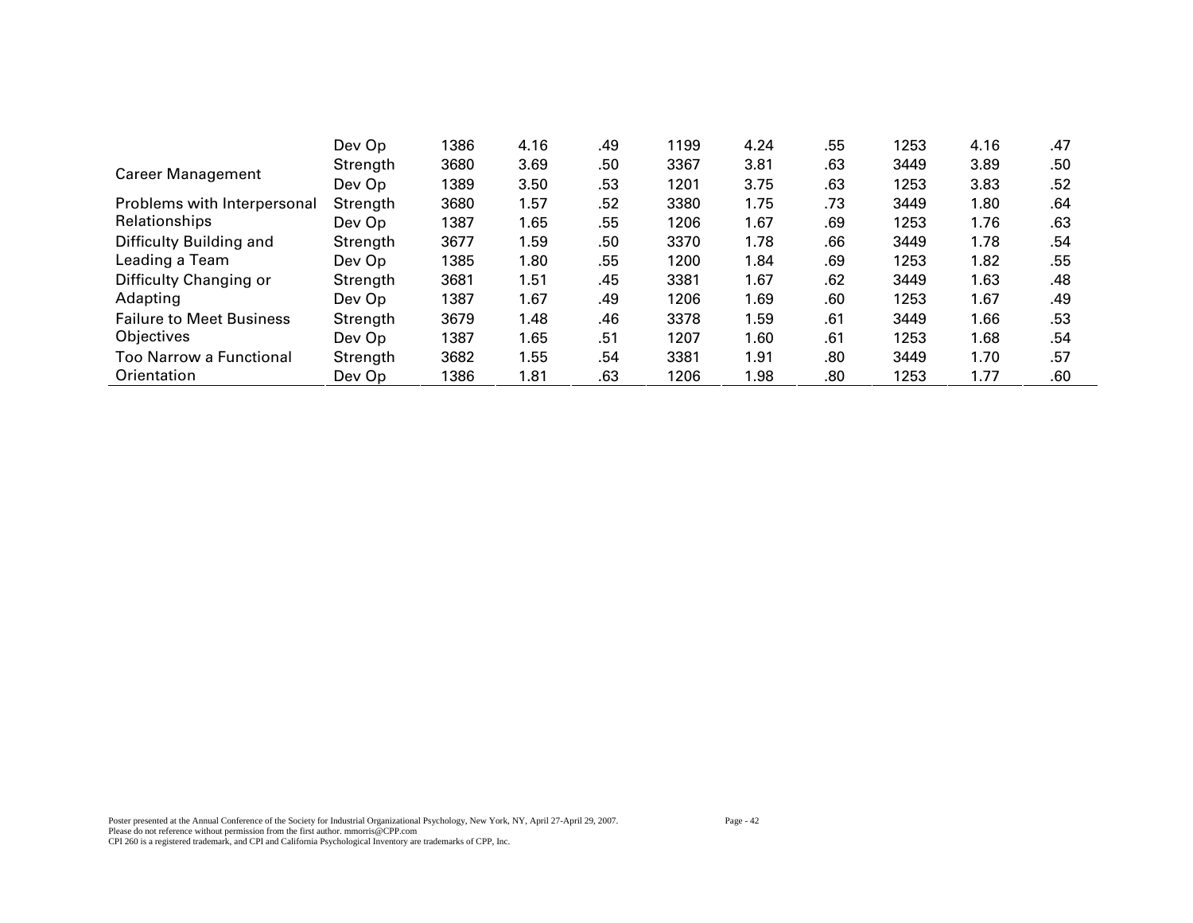| | | | | | | | | | | |
|---|---|---|---|---|---|---|---|---|---|---|
| | Dev Op | 1386 | 4.16 | .49 | 1199 | 4.24 | .55 | 1253 | 4.16 | .47 |
| Career Management | Strength | 3680 | 3.69 | .50 | 3367 | 3.81 | .63 | 3449 | 3.89 | .50 |
| | Dev Op | 1389 | 3.50 | .53 | 1201 | 3.75 | .63 | 1253 | 3.83 | .52 |
| Problems with Interpersonal Relationships | Strength | 3680 | 1.57 | .52 | 3380 | 1.75 | .73 | 3449 | 1.80 | .64 |
| | Dev Op | 1387 | 1.65 | .55 | 1206 | 1.67 | .69 | 1253 | 1.76 | .63 |
| Difficulty Building and Leading a Team | Strength | 3677 | 1.59 | .50 | 3370 | 1.78 | .66 | 3449 | 1.78 | .54 |
| | Dev Op | 1385 | 1.80 | .55 | 1200 | 1.84 | .69 | 1253 | 1.82 | .55 |
| Difficulty Changing or Adapting | Strength | 3681 | 1.51 | .45 | 3381 | 1.67 | .62 | 3449 | 1.63 | .48 |
| | Dev Op | 1387 | 1.67 | .49 | 1206 | 1.69 | .60 | 1253 | 1.67 | .49 |
| Failure to Meet Business Objectives | Strength | 3679 | 1.48 | .46 | 3378 | 1.59 | .61 | 3449 | 1.66 | .53 |
| | Dev Op | 1387 | 1.65 | .51 | 1207 | 1.60 | .61 | 1253 | 1.68 | .54 |
| Too Narrow a Functional Orientation | Strength | 3682 | 1.55 | .54 | 3381 | 1.91 | .80 | 3449 | 1.70 | .57 |
| | Dev Op | 1386 | 1.81 | .63 | 1206 | 1.98 | .80 | 1253 | 1.77 | .60 |

Poster presented at the Annual Conference of the Society for Industrial Organizational Psychology, New York, NY, April 27-April 29, 2007.
Please do not reference without permission from the first author. mmorris@CPP.com
CPI 260 is a registered trademark, and CPI and California Psychological Inventory are trademarks of CPP, Inc.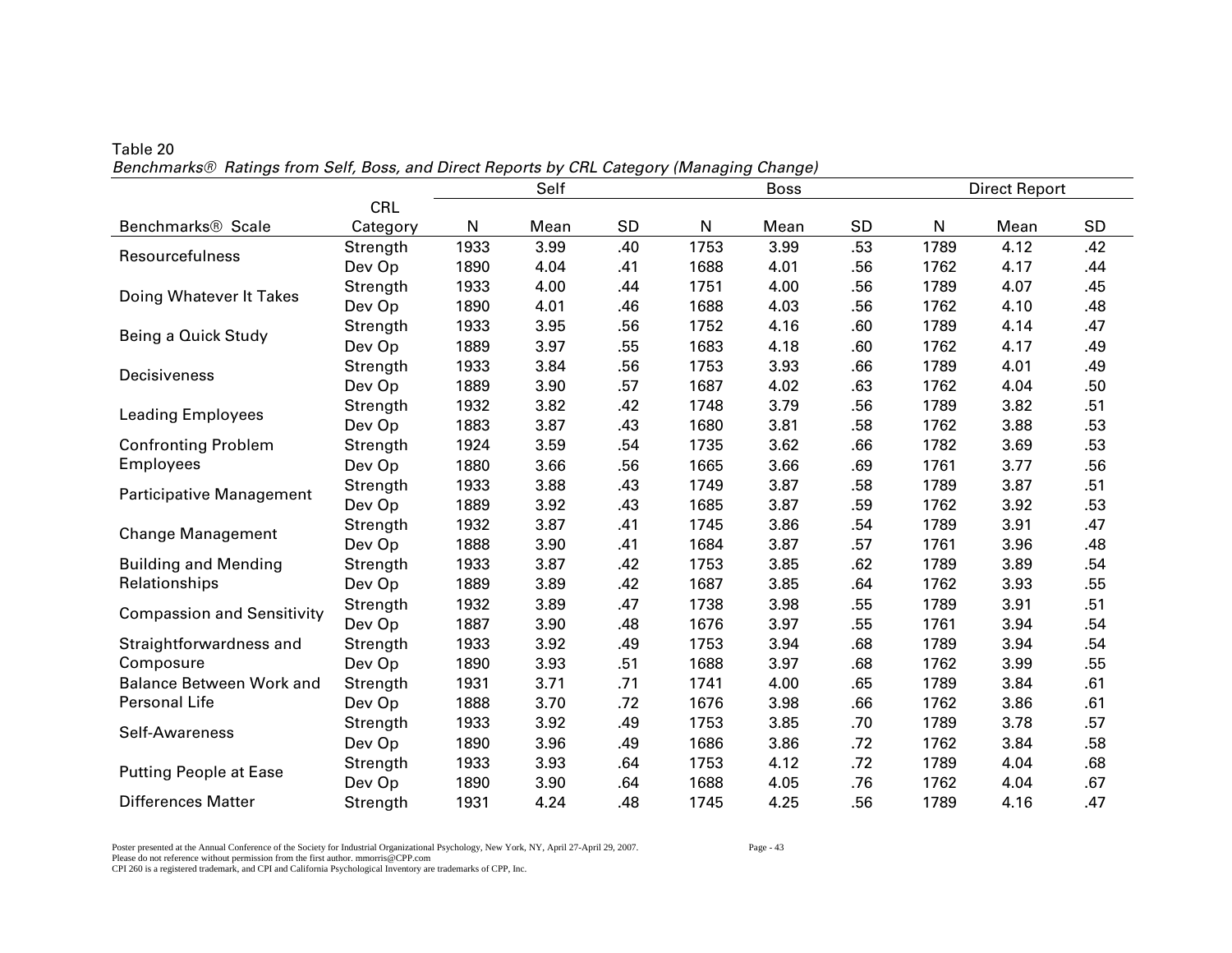Table 20

*Benchmarks® Ratings from Self, Boss, and Direct Reports by CRL Category (Managing Change)*

| | | Self | | | Boss | | | Direct Report | | |
|---|---|---|---|---|---|---|---|---|---|---|
| Benchmarks® Scale | CRL Category | N | Mean | SD | N | Mean | SD | N | Mean | SD |
| Resourcefulness | Strength | 1933 | 3.99 | .40 | 1753 | 3.99 | .53 | 1789 | 4.12 | .42 |
| | Dev Op | 1890 | 4.04 | .41 | 1688 | 4.01 | .56 | 1762 | 4.17 | .44 |
| Doing Whatever It Takes | Strength | 1933 | 4.00 | .44 | 1751 | 4.00 | .56 | 1789 | 4.07 | .45 |
| | Dev Op | 1890 | 4.01 | .46 | 1688 | 4.03 | .56 | 1762 | 4.10 | .48 |
| Being a Quick Study | Strength | 1933 | 3.95 | .56 | 1752 | 4.16 | .60 | 1789 | 4.14 | .47 |
| | Dev Op | 1889 | 3.97 | .55 | 1683 | 4.18 | .60 | 1762 | 4.17 | .49 |
| Decisiveness | Strength | 1933 | 3.84 | .56 | 1753 | 3.93 | .66 | 1789 | 4.01 | .49 |
| | Dev Op | 1889 | 3.90 | .57 | 1687 | 4.02 | .63 | 1762 | 4.04 | .50 |
| Leading Employees | Strength | 1932 | 3.82 | .42 | 1748 | 3.79 | .56 | 1789 | 3.82 | .51 |
| | Dev Op | 1883 | 3.87 | .43 | 1680 | 3.81 | .58 | 1762 | 3.88 | .53 |
| Confronting Problem Employees | Strength | 1924 | 3.59 | .54 | 1735 | 3.62 | .66 | 1782 | 3.69 | .53 |
| | Dev Op | 1880 | 3.66 | .56 | 1665 | 3.66 | .69 | 1761 | 3.77 | .56 |
| Participative Management | Strength | 1933 | 3.88 | .43 | 1749 | 3.87 | .58 | 1789 | 3.87 | .51 |
| | Dev Op | 1889 | 3.92 | .43 | 1685 | 3.87 | .59 | 1762 | 3.92 | .53 |
| Change Management | Strength | 1932 | 3.87 | .41 | 1745 | 3.86 | .54 | 1789 | 3.91 | .47 |
| | Dev Op | 1888 | 3.90 | .41 | 1684 | 3.87 | .57 | 1761 | 3.96 | .48 |
| Building and Mending Relationships | Strength | 1933 | 3.87 | .42 | 1753 | 3.85 | .62 | 1789 | 3.89 | .54 |
| | Dev Op | 1889 | 3.89 | .42 | 1687 | 3.85 | .64 | 1762 | 3.93 | .55 |
| Compassion and Sensitivity | Strength | 1932 | 3.89 | .47 | 1738 | 3.98 | .55 | 1789 | 3.91 | .51 |
| | Dev Op | 1887 | 3.90 | .48 | 1676 | 3.97 | .55 | 1761 | 3.94 | .54 |
| Straightforwardness and Composure | Strength | 1933 | 3.92 | .49 | 1753 | 3.94 | .68 | 1789 | 3.94 | .54 |
| | Dev Op | 1890 | 3.93 | .51 | 1688 | 3.97 | .68 | 1762 | 3.99 | .55 |
| Balance Between Work and Personal Life | Strength | 1931 | 3.71 | .71 | 1741 | 4.00 | .65 | 1789 | 3.84 | .61 |
| | Dev Op | 1888 | 3.70 | .72 | 1676 | 3.98 | .66 | 1762 | 3.86 | .61 |
| Self-Awareness | Strength | 1933 | 3.92 | .49 | 1753 | 3.85 | .70 | 1789 | 3.78 | .57 |
| | Dev Op | 1890 | 3.96 | .49 | 1686 | 3.86 | .72 | 1762 | 3.84 | .58 |
| Putting People at Ease | Strength | 1933 | 3.93 | .64 | 1753 | 4.12 | .72 | 1789 | 4.04 | .68 |
| | Dev Op | 1890 | 3.90 | .64 | 1688 | 4.05 | .76 | 1762 | 4.04 | .67 |
| Differences Matter | Strength | 1931 | 4.24 | .48 | 1745 | 4.25 | .56 | 1789 | 4.16 | .47 |

Poster presented at the Annual Conference of the Society for Industrial Organizational Psychology, New York, NY, April 27-April 29, 2007.
Please do not reference without permission from the first author. mmorris@CPP.com
CPI 260 is a registered trademark, and CPI and California Psychological Inventory are trademarks of CPP, Inc.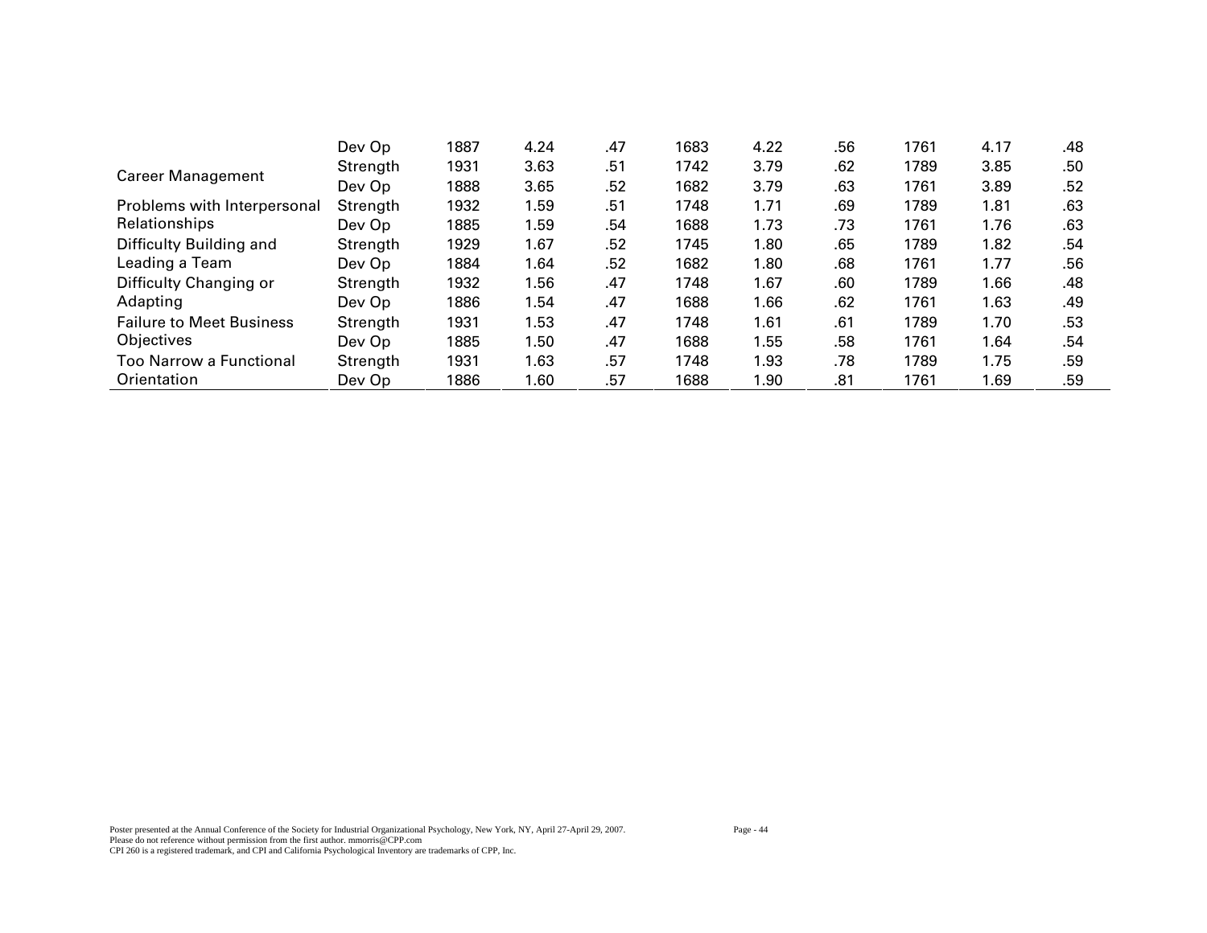| | | | | | | | | | | |
|---|---|---|---|---|---|---|---|---|---|---|
| | Dev Op | 1887 | 4.24 | .47 | 1683 | 4.22 | .56 | 1761 | 4.17 | .48 |
| Career Management | Strength | 1931 | 3.63 | .51 | 1742 | 3.79 | .62 | 1789 | 3.85 | .50 |
| | Dev Op | 1888 | 3.65 | .52 | 1682 | 3.79 | .63 | 1761 | 3.89 | .52 |
| Problems with Interpersonal Relationships | Strength | 1932 | 1.59 | .51 | 1748 | 1.71 | .69 | 1789 | 1.81 | .63 |
| | Dev Op | 1885 | 1.59 | .54 | 1688 | 1.73 | .73 | 1761 | 1.76 | .63 |
| Difficulty Building and Leading a Team | Strength | 1929 | 1.67 | .52 | 1745 | 1.80 | .65 | 1789 | 1.82 | .54 |
| | Dev Op | 1884 | 1.64 | .52 | 1682 | 1.80 | .68 | 1761 | 1.77 | .56 |
| Difficulty Changing or Adapting | Strength | 1932 | 1.56 | .47 | 1748 | 1.67 | .60 | 1789 | 1.66 | .48 |
| | Dev Op | 1886 | 1.54 | .47 | 1688 | 1.66 | .62 | 1761 | 1.63 | .49 |
| Failure to Meet Business Objectives | Strength | 1931 | 1.53 | .47 | 1748 | 1.61 | .61 | 1789 | 1.70 | .53 |
| | Dev Op | 1885 | 1.50 | .47 | 1688 | 1.55 | .58 | 1761 | 1.64 | .54 |
| Too Narrow a Functional Orientation | Strength | 1931 | 1.63 | .57 | 1748 | 1.93 | .78 | 1789 | 1.75 | .59 |
| | Dev Op | 1886 | 1.60 | .57 | 1688 | 1.90 | .81 | 1761 | 1.69 | .59 |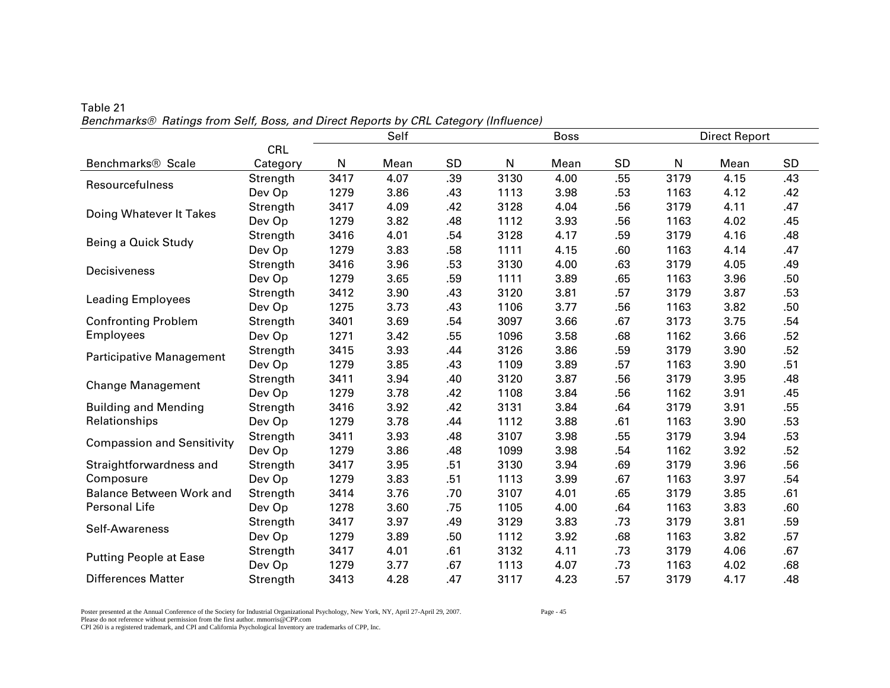Table 21

*Benchmarks® Ratings from Self, Boss, and Direct Reports by CRL Category (Influence)*

| | | Self | | | Boss | | | Direct Report | | |
|---|---|---|---|---|---|---|---|---|---|---|
| Benchmarks® Scale | CRL Category | N | Mean | SD | N | Mean | SD | N | Mean | SD |
| Resourcefulness | Strength | 3417 | 4.07 | .39 | 3130 | 4.00 | .55 | 3179 | 4.15 | .43 |
| | Dev Op | 1279 | 3.86 | .43 | 1113 | 3.98 | .53 | 1163 | 4.12 | .42 |
| Doing Whatever It Takes | Strength | 3417 | 4.09 | .42 | 3128 | 4.04 | .56 | 3179 | 4.11 | .47 |
| | Dev Op | 1279 | 3.82 | .48 | 1112 | 3.93 | .56 | 1163 | 4.02 | .45 |
| Being a Quick Study | Strength | 3416 | 4.01 | .54 | 3128 | 4.17 | .59 | 3179 | 4.16 | .48 |
| | Dev Op | 1279 | 3.83 | .58 | 1111 | 4.15 | .60 | 1163 | 4.14 | .47 |
| Decisiveness | Strength | 3416 | 3.96 | .53 | 3130 | 4.00 | .63 | 3179 | 4.05 | .49 |
| | Dev Op | 1279 | 3.65 | .59 | 1111 | 3.89 | .65 | 1163 | 3.96 | .50 |
| Leading Employees | Strength | 3412 | 3.90 | .43 | 3120 | 3.81 | .57 | 3179 | 3.87 | .53 |
| | Dev Op | 1275 | 3.73 | .43 | 1106 | 3.77 | .56 | 1163 | 3.82 | .50 |
| Confronting Problem Employees | Strength | 3401 | 3.69 | .54 | 3097 | 3.66 | .67 | 3173 | 3.75 | .54 |
| | Dev Op | 1271 | 3.42 | .55 | 1096 | 3.58 | .68 | 1162 | 3.66 | .52 |
| Participative Management | Strength | 3415 | 3.93 | .44 | 3126 | 3.86 | .59 | 3179 | 3.90 | .52 |
| | Dev Op | 1279 | 3.85 | .43 | 1109 | 3.89 | .57 | 1163 | 3.90 | .51 |
| Change Management | Strength | 3411 | 3.94 | .40 | 3120 | 3.87 | .56 | 3179 | 3.95 | .48 |
| | Dev Op | 1279 | 3.78 | .42 | 1108 | 3.84 | .56 | 1162 | 3.91 | .45 |
| Building and Mending Relationships | Strength | 3416 | 3.92 | .42 | 3131 | 3.84 | .64 | 3179 | 3.91 | .55 |
| | Dev Op | 1279 | 3.78 | .44 | 1112 | 3.88 | .61 | 1163 | 3.90 | .53 |
| Compassion and Sensitivity | Strength | 3411 | 3.93 | .48 | 3107 | 3.98 | .55 | 3179 | 3.94 | .53 |
| | Dev Op | 1279 | 3.86 | .48 | 1099 | 3.98 | .54 | 1162 | 3.92 | .52 |
| Straightforwardness and Composure | Strength | 3417 | 3.95 | .51 | 3130 | 3.94 | .69 | 3179 | 3.96 | .56 |
| | Dev Op | 1279 | 3.83 | .51 | 1113 | 3.99 | .67 | 1163 | 3.97 | .54 |
| Balance Between Work and Personal Life | Strength | 3414 | 3.76 | .70 | 3107 | 4.01 | .65 | 3179 | 3.85 | .61 |
| | Dev Op | 1278 | 3.60 | .75 | 1105 | 4.00 | .64 | 1163 | 3.83 | .60 |
| Self-Awareness | Strength | 3417 | 3.97 | .49 | 3129 | 3.83 | .73 | 3179 | 3.81 | .59 |
| | Dev Op | 1279 | 3.89 | .50 | 1112 | 3.92 | .68 | 1163 | 3.82 | .57 |
| Putting People at Ease | Strength | 3417 | 4.01 | .61 | 3132 | 4.11 | .73 | 3179 | 4.06 | .67 |
| | Dev Op | 1279 | 3.77 | .67 | 1113 | 4.07 | .73 | 1163 | 4.02 | .68 |
| Differences Matter | Strength | 3413 | 4.28 | .47 | 3117 | 4.23 | .57 | 3179 | 4.17 | .48 |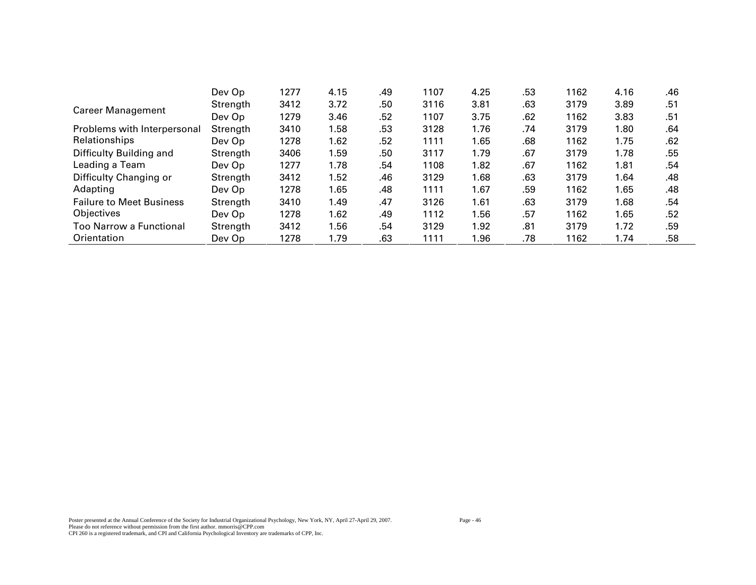| | | | | | | | | | | |
|---|---|---|---|---|---|---|---|---|---|---|
| | Dev Op | 1277 | 4.15 | .49 | 1107 | 4.25 | .53 | 1162 | 4.16 | .46 |
| Career Management | Strength | 3412 | 3.72 | .50 | 3116 | 3.81 | .63 | 3179 | 3.89 | .51 |
| | Dev Op | 1279 | 3.46 | .52 | 1107 | 3.75 | .62 | 1162 | 3.83 | .51 |
| Problems with Interpersonal Relationships | Strength | 3410 | 1.58 | .53 | 3128 | 1.76 | .74 | 3179 | 1.80 | .64 |
| | Dev Op | 1278 | 1.62 | .52 | 1111 | 1.65 | .68 | 1162 | 1.75 | .62 |
| Difficulty Building and Leading a Team | Strength | 3406 | 1.59 | .50 | 3117 | 1.79 | .67 | 3179 | 1.78 | .55 |
| | Dev Op | 1277 | 1.78 | .54 | 1108 | 1.82 | .67 | 1162 | 1.81 | .54 |
| Difficulty Changing or Adapting | Strength | 3412 | 1.52 | .46 | 3129 | 1.68 | .63 | 3179 | 1.64 | .48 |
| | Dev Op | 1278 | 1.65 | .48 | 1111 | 1.67 | .59 | 1162 | 1.65 | .48 |
| Failure to Meet Business Objectives | Strength | 3410 | 1.49 | .47 | 3126 | 1.61 | .63 | 3179 | 1.68 | .54 |
| | Dev Op | 1278 | 1.62 | .49 | 1112 | 1.56 | .57 | 1162 | 1.65 | .52 |
| Too Narrow a Functional Orientation | Strength | 3412 | 1.56 | .54 | 3129 | 1.92 | .81 | 3179 | 1.72 | .59 |
| | Dev Op | 1278 | 1.79 | .63 | 1111 | 1.96 | .78 | 1162 | 1.74 | .58 |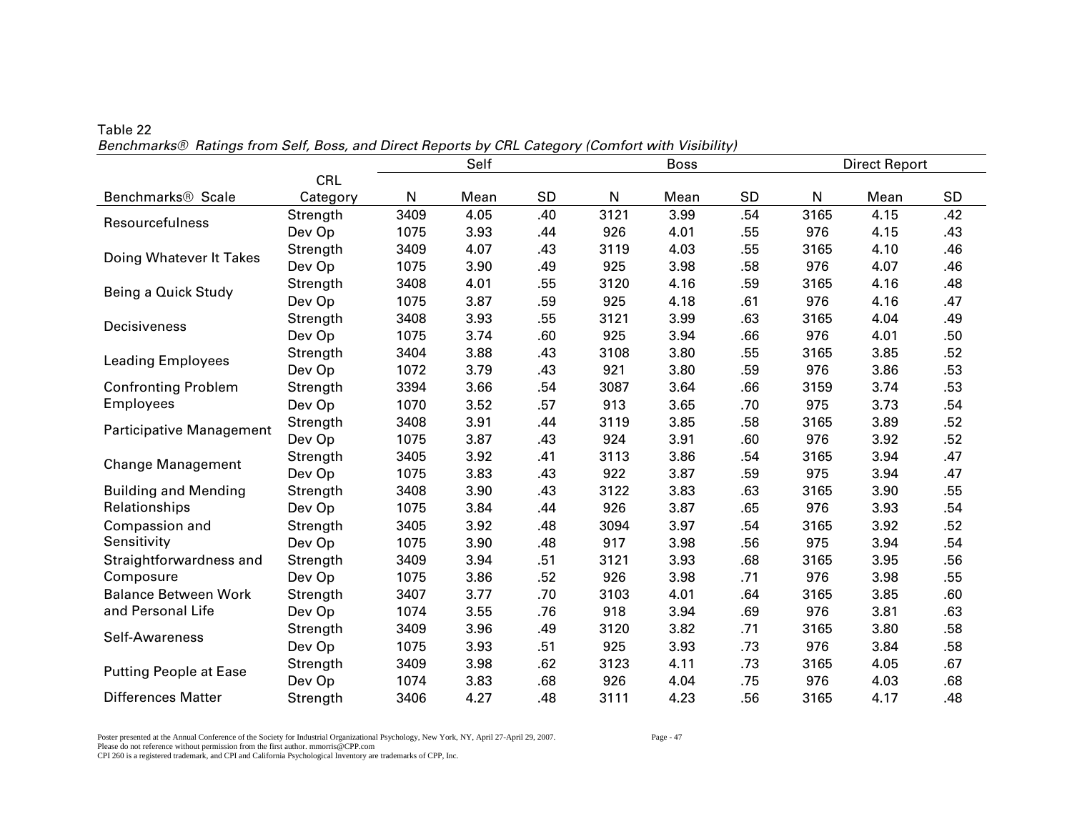Table 22

*Benchmarks® Ratings from Self, Boss, and Direct Reports by CRL Category (Comfort with Visibility)*

| | | Self | | | Boss | | | Direct Report | | |
|---|---|---|---|---|---|---|---|---|---|---|
| Benchmarks® Scale | CRL Category | N | Mean | SD | N | Mean | SD | N | Mean | SD |
| Resourcefulness | Strength | 3409 | 4.05 | .40 | 3121 | 3.99 | .54 | 3165 | 4.15 | .42 |
| | Dev Op | 1075 | 3.93 | .44 | 926 | 4.01 | .55 | 976 | 4.15 | .43 |
| Doing Whatever It Takes | Strength | 3409 | 4.07 | .43 | 3119 | 4.03 | .55 | 3165 | 4.10 | .46 |
| | Dev Op | 1075 | 3.90 | .49 | 925 | 3.98 | .58 | 976 | 4.07 | .46 |
| Being a Quick Study | Strength | 3408 | 4.01 | .55 | 3120 | 4.16 | .59 | 3165 | 4.16 | .48 |
| | Dev Op | 1075 | 3.87 | .59 | 925 | 4.18 | .61 | 976 | 4.16 | .47 |
| Decisiveness | Strength | 3408 | 3.93 | .55 | 3121 | 3.99 | .63 | 3165 | 4.04 | .49 |
| | Dev Op | 1075 | 3.74 | .60 | 925 | 3.94 | .66 | 976 | 4.01 | .50 |
| Leading Employees | Strength | 3404 | 3.88 | .43 | 3108 | 3.80 | .55 | 3165 | 3.85 | .52 |
| | Dev Op | 1072 | 3.79 | .43 | 921 | 3.80 | .59 | 976 | 3.86 | .53 |
| Confronting Problem Employees | Strength | 3394 | 3.66 | .54 | 3087 | 3.64 | .66 | 3159 | 3.74 | .53 |
| | Dev Op | 1070 | 3.52 | .57 | 913 | 3.65 | .70 | 975 | 3.73 | .54 |
| Participative Management | Strength | 3408 | 3.91 | .44 | 3119 | 3.85 | .58 | 3165 | 3.89 | .52 |
| | Dev Op | 1075 | 3.87 | .43 | 924 | 3.91 | .60 | 976 | 3.92 | .52 |
| Change Management | Strength | 3405 | 3.92 | .41 | 3113 | 3.86 | .54 | 3165 | 3.94 | .47 |
| | Dev Op | 1075 | 3.83 | .43 | 922 | 3.87 | .59 | 975 | 3.94 | .47 |
| Building and Mending Relationships | Strength | 3408 | 3.90 | .43 | 3122 | 3.83 | .63 | 3165 | 3.90 | .55 |
| | Dev Op | 1075 | 3.84 | .44 | 926 | 3.87 | .65 | 976 | 3.93 | .54 |
| Compassion and Sensitivity | Strength | 3405 | 3.92 | .48 | 3094 | 3.97 | .54 | 3165 | 3.92 | .52 |
| | Dev Op | 1075 | 3.90 | .48 | 917 | 3.98 | .56 | 975 | 3.94 | .54 |
| Straightforwardness and Composure | Strength | 3409 | 3.94 | .51 | 3121 | 3.93 | .68 | 3165 | 3.95 | .56 |
| | Dev Op | 1075 | 3.86 | .52 | 926 | 3.98 | .71 | 976 | 3.98 | .55 |
| Balance Between Work and Personal Life | Strength | 3407 | 3.77 | .70 | 3103 | 4.01 | .64 | 3165 | 3.85 | .60 |
| | Dev Op | 1074 | 3.55 | .76 | 918 | 3.94 | .69 | 976 | 3.81 | .63 |
| Self-Awareness | Strength | 3409 | 3.96 | .49 | 3120 | 3.82 | .71 | 3165 | 3.80 | .58 |
| | Dev Op | 1075 | 3.93 | .51 | 925 | 3.93 | .73 | 976 | 3.84 | .58 |
| Putting People at Ease | Strength | 3409 | 3.98 | .62 | 3123 | 4.11 | .73 | 3165 | 4.05 | .67 |
| | Dev Op | 1074 | 3.83 | .68 | 926 | 4.04 | .75 | 976 | 4.03 | .68 |
| Differences Matter | Strength | 3406 | 4.27 | .48 | 3111 | 4.23 | .56 | 3165 | 4.17 | .48 |

Poster presented at the Annual Conference of the Society for Industrial Organizational Psychology, New York, NY, April 27-April 29, 2007.
Please do not reference without permission from the first author. mmorris@CPP.com
CPI 260 is a registered trademark, and CPI and California Psychological Inventory are trademarks of CPP, Inc.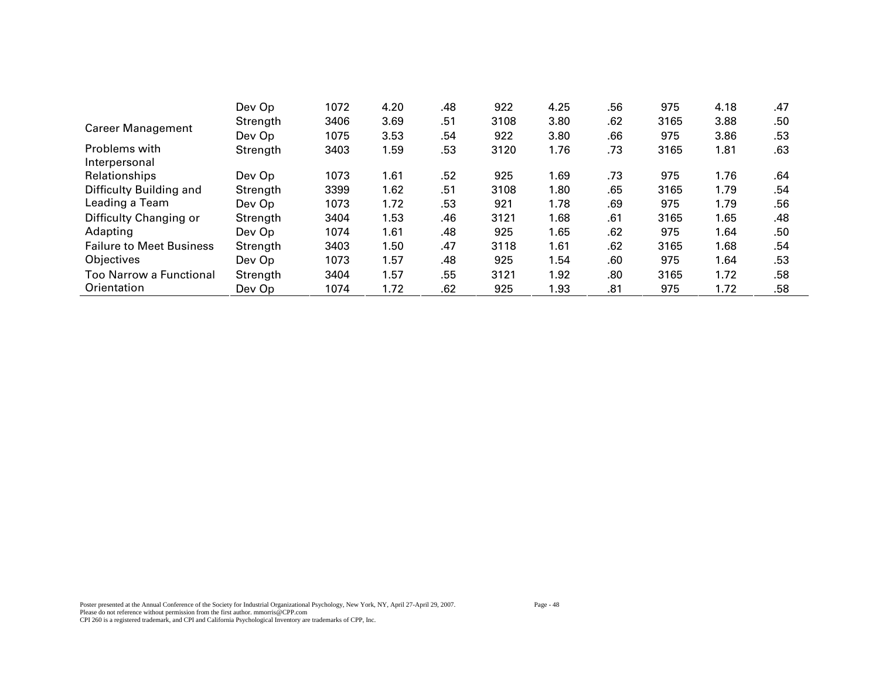| | | | | | | | | | | |
|---|---|---|---|---|---|---|---|---|---|---|
| | Dev Op | 1072 | 4.20 | .48 | 922 | 4.25 | .56 | 975 | 4.18 | .47 |
| Career Management | Strength | 3406 | 3.69 | .51 | 3108 | 3.80 | .62 | 3165 | 3.88 | .50 |
| | Dev Op | 1075 | 3.53 | .54 | 922 | 3.80 | .66 | 975 | 3.86 | .53 |
| Problems with Interpersonal Relationships | Strength | 3403 | 1.59 | .53 | 3120 | 1.76 | .73 | 3165 | 1.81 | .63 |
| | Dev Op | 1073 | 1.61 | .52 | 925 | 1.69 | .73 | 975 | 1.76 | .64 |
| Difficulty Building and Leading a Team | Strength | 3399 | 1.62 | .51 | 3108 | 1.80 | .65 | 3165 | 1.79 | .54 |
| | Dev Op | 1073 | 1.72 | .53 | 921 | 1.78 | .69 | 975 | 1.79 | .56 |
| Difficulty Changing or Adapting | Strength | 3404 | 1.53 | .46 | 3121 | 1.68 | .61 | 3165 | 1.65 | .48 |
| | Dev Op | 1074 | 1.61 | .48 | 925 | 1.65 | .62 | 975 | 1.64 | .50 |
| Failure to Meet Business Objectives | Strength | 3403 | 1.50 | .47 | 3118 | 1.61 | .62 | 3165 | 1.68 | .54 |
| | Dev Op | 1073 | 1.57 | .48 | 925 | 1.54 | .60 | 975 | 1.64 | .53 |
| Too Narrow a Functional Orientation | Strength | 3404 | 1.57 | .55 | 3121 | 1.92 | .80 | 3165 | 1.72 | .58 |
| | Dev Op | 1074 | 1.72 | .62 | 925 | 1.93 | .81 | 975 | 1.72 | .58 |